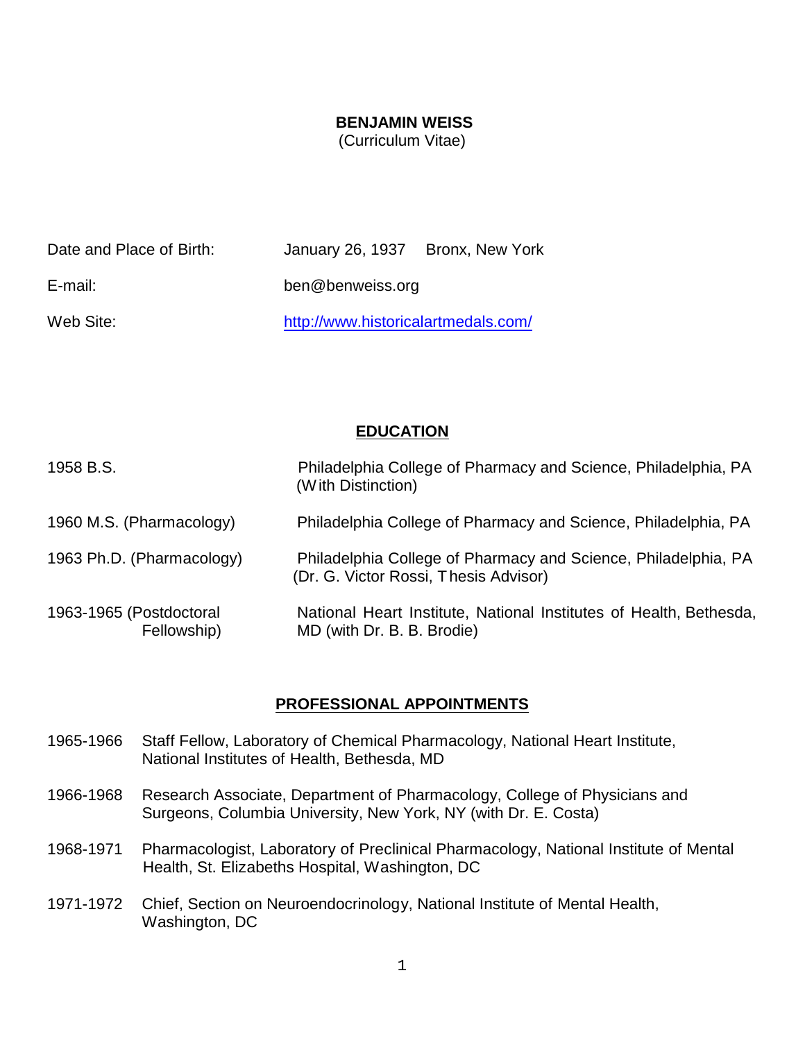# BENJAMIN WEISS
(Curriculum Vitae)

| | |
|---|---|
| Date and Place of Birth: | January 26, 1937 Bronx, New York |
| E-mail: | ben@benweiss.org |
| Web Site: | [http://www.historicalartmedals.com/](http://www.historicalartmedals.com/) |

## EDUCATION

| | |
|---|---|
| 1958 B.S. | Philadelphia College of Pharmacy and Science, Philadelphia, PA (With Distinction) |
| 1960 M.S. (Pharmacology) | Philadelphia College of Pharmacy and Science, Philadelphia, PA |
| 1963 Ph.D. (Pharmacology) | Philadelphia College of Pharmacy and Science, Philadelphia, PA (Dr. G. Victor Rossi, Thesis Advisor) |
| 1963-1965 (Postdoctoral Fellowship) | National Heart Institute, National Institutes of Health, Bethesda, MD (with Dr. B. B. Brodie) |

## PROFESSIONAL APPOINTMENTS

1965-1966 Staff Fellow, Laboratory of Chemical Pharmacology, National Heart Institute, National Institutes of Health, Bethesda, MD

1966-1968 Research Associate, Department of Pharmacology, College of Physicians and Surgeons, Columbia University, New York, NY (with Dr. E. Costa)

1968-1971 Pharmacologist, Laboratory of Preclinical Pharmacology, National Institute of Mental Health, St. Elizabeths Hospital, Washington, DC

1971-1972 Chief, Section on Neuroendocrinology, National Institute of Mental Health, Washington, DC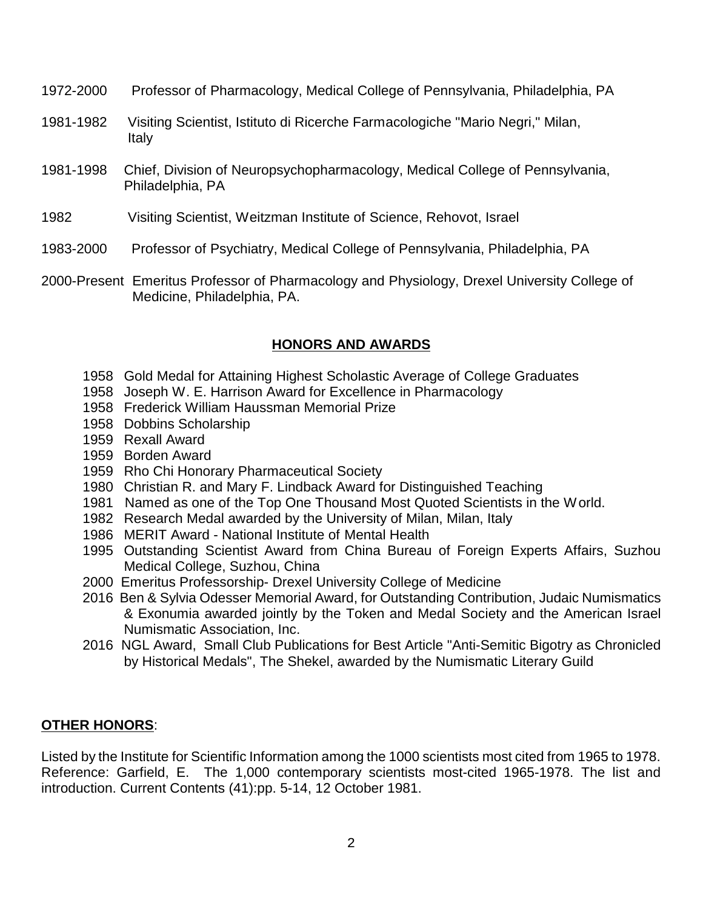1972-2000 Professor of Pharmacology, Medical College of Pennsylvania, Philadelphia, PA

1981-1982 Visiting Scientist, Istituto di Ricerche Farmacologiche "Mario Negri," Milan, Italy

1981-1998 Chief, Division of Neuropsychopharmacology, Medical College of Pennsylvania, Philadelphia, PA

1982 Visiting Scientist, Weitzman Institute of Science, Rehovot, Israel

1983-2000 Professor of Psychiatry, Medical College of Pennsylvania, Philadelphia, PA

2000-Present Emeritus Professor of Pharmacology and Physiology, Drexel University College of Medicine, Philadelphia, PA.

## HONORS AND AWARDS

1958 Gold Medal for Attaining Highest Scholastic Average of College Graduates
1958 Joseph W. E. Harrison Award for Excellence in Pharmacology
1958 Frederick William Haussman Memorial Prize
1958 Dobbins Scholarship
1959 Rexall Award
1959 Borden Award
1959 Rho Chi Honorary Pharmaceutical Society
1980 Christian R. and Mary F. Lindback Award for Distinguished Teaching
1981 Named as one of the Top One Thousand Most Quoted Scientists in the World.
1982 Research Medal awarded by the University of Milan, Milan, Italy
1986 MERIT Award - National Institute of Mental Health
1995 Outstanding Scientist Award from China Bureau of Foreign Experts Affairs, Suzhou Medical College, Suzhou, China
2000 Emeritus Professorship- Drexel University College of Medicine
2016 Ben & Sylvia Odesser Memorial Award, for Outstanding Contribution, Judaic Numismatics & Exonumia awarded jointly by the Token and Medal Society and the American Israel Numismatic Association, Inc.
2016 NGL Award, Small Club Publications for Best Article "Anti-Semitic Bigotry as Chronicled by Historical Medals", The Shekel, awarded by the Numismatic Literary Guild

**OTHER HONORS**:

Listed by the Institute for Scientific Information among the 1000 scientists most cited from 1965 to 1978. Reference: Garfield, E. The 1,000 contemporary scientists most-cited 1965-1978. The list and introduction. Current Contents (41):pp. 5-14, 12 October 1981.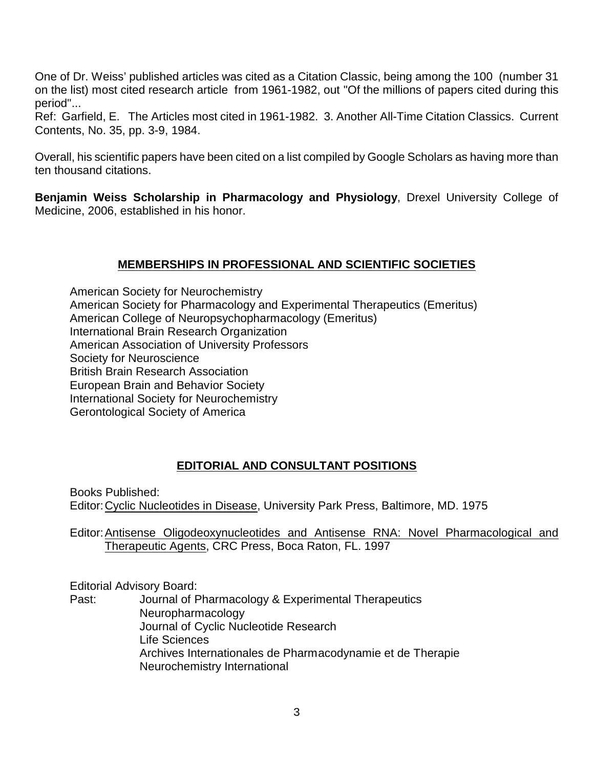One of Dr. Weiss' published articles was cited as a Citation Classic, being among the 100 (number 31 on the list) most cited research article from 1961-1982, out "Of the millions of papers cited during this period"...

Ref: Garfield, E. The Articles most cited in 1961-1982. 3. Another All-Time Citation Classics. Current Contents, No. 35, pp. 3-9, 1984.

Overall, his scientific papers have been cited on a list compiled by Google Scholars as having more than ten thousand citations.

**Benjamin Weiss Scholarship in Pharmacology and Physiology**, Drexel University College of Medicine, 2006, established in his honor.

## MEMBERSHIPS IN PROFESSIONAL AND SCIENTIFIC SOCIETIES

American Society for Neurochemistry
American Society for Pharmacology and Experimental Therapeutics (Emeritus)
American College of Neuropsychopharmacology (Emeritus)
International Brain Research Organization
American Association of University Professors
Society for Neuroscience
British Brain Research Association
European Brain and Behavior Society
International Society for Neurochemistry
Gerontological Society of America

## EDITORIAL AND CONSULTANT POSITIONS

Books Published:
Editor: Cyclic Nucleotides in Disease, University Park Press, Baltimore, MD. 1975

Editor: Antisense Oligodeoxynucleotides and Antisense RNA: Novel Pharmacological and Therapeutic Agents, CRC Press, Boca Raton, FL. 1997

Editorial Advisory Board:
Past:
Journal of Pharmacology & Experimental Therapeutics
Neuropharmacology
Journal of Cyclic Nucleotide Research
Life Sciences
Archives Internationales de Pharmacodynamie et de Therapie
Neurochemistry International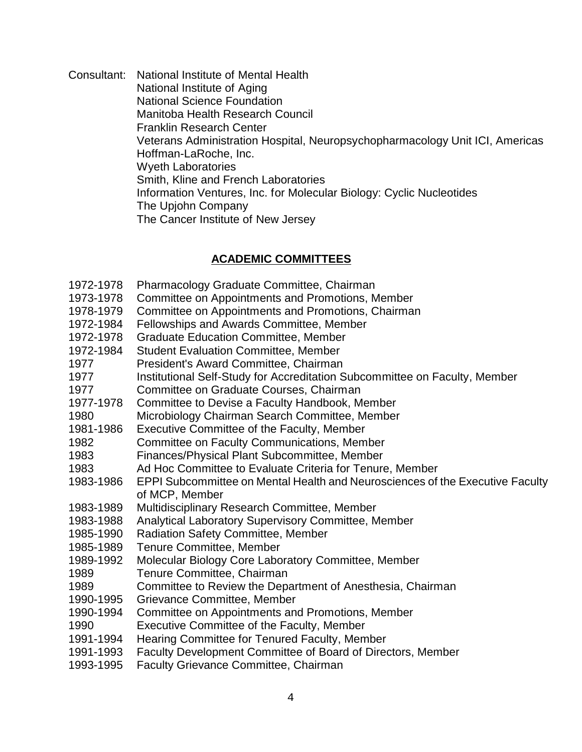Consultant: National Institute of Mental Health
National Institute of Aging
National Science Foundation
Manitoba Health Research Council
Franklin Research Center
Veterans Administration Hospital, Neuropsychopharmacology Unit ICI, Americas
Hoffman-LaRoche, Inc.
Wyeth Laboratories
Smith, Kline and French Laboratories
Information Ventures, Inc. for Molecular Biology: Cyclic Nucleotides
The Upjohn Company
The Cancer Institute of New Jersey

## ACADEMIC COMMITTEES

1972-1978 Pharmacology Graduate Committee, Chairman
1973-1978 Committee on Appointments and Promotions, Member
1978-1979 Committee on Appointments and Promotions, Chairman
1972-1984 Fellowships and Awards Committee, Member
1972-1978 Graduate Education Committee, Member
1972-1984 Student Evaluation Committee, Member
1977 President's Award Committee, Chairman
1977 Institutional Self-Study for Accreditation Subcommittee on Faculty, Member
1977 Committee on Graduate Courses, Chairman
1977-1978 Committee to Devise a Faculty Handbook, Member
1980 Microbiology Chairman Search Committee, Member
1981-1986 Executive Committee of the Faculty, Member
1982 Committee on Faculty Communications, Member
1983 Finances/Physical Plant Subcommittee, Member
1983 Ad Hoc Committee to Evaluate Criteria for Tenure, Member
1983-1986 EPPI Subcommittee on Mental Health and Neurosciences of the Executive Faculty of MCP, Member
1983-1989 Multidisciplinary Research Committee, Member
1983-1988 Analytical Laboratory Supervisory Committee, Member
1985-1990 Radiation Safety Committee, Member
1985-1989 Tenure Committee, Member
1989-1992 Molecular Biology Core Laboratory Committee, Member
1989 Tenure Committee, Chairman
1989 Committee to Review the Department of Anesthesia, Chairman
1990-1995 Grievance Committee, Member
1990-1994 Committee on Appointments and Promotions, Member
1990 Executive Committee of the Faculty, Member
1991-1994 Hearing Committee for Tenured Faculty, Member
1991-1993 Faculty Development Committee of Board of Directors, Member
1993-1995 Faculty Grievance Committee, Chairman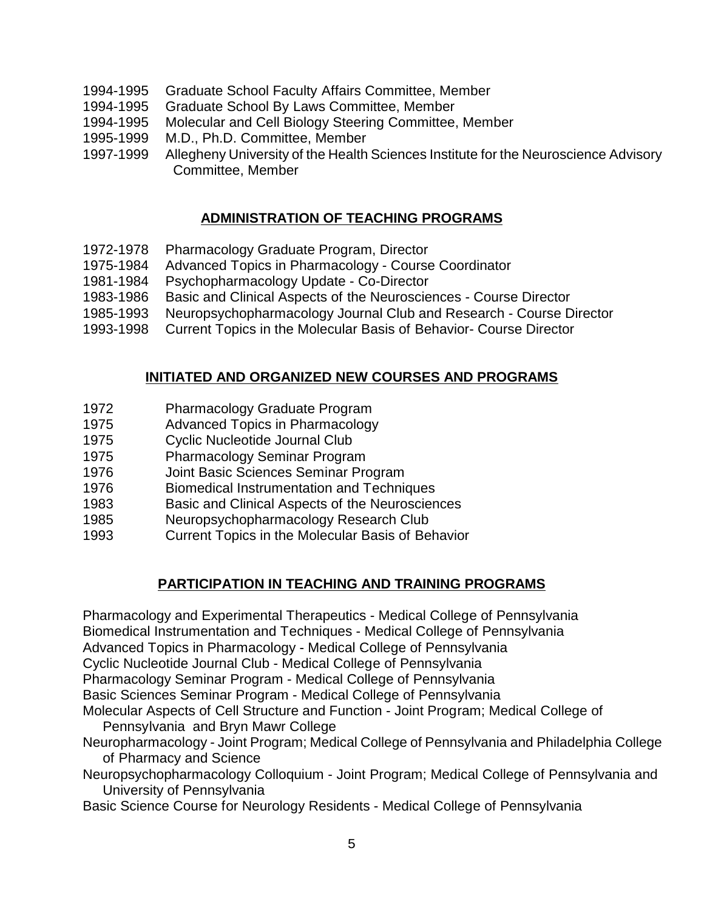1994-1995 Graduate School Faculty Affairs Committee, Member
1994-1995 Graduate School By Laws Committee, Member
1994-1995 Molecular and Cell Biology Steering Committee, Member
1995-1999 M.D., Ph.D. Committee, Member
1997-1999 Allegheny University of the Health Sciences Institute for the Neuroscience Advisory Committee, Member

## ADMINISTRATION OF TEACHING PROGRAMS

1972-1978 Pharmacology Graduate Program, Director
1975-1984 Advanced Topics in Pharmacology - Course Coordinator
1981-1984 Psychopharmacology Update - Co-Director
1983-1986 Basic and Clinical Aspects of the Neurosciences - Course Director
1985-1993 Neuropsychopharmacology Journal Club and Research - Course Director
1993-1998 Current Topics in the Molecular Basis of Behavior- Course Director

## INITIATED AND ORGANIZED NEW COURSES AND PROGRAMS

1972 Pharmacology Graduate Program
1975 Advanced Topics in Pharmacology
1975 Cyclic Nucleotide Journal Club
1975 Pharmacology Seminar Program
1976 Joint Basic Sciences Seminar Program
1976 Biomedical Instrumentation and Techniques
1983 Basic and Clinical Aspects of the Neurosciences
1985 Neuropsychopharmacology Research Club
1993 Current Topics in the Molecular Basis of Behavior

## PARTICIPATION IN TEACHING AND TRAINING PROGRAMS

Pharmacology and Experimental Therapeutics - Medical College of Pennsylvania
Biomedical Instrumentation and Techniques - Medical College of Pennsylvania
Advanced Topics in Pharmacology - Medical College of Pennsylvania
Cyclic Nucleotide Journal Club - Medical College of Pennsylvania
Pharmacology Seminar Program - Medical College of Pennsylvania
Basic Sciences Seminar Program - Medical College of Pennsylvania
Molecular Aspects of Cell Structure and Function - Joint Program; Medical College of Pennsylvania and Bryn Mawr College
Neuropharmacology - Joint Program; Medical College of Pennsylvania and Philadelphia College of Pharmacy and Science
Neuropsychopharmacology Colloquium - Joint Program; Medical College of Pennsylvania and University of Pennsylvania
Basic Science Course for Neurology Residents - Medical College of Pennsylvania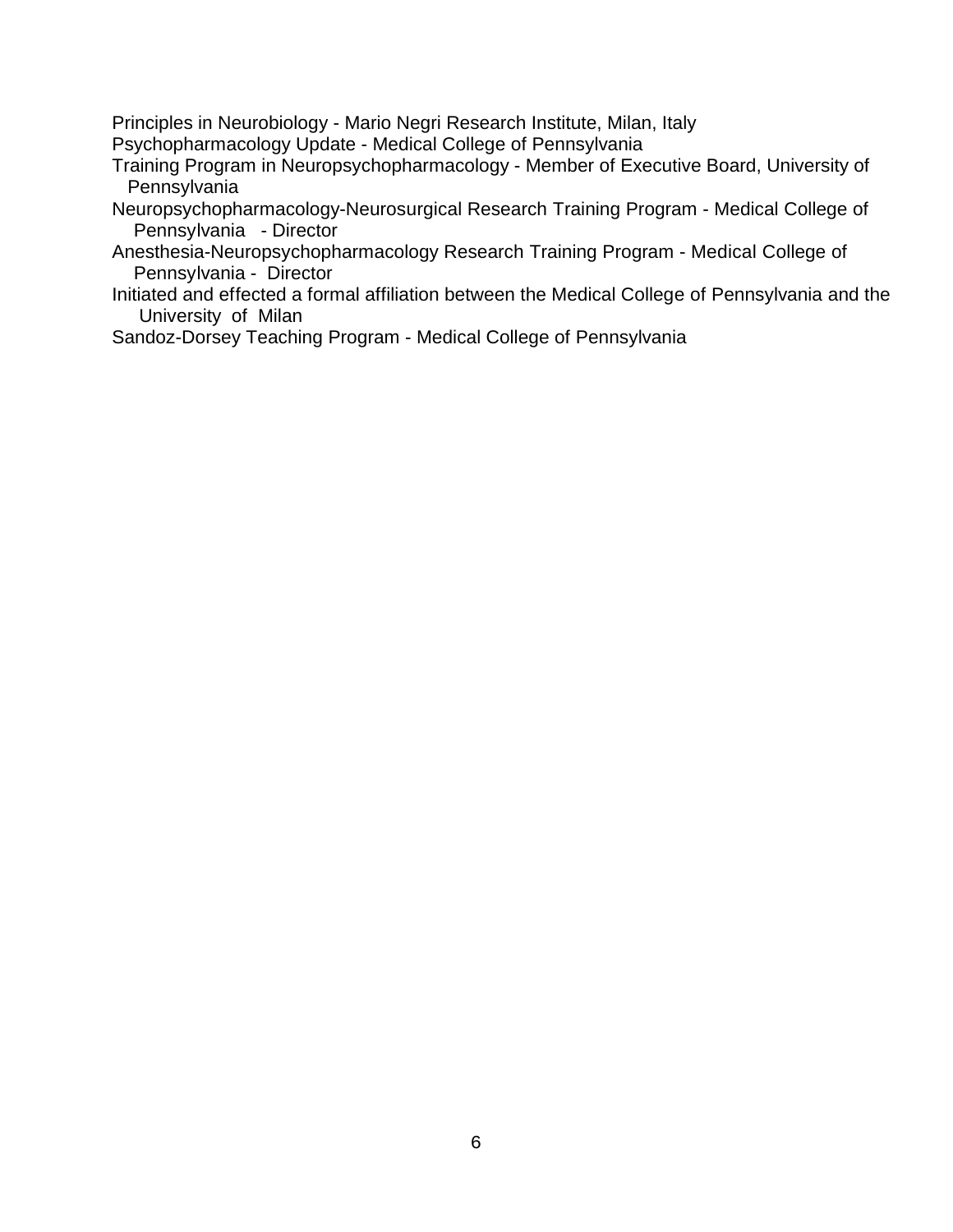Principles in Neurobiology - Mario Negri Research Institute, Milan, Italy

Psychopharmacology Update - Medical College of Pennsylvania

Training Program in Neuropsychopharmacology - Member of Executive Board, University of Pennsylvania

Neuropsychopharmacology-Neurosurgical Research Training Program - Medical College of Pennsylvania - Director

Anesthesia-Neuropsychopharmacology Research Training Program - Medical College of Pennsylvania - Director

Initiated and effected a formal affiliation between the Medical College of Pennsylvania and the University of Milan

Sandoz-Dorsey Teaching Program - Medical College of Pennsylvania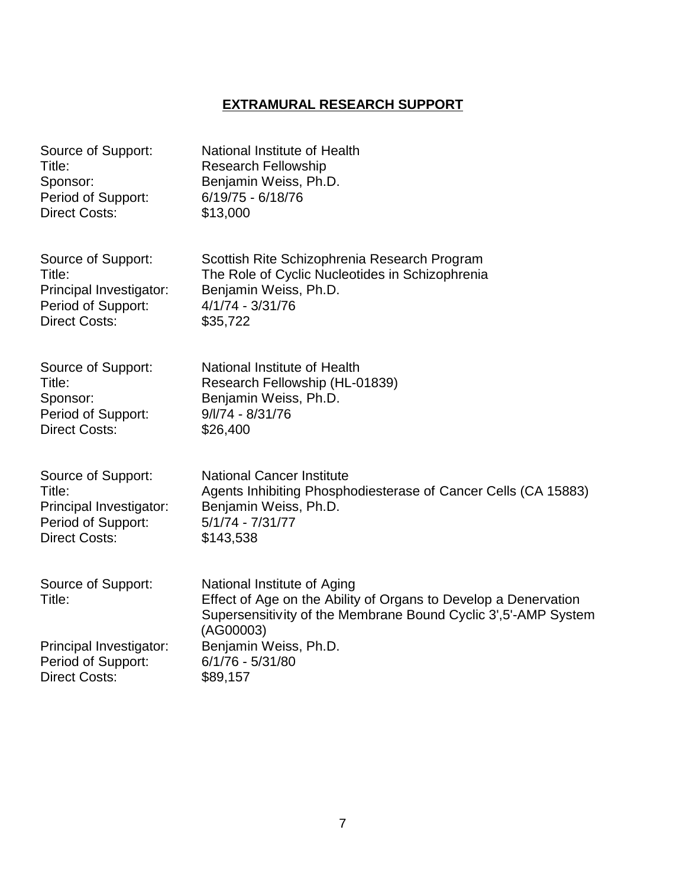## EXTRAMURAL RESEARCH SUPPORT

Source of Support: National Institute of Health
Title: Research Fellowship
Sponsor: Benjamin Weiss, Ph.D.
Period of Support: 6/19/75 - 6/18/76
Direct Costs: $13,000

Source of Support: Scottish Rite Schizophrenia Research Program
Title: The Role of Cyclic Nucleotides in Schizophrenia
Principal Investigator: Benjamin Weiss, Ph.D.
Period of Support: 4/1/74 - 3/31/76
Direct Costs: $35,722

Source of Support: National Institute of Health
Title: Research Fellowship (HL-01839)
Sponsor: Benjamin Weiss, Ph.D.
Period of Support: 9/l/74 - 8/31/76
Direct Costs: $26,400

Source of Support: National Cancer Institute
Title: Agents Inhibiting Phosphodiesterase of Cancer Cells (CA 15883)
Principal Investigator: Benjamin Weiss, Ph.D.
Period of Support: 5/1/74 - 7/31/77
Direct Costs: $143,538

Source of Support: National Institute of Aging
Title: Effect of Age on the Ability of Organs to Develop a Denervation Supersensitivity of the Membrane Bound Cyclic 3',5'-AMP System (AG00003)
Principal Investigator: Benjamin Weiss, Ph.D.
Period of Support: 6/1/76 - 5/31/80
Direct Costs: $89,157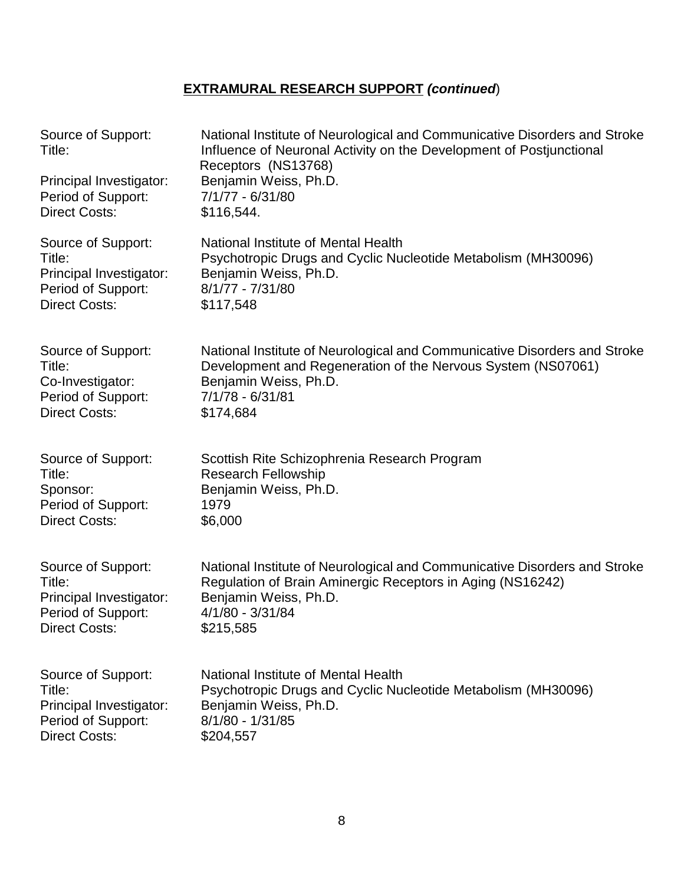## **EXTRAMURAL RESEARCH SUPPORT *(continued*)**

Source of Support: National Institute of Neurological and Communicative Disorders and Stroke
Title: Influence of Neuronal Activity on the Development of Postjunctional Receptors (NS13768)
Principal Investigator: Benjamin Weiss, Ph.D.
Period of Support: 7/1/77 - 6/31/80
Direct Costs: $116,544.

Source of Support: National Institute of Mental Health
Title: Psychotropic Drugs and Cyclic Nucleotide Metabolism (MH30096)
Principal Investigator: Benjamin Weiss, Ph.D.
Period of Support: 8/1/77 - 7/31/80
Direct Costs: $117,548

Source of Support: National Institute of Neurological and Communicative Disorders and Stroke
Title: Development and Regeneration of the Nervous System (NS07061)
Co-Investigator: Benjamin Weiss, Ph.D.
Period of Support: 7/1/78 - 6/31/81
Direct Costs: $174,684

Source of Support: Scottish Rite Schizophrenia Research Program
Title: Research Fellowship
Sponsor: Benjamin Weiss, Ph.D.
Period of Support: 1979
Direct Costs: $6,000

Source of Support: National Institute of Neurological and Communicative Disorders and Stroke
Title: Regulation of Brain Aminergic Receptors in Aging (NS16242)
Principal Investigator: Benjamin Weiss, Ph.D.
Period of Support: 4/1/80 - 3/31/84
Direct Costs: $215,585

Source of Support: National Institute of Mental Health
Title: Psychotropic Drugs and Cyclic Nucleotide Metabolism (MH30096)
Principal Investigator: Benjamin Weiss, Ph.D.
Period of Support: 8/1/80 - 1/31/85
Direct Costs: $204,557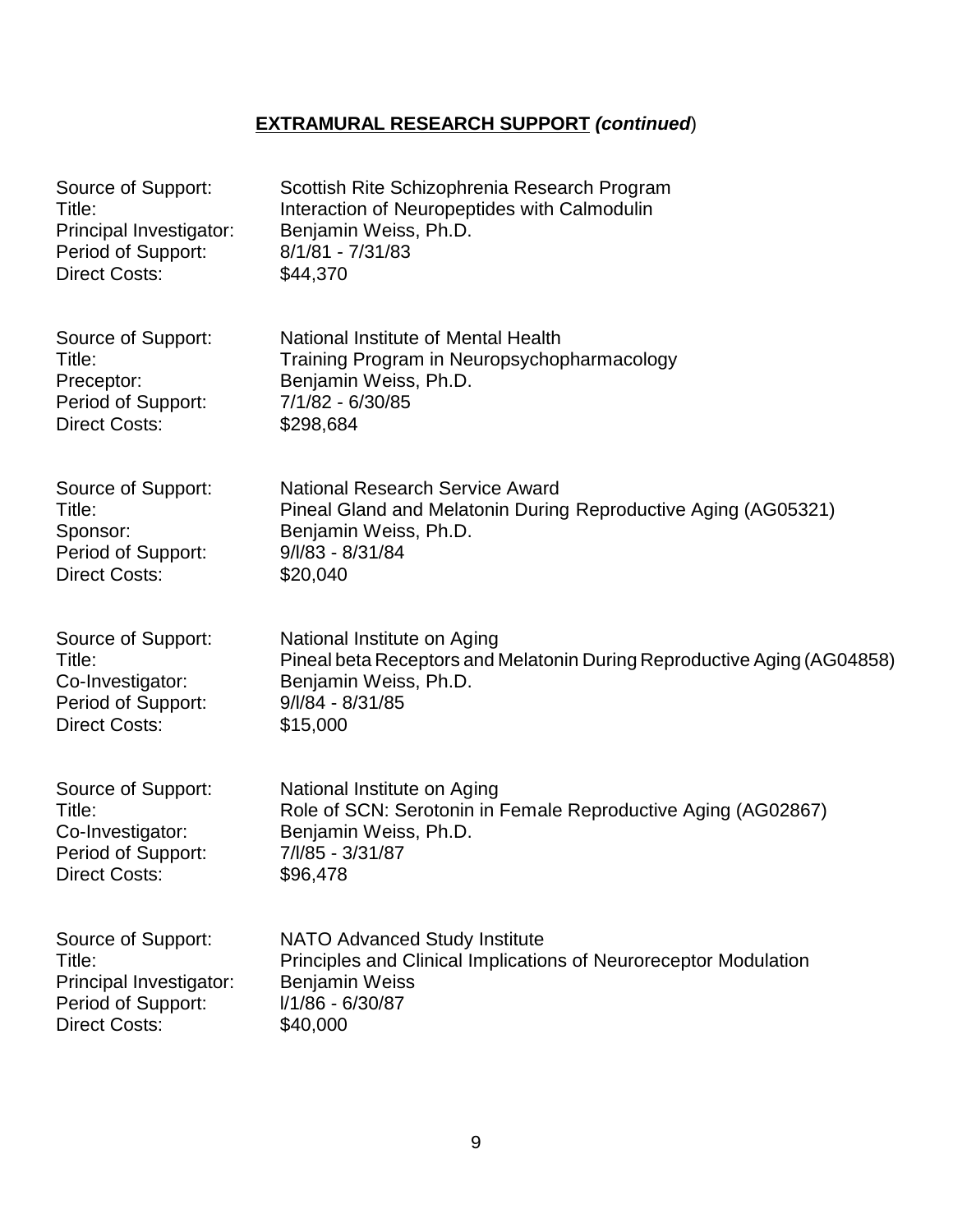## **EXTRAMURAL RESEARCH SUPPORT *(continued*)**

Source of Support: Scottish Rite Schizophrenia Research Program
Title: Interaction of Neuropeptides with Calmodulin
Principal Investigator: Benjamin Weiss, Ph.D.
Period of Support: 8/1/81 - 7/31/83
Direct Costs: $44,370

Source of Support: National Institute of Mental Health
Title: Training Program in Neuropsychopharmacology
Preceptor: Benjamin Weiss, Ph.D.
Period of Support: 7/1/82 - 6/30/85
Direct Costs: $298,684

Source of Support: National Research Service Award
Title: Pineal Gland and Melatonin During Reproductive Aging (AG05321)
Sponsor: Benjamin Weiss, Ph.D.
Period of Support: 9/l/83 - 8/31/84
Direct Costs: $20,040

Source of Support: National Institute on Aging
Title: Pineal beta Receptors and Melatonin During Reproductive Aging (AG04858)
Co-Investigator: Benjamin Weiss, Ph.D.
Period of Support: 9/l/84 - 8/31/85
Direct Costs: $15,000

Source of Support: National Institute on Aging
Title: Role of SCN: Serotonin in Female Reproductive Aging (AG02867)
Co-Investigator: Benjamin Weiss, Ph.D.
Period of Support: 7/l/85 - 3/31/87
Direct Costs: $96,478

Source of Support: NATO Advanced Study Institute
Title: Principles and Clinical Implications of Neuroreceptor Modulation
Principal Investigator: Benjamin Weiss
Period of Support: l/1/86 - 6/30/87
Direct Costs: $40,000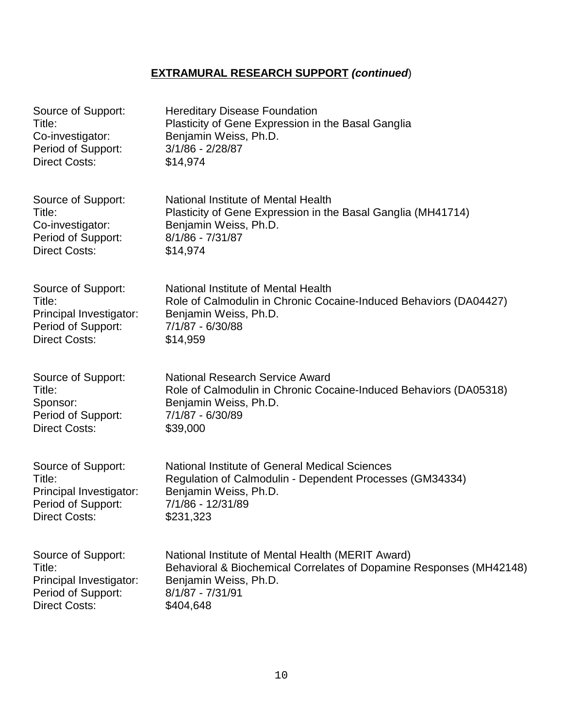## **EXTRAMURAL RESEARCH SUPPORT *(continued*)**

Source of Support: Hereditary Disease Foundation
Title: Plasticity of Gene Expression in the Basal Ganglia
Co-investigator: Benjamin Weiss, Ph.D.
Period of Support: 3/1/86 - 2/28/87
Direct Costs: $14,974

Source of Support: National Institute of Mental Health
Title: Plasticity of Gene Expression in the Basal Ganglia (MH41714)
Co-investigator: Benjamin Weiss, Ph.D.
Period of Support: 8/1/86 - 7/31/87
Direct Costs: $14,974

Source of Support: National Institute of Mental Health
Title: Role of Calmodulin in Chronic Cocaine-Induced Behaviors (DA04427)
Principal Investigator: Benjamin Weiss, Ph.D.
Period of Support: 7/1/87 - 6/30/88
Direct Costs: $14,959

Source of Support: National Research Service Award
Title: Role of Calmodulin in Chronic Cocaine-Induced Behaviors (DA05318)
Sponsor: Benjamin Weiss, Ph.D.
Period of Support: 7/1/87 - 6/30/89
Direct Costs: $39,000

Source of Support: National Institute of General Medical Sciences
Title: Regulation of Calmodulin - Dependent Processes (GM34334)
Principal Investigator: Benjamin Weiss, Ph.D.
Period of Support: 7/1/86 - 12/31/89
Direct Costs: $231,323

Source of Support: National Institute of Mental Health (MERIT Award)
Title: Behavioral & Biochemical Correlates of Dopamine Responses (MH42148)
Principal Investigator: Benjamin Weiss, Ph.D.
Period of Support: 8/1/87 - 7/31/91
Direct Costs: $404,648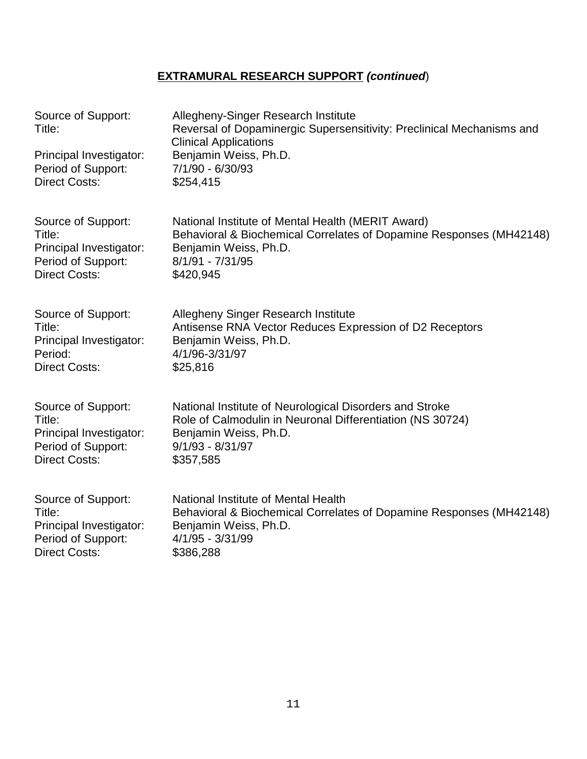**EXTRAMURAL RESEARCH SUPPORT *(continued*)**

Source of Support: Allegheny-Singer Research Institute
Title: Reversal of Dopaminergic Supersensitivity: Preclinical Mechanisms and Clinical Applications
Principal Investigator: Benjamin Weiss, Ph.D.
Period of Support: 7/1/90 - 6/30/93
Direct Costs: $254,415

Source of Support: National Institute of Mental Health (MERIT Award)
Title: Behavioral & Biochemical Correlates of Dopamine Responses (MH42148)
Principal Investigator: Benjamin Weiss, Ph.D.
Period of Support: 8/1/91 - 7/31/95
Direct Costs: $420,945

Source of Support: Allegheny Singer Research Institute
Title: Antisense RNA Vector Reduces Expression of D2 Receptors
Principal Investigator: Benjamin Weiss, Ph.D.
Period: 4/1/96-3/31/97
Direct Costs: $25,816

Source of Support: National Institute of Neurological Disorders and Stroke
Title: Role of Calmodulin in Neuronal Differentiation (NS 30724)
Principal Investigator: Benjamin Weiss, Ph.D.
Period of Support: 9/1/93 - 8/31/97
Direct Costs: $357,585

Source of Support: National Institute of Mental Health
Title: Behavioral & Biochemical Correlates of Dopamine Responses (MH42148)
Principal Investigator: Benjamin Weiss, Ph.D.
Period of Support: 4/1/95 - 3/31/99
Direct Costs: $386,288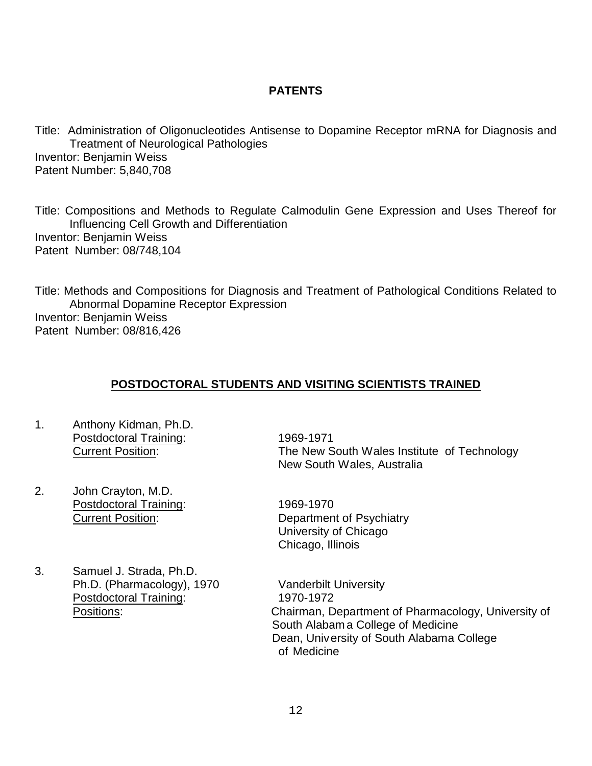## PATENTS

Title: Administration of Oligonucleotides Antisense to Dopamine Receptor mRNA for Diagnosis and Treatment of Neurological Pathologies
Inventor: Benjamin Weiss
Patent Number: 5,840,708

Title: Compositions and Methods to Regulate Calmodulin Gene Expression and Uses Thereof for Influencing Cell Growth and Differentiation
Inventor: Benjamin Weiss
Patent Number: 08/748,104

Title: Methods and Compositions for Diagnosis and Treatment of Pathological Conditions Related to Abnormal Dopamine Receptor Expression
Inventor: Benjamin Weiss
Patent Number: 08/816,426

## POSTDOCTORAL STUDENTS AND VISITING SCIENTISTS TRAINED

1. Anthony Kidman, Ph.D.
   Postdoctoral Training: 1969-1971
   Current Position: The New South Wales Institute of Technology
   New South Wales, Australia

2. John Crayton, M.D.
   Postdoctoral Training: 1969-1970
   Current Position: Department of Psychiatry
   University of Chicago
   Chicago, Illinois

3. Samuel J. Strada, Ph.D.
   Ph.D. (Pharmacology), 1970 Vanderbilt University
   Postdoctoral Training: 1970-1972
   Positions: Chairman, Department of Pharmacology, University of South Alabama College of Medicine
   Dean, University of South Alabama College of Medicine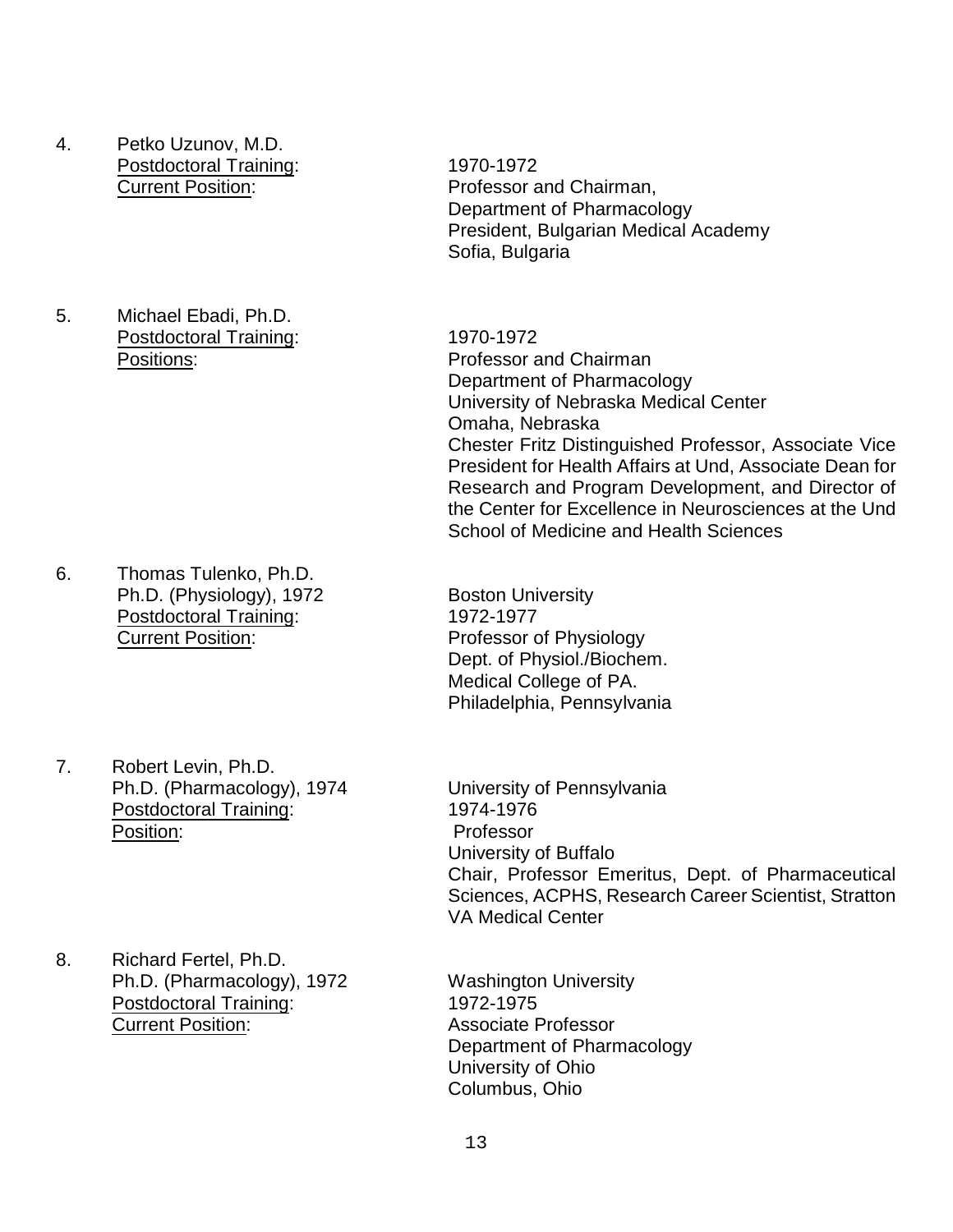4. Petko Uzunov, M.D.
   Postdoctoral Training: 1970-1972
   Current Position: Professor and Chairman,
   Department of Pharmacology
   President, Bulgarian Medical Academy
   Sofia, Bulgaria

5. Michael Ebadi, Ph.D.
   Postdoctoral Training: 1970-1972
   Positions: Professor and Chairman
   Department of Pharmacology
   University of Nebraska Medical Center
   Omaha, Nebraska
   Chester Fritz Distinguished Professor, Associate Vice President for Health Affairs at Und, Associate Dean for Research and Program Development, and Director of the Center for Excellence in Neurosciences at the Und School of Medicine and Health Sciences

6. Thomas Tulenko, Ph.D.
   Ph.D. (Physiology), 1972 Boston University
   Postdoctoral Training: 1972-1977
   Current Position: Professor of Physiology
   Dept. of Physiol./Biochem.
   Medical College of PA.
   Philadelphia, Pennsylvania

7. Robert Levin, Ph.D.
   Ph.D. (Pharmacology), 1974 University of Pennsylvania
   Postdoctoral Training: 1974-1976
   Position: Professor
   University of Buffalo
   Chair, Professor Emeritus, Dept. of Pharmaceutical Sciences, ACPHS, Research Career Scientist, Stratton VA Medical Center

8. Richard Fertel, Ph.D.
   Ph.D. (Pharmacology), 1972 Washington University
   Postdoctoral Training: 1972-1975
   Current Position: Associate Professor
   Department of Pharmacology
   University of Ohio
   Columbus, Ohio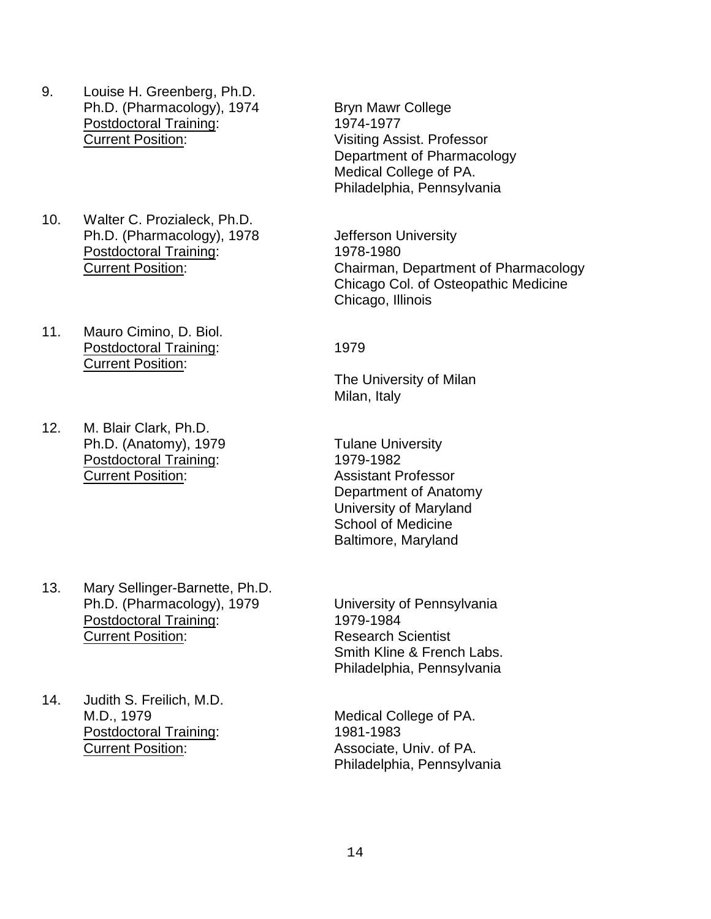9. Louise H. Greenberg, Ph.D.
   Ph.D. (Pharmacology), 1974 — Bryn Mawr College
   Postdoctoral Training: 1974-1977
   Current Position: Visiting Assist. Professor
   Department of Pharmacology
   Medical College of PA.
   Philadelphia, Pennsylvania

10. Walter C. Prozialeck, Ph.D.
    Ph.D. (Pharmacology), 1978 — Jefferson University
    Postdoctoral Training: 1978-1980
    Current Position: Chairman, Department of Pharmacology
    Chicago Col. of Osteopathic Medicine
    Chicago, Illinois

11. Mauro Cimino, D. Biol.
    Postdoctoral Training: 1979
    Current Position:
    The University of Milan
    Milan, Italy

12. M. Blair Clark, Ph.D.
    Ph.D. (Anatomy), 1979 — Tulane University
    Postdoctoral Training: 1979-1982
    Current Position: Assistant Professor
    Department of Anatomy
    University of Maryland
    School of Medicine
    Baltimore, Maryland

13. Mary Sellinger-Barnette, Ph.D.
    Ph.D. (Pharmacology), 1979 — University of Pennsylvania
    Postdoctoral Training: 1979-1984
    Current Position: Research Scientist
    Smith Kline & French Labs.
    Philadelphia, Pennsylvania

14. Judith S. Freilich, M.D.
    M.D., 1979 — Medical College of PA.
    Postdoctoral Training: 1981-1983
    Current Position: Associate, Univ. of PA.
    Philadelphia, Pennsylvania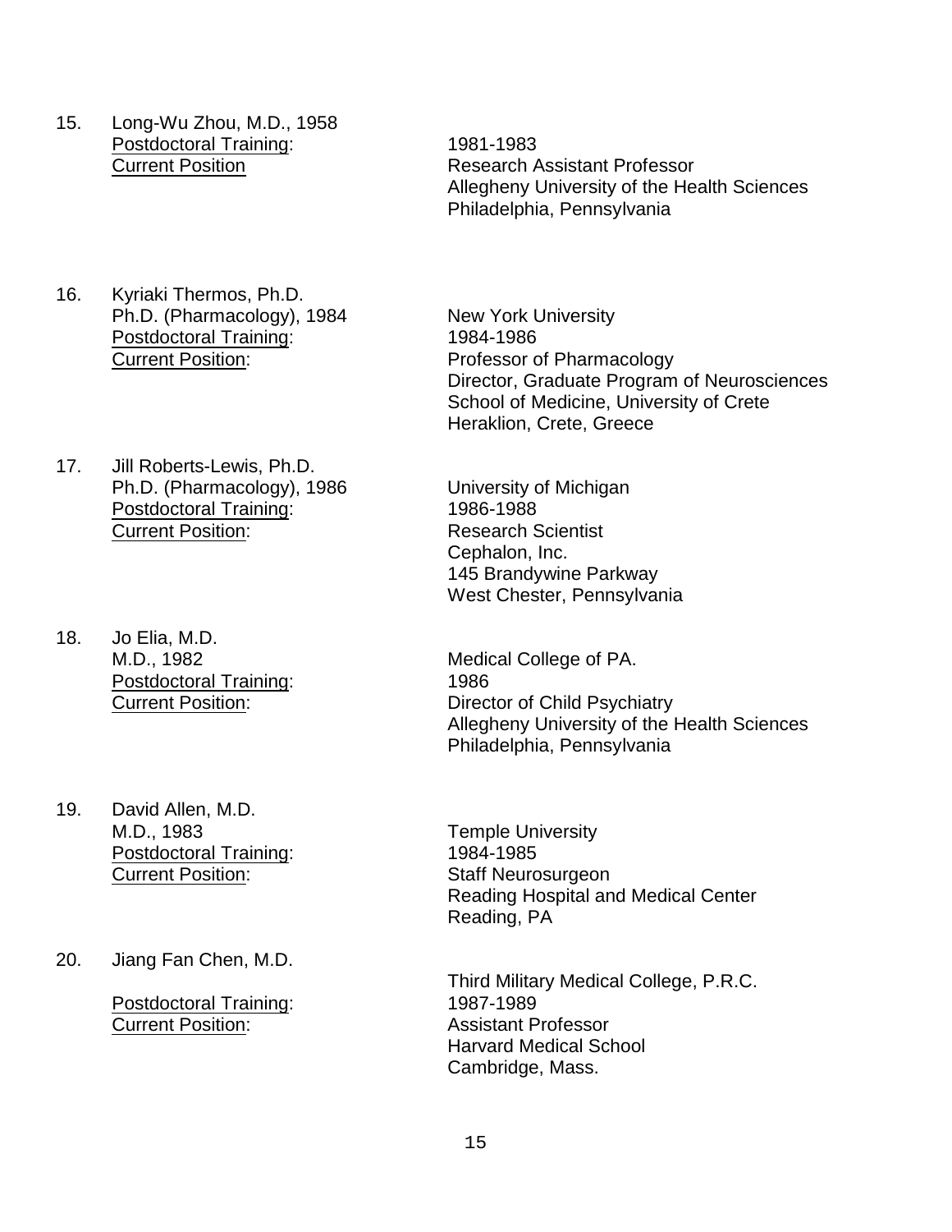15. Long-Wu Zhou, M.D., 1958
    Postdoctoral Training: 1981-1983
    Current Position Research Assistant Professor
    Allegheny University of the Health Sciences
    Philadelphia, Pennsylvania

16. Kyriaki Thermos, Ph.D.
    Ph.D. (Pharmacology), 1984 New York University
    Postdoctoral Training: 1984-1986
    Current Position: Professor of Pharmacology
    Director, Graduate Program of Neurosciences
    School of Medicine, University of Crete
    Heraklion, Crete, Greece

17. Jill Roberts-Lewis, Ph.D.
    Ph.D. (Pharmacology), 1986 University of Michigan
    Postdoctoral Training: 1986-1988
    Current Position: Research Scientist
    Cephalon, Inc.
    145 Brandywine Parkway
    West Chester, Pennsylvania

18. Jo Elia, M.D.
    M.D., 1982 Medical College of PA.
    Postdoctoral Training: 1986
    Current Position: Director of Child Psychiatry
    Allegheny University of the Health Sciences
    Philadelphia, Pennsylvania

19. David Allen, M.D.
    M.D., 1983 Temple University
    Postdoctoral Training: 1984-1985
    Current Position: Staff Neurosurgeon
    Reading Hospital and Medical Center
    Reading, PA

20. Jiang Fan Chen, M.D.
    Third Military Medical College, P.R.C.
    Postdoctoral Training: 1987-1989
    Current Position: Assistant Professor
    Harvard Medical School
    Cambridge, Mass.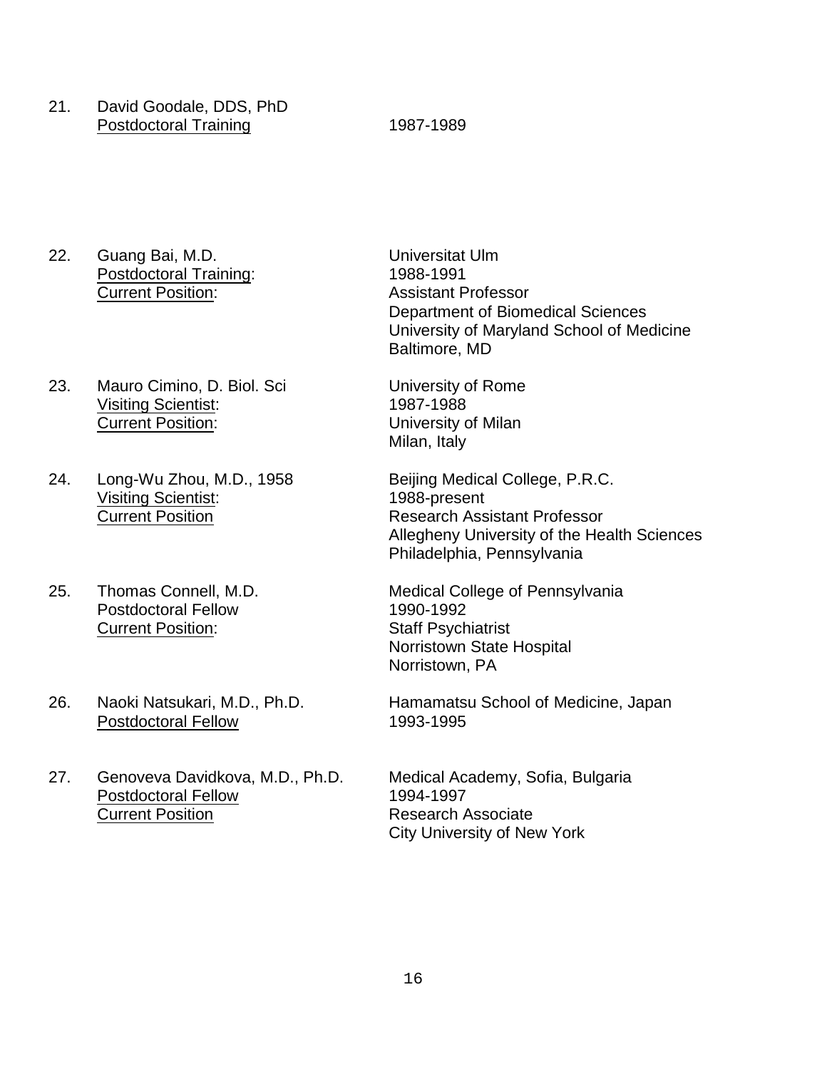21. David Goodale, DDS, PhD
    <u>Postdoctoral Training</u> 1987-1989

22. Guang Bai, M.D. — Universitat Ulm
    <u>Postdoctoral Training</u>: 1988-1991
    <u>Current Position</u>: Assistant Professor
    Department of Biomedical Sciences
    University of Maryland School of Medicine
    Baltimore, MD

23. Mauro Cimino, D. Biol. Sci — University of Rome
    <u>Visiting Scientist</u>: 1987-1988
    <u>Current Position</u>: University of Milan
    Milan, Italy

24. Long-Wu Zhou, M.D., 1958 — Beijing Medical College, P.R.C.
    <u>Visiting Scientist</u>: 1988-present
    <u>Current Position</u> Research Assistant Professor
    Allegheny University of the Health Sciences
    Philadelphia, Pennsylvania

25. Thomas Connell, M.D. — Medical College of Pennsylvania
    Postdoctoral Fellow 1990-1992
    <u>Current Position</u>: Staff Psychiatrist
    Norristown State Hospital
    Norristown, PA

26. Naoki Natsukari, M.D., Ph.D. — Hamamatsu School of Medicine, Japan
    <u>Postdoctoral Fellow</u> 1993-1995

27. Genoveva Davidkova, M.D., Ph.D. — Medical Academy, Sofia, Bulgaria
    <u>Postdoctoral Fellow</u> 1994-1997
    <u>Current Position</u> Research Associate
    City University of New York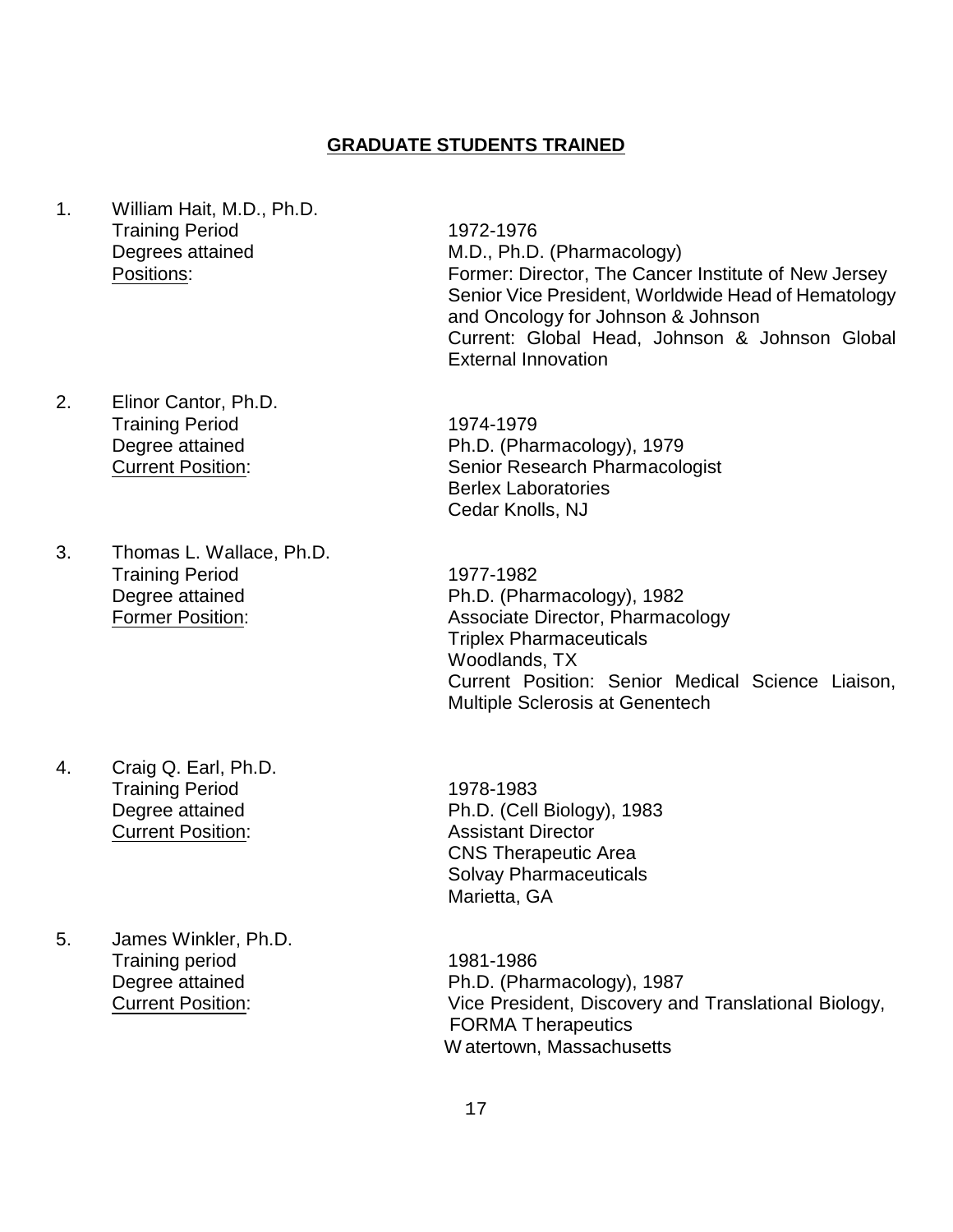## GRADUATE STUDENTS TRAINED

1. William Hait, M.D., Ph.D.
   Training Period — 1972-1976
   Degrees attained — M.D., Ph.D. (Pharmacology)
   Positions: — Former: Director, The Cancer Institute of New Jersey
   Senior Vice President, Worldwide Head of Hematology and Oncology for Johnson & Johnson
   Current: Global Head, Johnson & Johnson Global External Innovation

2. Elinor Cantor, Ph.D.
   Training Period — 1974-1979
   Degree attained — Ph.D. (Pharmacology), 1979
   Current Position: — Senior Research Pharmacologist
   Berlex Laboratories
   Cedar Knolls, NJ

3. Thomas L. Wallace, Ph.D.
   Training Period — 1977-1982
   Degree attained — Ph.D. (Pharmacology), 1982
   Former Position: — Associate Director, Pharmacology
   Triplex Pharmaceuticals
   Woodlands, TX
   Current Position: Senior Medical Science Liaison, Multiple Sclerosis at Genentech

4. Craig Q. Earl, Ph.D.
   Training Period — 1978-1983
   Degree attained — Ph.D. (Cell Biology), 1983
   Current Position: — Assistant Director
   CNS Therapeutic Area
   Solvay Pharmaceuticals
   Marietta, GA

5. James Winkler, Ph.D.
   Training period — 1981-1986
   Degree attained — Ph.D. (Pharmacology), 1987
   Current Position: — Vice President, Discovery and Translational Biology,
   FORMA Therapeutics
   Watertown, Massachusetts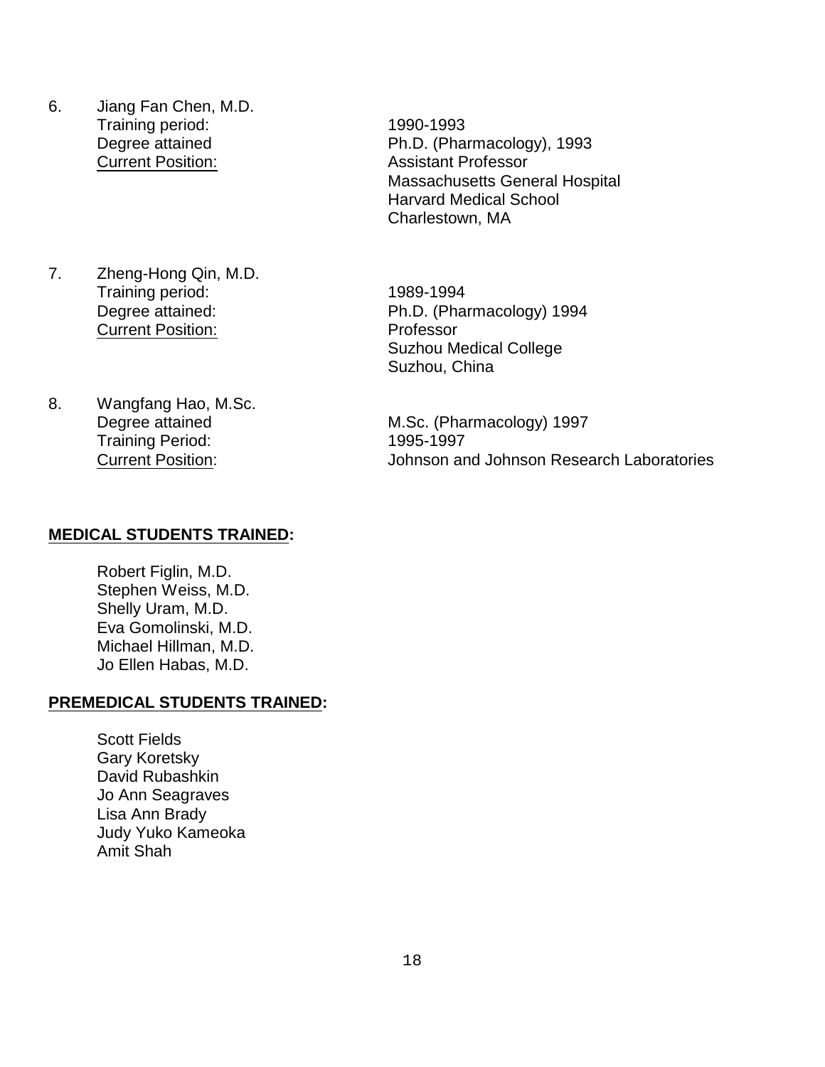6. Jiang Fan Chen, M.D.
   Training period: 1990-1993
   Degree attained Ph.D. (Pharmacology), 1993
   Current Position: Assistant Professor
   Massachusetts General Hospital
   Harvard Medical School
   Charlestown, MA

7. Zheng-Hong Qin, M.D.
   Training period: 1989-1994
   Degree attained: Ph.D. (Pharmacology) 1994
   Current Position: Professor
   Suzhou Medical College
   Suzhou, China

8. Wangfang Hao, M.Sc.
   Degree attained M.Sc. (Pharmacology) 1997
   Training Period: 1995-1997
   Current Position: Johnson and Johnson Research Laboratories

**MEDICAL STUDENTS TRAINED:**

Robert Figlin, M.D.
Stephen Weiss, M.D.
Shelly Uram, M.D.
Eva Gomolinski, M.D.
Michael Hillman, M.D.
Jo Ellen Habas, M.D.

**PREMEDICAL STUDENTS TRAINED:**

Scott Fields
Gary Koretsky
David Rubashkin
Jo Ann Seagraves
Lisa Ann Brady
Judy Yuko Kameoka
Amit Shah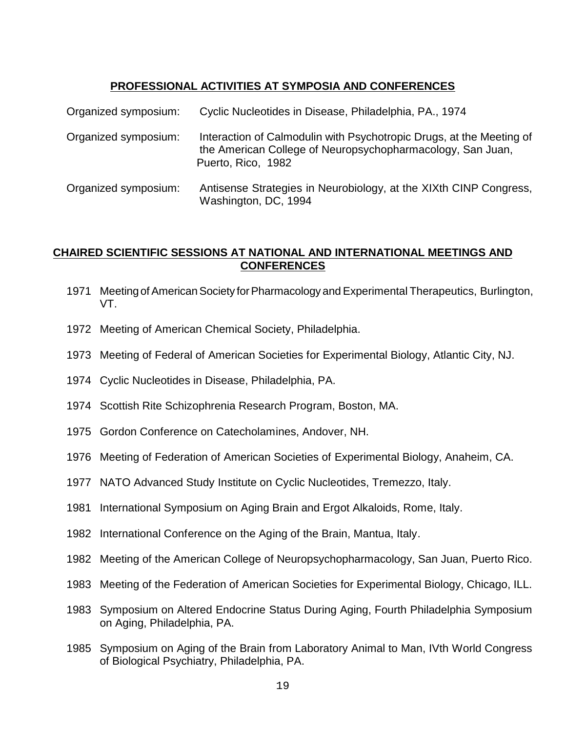## PROFESSIONAL ACTIVITIES AT SYMPOSIA AND CONFERENCES

| | |
|---|---|
| Organized symposium: | Cyclic Nucleotides in Disease, Philadelphia, PA., 1974 |
| Organized symposium: | Interaction of Calmodulin with Psychotropic Drugs, at the Meeting of the American College of Neuropsychopharmacology, San Juan, Puerto, Rico, 1982 |
| Organized symposium: | Antisense Strategies in Neurobiology, at the XIXth CINP Congress, Washington, DC, 1994 |

## CHAIRED SCIENTIFIC SESSIONS AT NATIONAL AND INTERNATIONAL MEETINGS AND CONFERENCES

1971 Meeting of American Society for Pharmacology and Experimental Therapeutics, Burlington, VT.

1972 Meeting of American Chemical Society, Philadelphia.

1973 Meeting of Federal of American Societies for Experimental Biology, Atlantic City, NJ.

1974 Cyclic Nucleotides in Disease, Philadelphia, PA.

1974 Scottish Rite Schizophrenia Research Program, Boston, MA.

1975 Gordon Conference on Catecholamines, Andover, NH.

1976 Meeting of Federation of American Societies of Experimental Biology, Anaheim, CA.

1977 NATO Advanced Study Institute on Cyclic Nucleotides, Tremezzo, Italy.

1981 International Symposium on Aging Brain and Ergot Alkaloids, Rome, Italy.

1982 International Conference on the Aging of the Brain, Mantua, Italy.

1982 Meeting of the American College of Neuropsychopharmacology, San Juan, Puerto Rico.

1983 Meeting of the Federation of American Societies for Experimental Biology, Chicago, ILL.

1983 Symposium on Altered Endocrine Status During Aging, Fourth Philadelphia Symposium on Aging, Philadelphia, PA.

1985 Symposium on Aging of the Brain from Laboratory Animal to Man, IVth World Congress of Biological Psychiatry, Philadelphia, PA.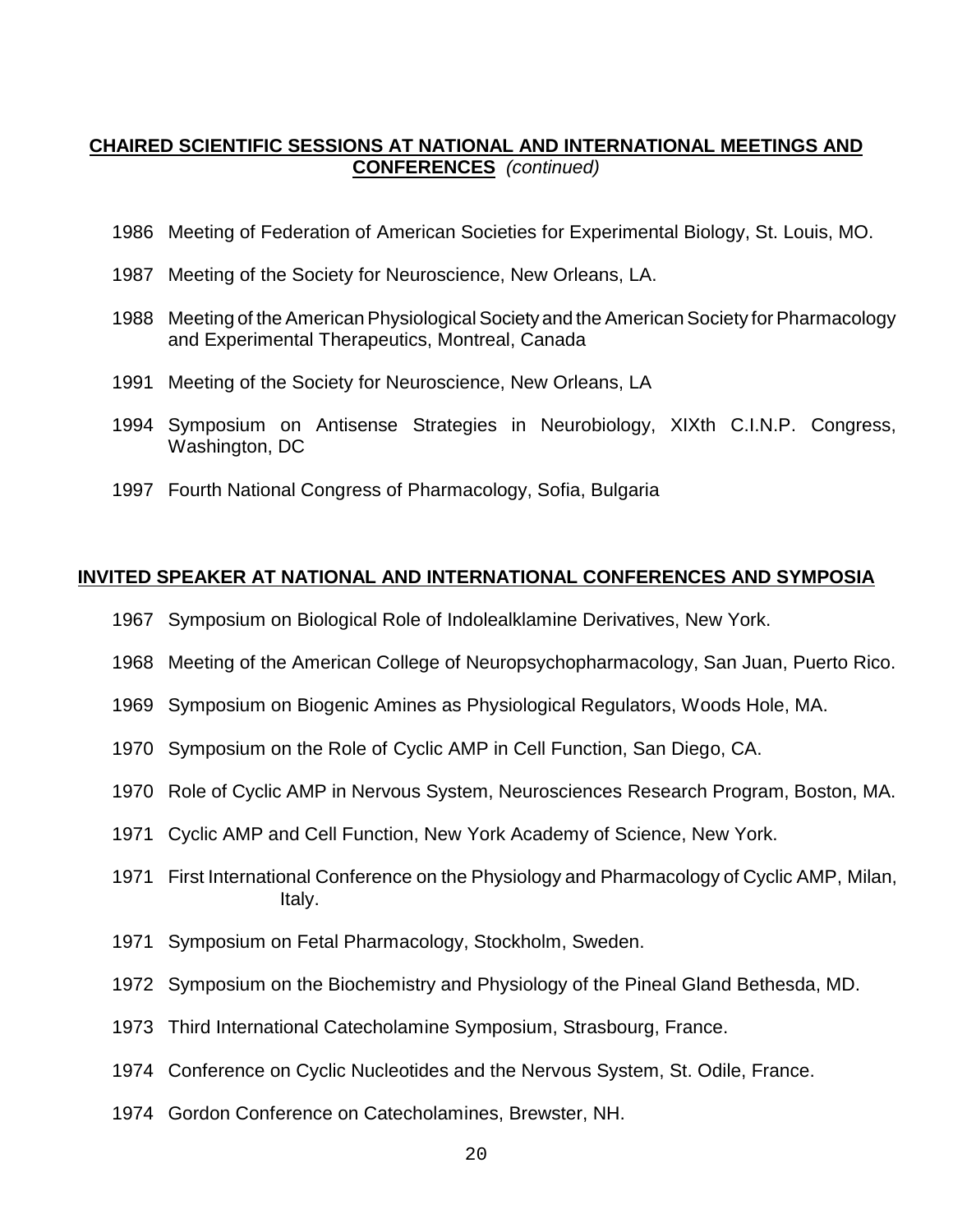## **CHAIRED SCIENTIFIC SESSIONS AT NATIONAL AND INTERNATIONAL MEETINGS AND CONFERENCES** *(continued)*

1986 Meeting of Federation of American Societies for Experimental Biology, St. Louis, MO.

1987 Meeting of the Society for Neuroscience, New Orleans, LA.

1988 Meeting of the American Physiological Society and the American Society for Pharmacology and Experimental Therapeutics, Montreal, Canada

1991 Meeting of the Society for Neuroscience, New Orleans, LA

1994 Symposium on Antisense Strategies in Neurobiology, XIXth C.I.N.P. Congress, Washington, DC

1997 Fourth National Congress of Pharmacology, Sofia, Bulgaria

## **INVITED SPEAKER AT NATIONAL AND INTERNATIONAL CONFERENCES AND SYMPOSIA**

1967 Symposium on Biological Role of Indolealklamine Derivatives, New York.

1968 Meeting of the American College of Neuropsychopharmacology, San Juan, Puerto Rico.

1969 Symposium on Biogenic Amines as Physiological Regulators, Woods Hole, MA.

1970 Symposium on the Role of Cyclic AMP in Cell Function, San Diego, CA.

1970 Role of Cyclic AMP in Nervous System, Neurosciences Research Program, Boston, MA.

1971 Cyclic AMP and Cell Function, New York Academy of Science, New York.

1971 First International Conference on the Physiology and Pharmacology of Cyclic AMP, Milan, Italy.

1971 Symposium on Fetal Pharmacology, Stockholm, Sweden.

1972 Symposium on the Biochemistry and Physiology of the Pineal Gland Bethesda, MD.

1973 Third International Catecholamine Symposium, Strasbourg, France.

1974 Conference on Cyclic Nucleotides and the Nervous System, St. Odile, France.

1974 Gordon Conference on Catecholamines, Brewster, NH.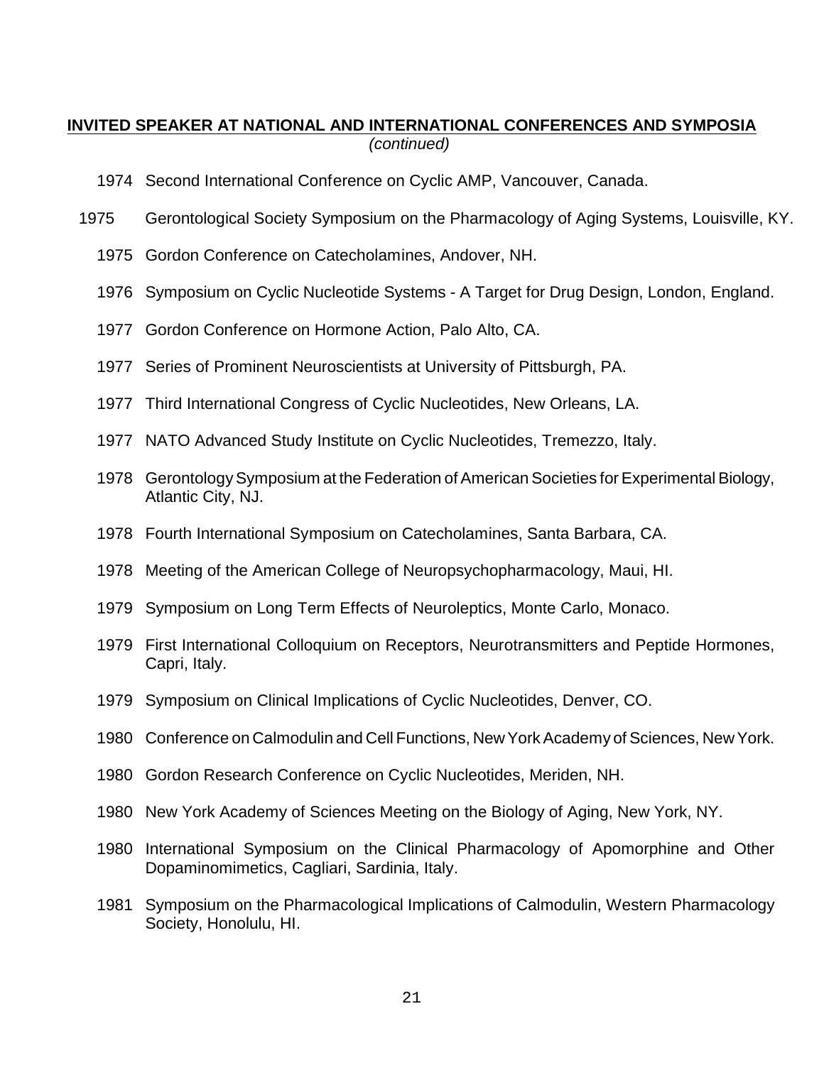**INVITED SPEAKER AT NATIONAL AND INTERNATIONAL CONFERENCES AND SYMPOSIA**
*(continued)*

1974 Second International Conference on Cyclic AMP, Vancouver, Canada.

1975 Gerontological Society Symposium on the Pharmacology of Aging Systems, Louisville, KY.

1975 Gordon Conference on Catecholamines, Andover, NH.

1976 Symposium on Cyclic Nucleotide Systems - A Target for Drug Design, London, England.

1977 Gordon Conference on Hormone Action, Palo Alto, CA.

1977 Series of Prominent Neuroscientists at University of Pittsburgh, PA.

1977 Third International Congress of Cyclic Nucleotides, New Orleans, LA.

1977 NATO Advanced Study Institute on Cyclic Nucleotides, Tremezzo, Italy.

1978 Gerontology Symposium at the Federation of American Societies for Experimental Biology, Atlantic City, NJ.

1978 Fourth International Symposium on Catecholamines, Santa Barbara, CA.

1978 Meeting of the American College of Neuropsychopharmacology, Maui, HI.

1979 Symposium on Long Term Effects of Neuroleptics, Monte Carlo, Monaco.

1979 First International Colloquium on Receptors, Neurotransmitters and Peptide Hormones, Capri, Italy.

1979 Symposium on Clinical Implications of Cyclic Nucleotides, Denver, CO.

1980 Conference on Calmodulin and Cell Functions, New York Academy of Sciences, New York.

1980 Gordon Research Conference on Cyclic Nucleotides, Meriden, NH.

1980 New York Academy of Sciences Meeting on the Biology of Aging, New York, NY.

1980 International Symposium on the Clinical Pharmacology of Apomorphine and Other Dopaminomimetics, Cagliari, Sardinia, Italy.

1981 Symposium on the Pharmacological Implications of Calmodulin, Western Pharmacology Society, Honolulu, HI.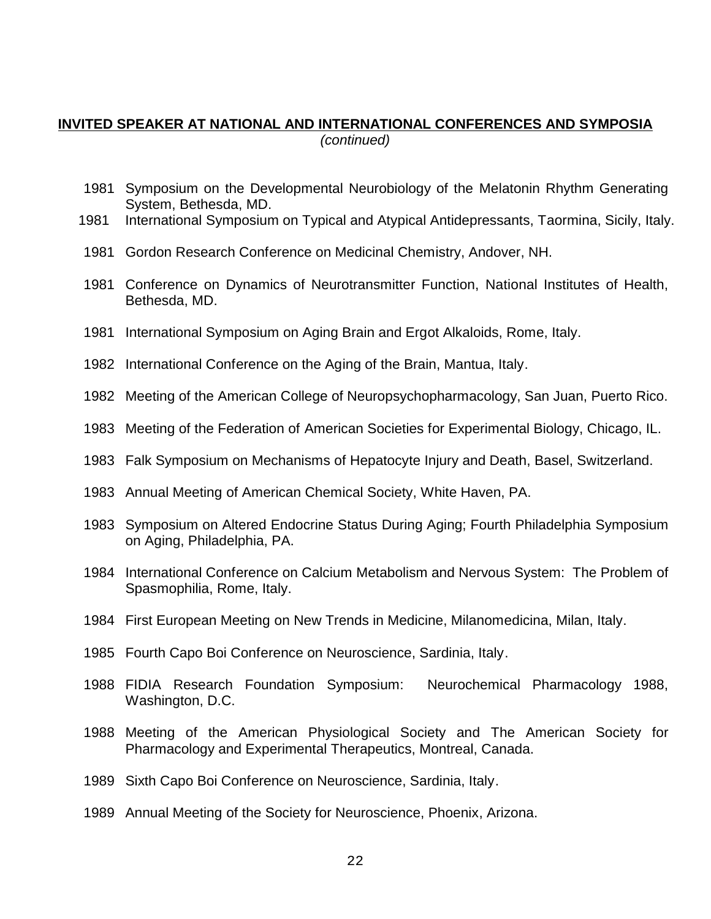**INVITED SPEAKER AT NATIONAL AND INTERNATIONAL CONFERENCES AND SYMPOSIA**
*(continued)*

1981 Symposium on the Developmental Neurobiology of the Melatonin Rhythm Generating System, Bethesda, MD.

1981 International Symposium on Typical and Atypical Antidepressants, Taormina, Sicily, Italy.

1981 Gordon Research Conference on Medicinal Chemistry, Andover, NH.

1981 Conference on Dynamics of Neurotransmitter Function, National Institutes of Health, Bethesda, MD.

1981 International Symposium on Aging Brain and Ergot Alkaloids, Rome, Italy.

1982 International Conference on the Aging of the Brain, Mantua, Italy.

1982 Meeting of the American College of Neuropsychopharmacology, San Juan, Puerto Rico.

1983 Meeting of the Federation of American Societies for Experimental Biology, Chicago, IL.

1983 Falk Symposium on Mechanisms of Hepatocyte Injury and Death, Basel, Switzerland.

1983 Annual Meeting of American Chemical Society, White Haven, PA.

1983 Symposium on Altered Endocrine Status During Aging; Fourth Philadelphia Symposium on Aging, Philadelphia, PA.

1984 International Conference on Calcium Metabolism and Nervous System: The Problem of Spasmophilia, Rome, Italy.

1984 First European Meeting on New Trends in Medicine, Milanomedicina, Milan, Italy.

1985 Fourth Capo Boi Conference on Neuroscience, Sardinia, Italy.

1988 FIDIA Research Foundation Symposium: Neurochemical Pharmacology 1988, Washington, D.C.

1988 Meeting of the American Physiological Society and The American Society for Pharmacology and Experimental Therapeutics, Montreal, Canada.

1989 Sixth Capo Boi Conference on Neuroscience, Sardinia, Italy.

1989 Annual Meeting of the Society for Neuroscience, Phoenix, Arizona.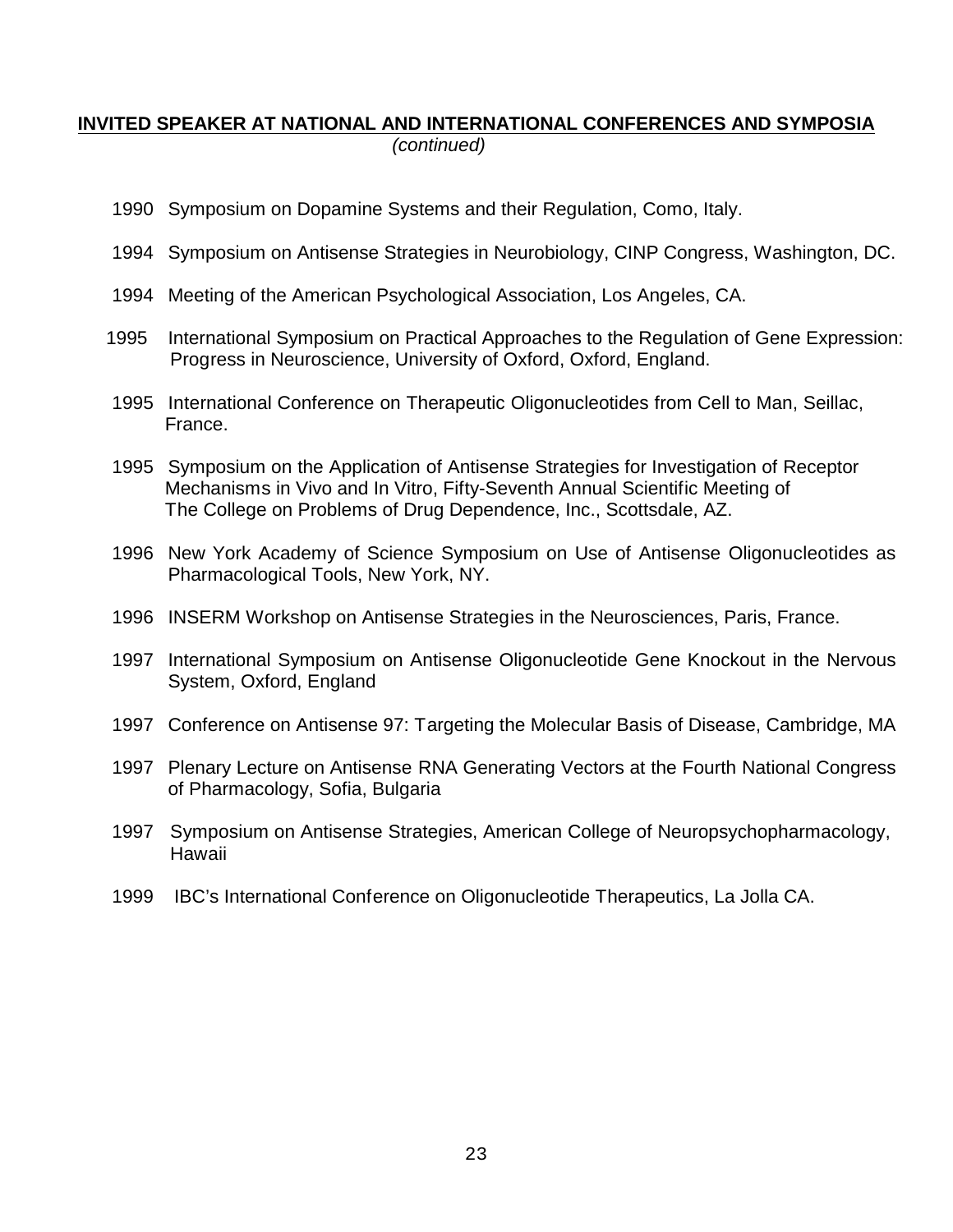## INVITED SPEAKER AT NATIONAL AND INTERNATIONAL CONFERENCES AND SYMPOSIA

*(continued)*

1990 Symposium on Dopamine Systems and their Regulation, Como, Italy.

1994 Symposium on Antisense Strategies in Neurobiology, CINP Congress, Washington, DC.

1994 Meeting of the American Psychological Association, Los Angeles, CA.

1995 International Symposium on Practical Approaches to the Regulation of Gene Expression: Progress in Neuroscience, University of Oxford, Oxford, England.

1995 International Conference on Therapeutic Oligonucleotides from Cell to Man, Seillac, France.

1995 Symposium on the Application of Antisense Strategies for Investigation of Receptor Mechanisms in Vivo and In Vitro, Fifty-Seventh Annual Scientific Meeting of The College on Problems of Drug Dependence, Inc., Scottsdale, AZ.

1996 New York Academy of Science Symposium on Use of Antisense Oligonucleotides as Pharmacological Tools, New York, NY.

1996 INSERM Workshop on Antisense Strategies in the Neurosciences, Paris, France.

1997 International Symposium on Antisense Oligonucleotide Gene Knockout in the Nervous System, Oxford, England

1997 Conference on Antisense 97: Targeting the Molecular Basis of Disease, Cambridge, MA

1997 Plenary Lecture on Antisense RNA Generating Vectors at the Fourth National Congress of Pharmacology, Sofia, Bulgaria

1997 Symposium on Antisense Strategies, American College of Neuropsychopharmacology, Hawaii

1999 IBC's International Conference on Oligonucleotide Therapeutics, La Jolla CA.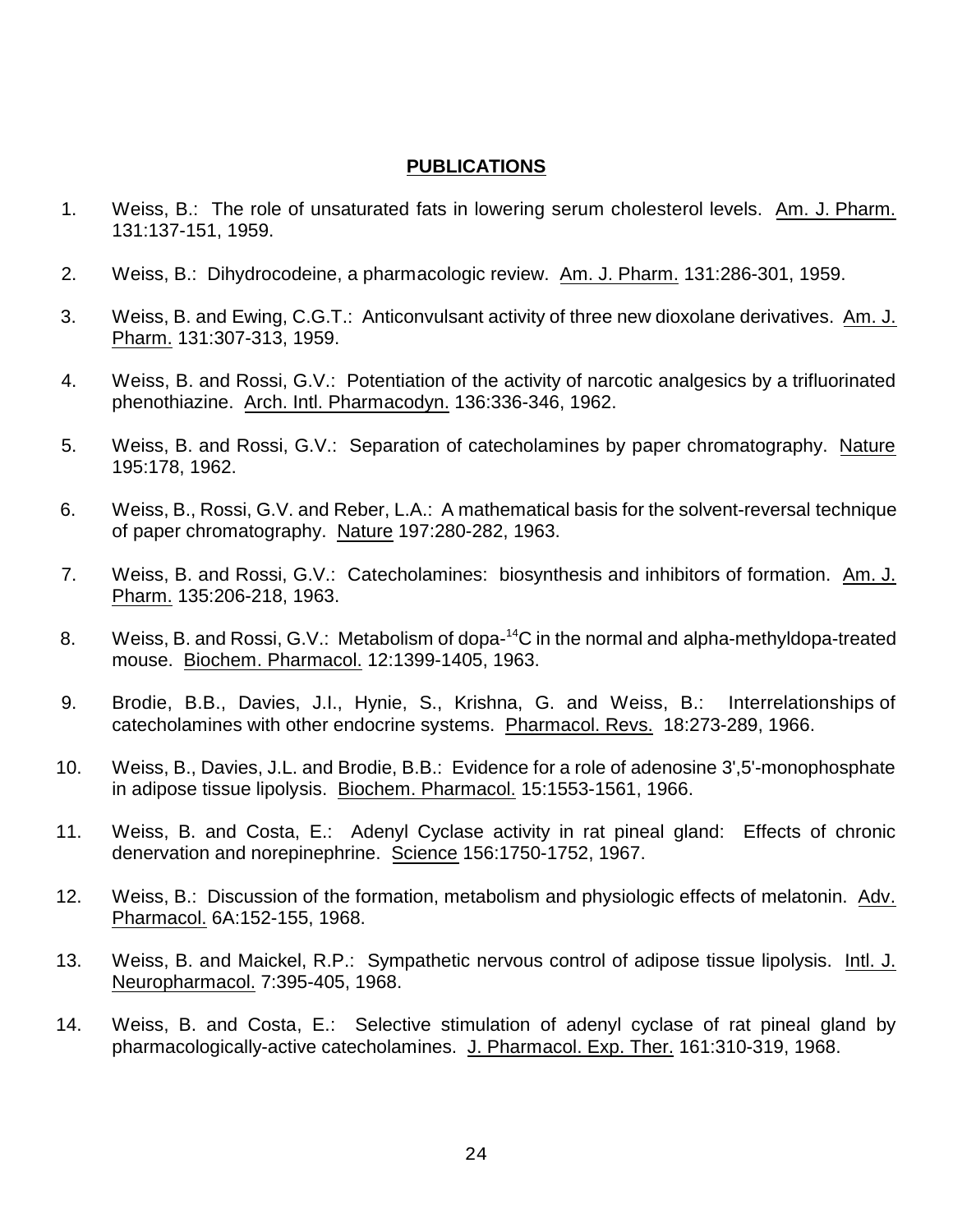## PUBLICATIONS

1. Weiss, B.: The role of unsaturated fats in lowering serum cholesterol levels. Am. J. Pharm. 131:137-151, 1959.

2. Weiss, B.: Dihydrocodeine, a pharmacologic review. Am. J. Pharm. 131:286-301, 1959.

3. Weiss, B. and Ewing, C.G.T.: Anticonvulsant activity of three new dioxolane derivatives. Am. J. Pharm. 131:307-313, 1959.

4. Weiss, B. and Rossi, G.V.: Potentiation of the activity of narcotic analgesics by a trifluorinated phenothiazine. Arch. Intl. Pharmacodyn. 136:336-346, 1962.

5. Weiss, B. and Rossi, G.V.: Separation of catecholamines by paper chromatography. Nature 195:178, 1962.

6. Weiss, B., Rossi, G.V. and Reber, L.A.: A mathematical basis for the solvent-reversal technique of paper chromatography. Nature 197:280-282, 1963.

7. Weiss, B. and Rossi, G.V.: Catecholamines: biosynthesis and inhibitors of formation. Am. J. Pharm. 135:206-218, 1963.

8. Weiss, B. and Rossi, G.V.: Metabolism of dopa-$^{14}C$ in the normal and alpha-methyldopa-treated mouse. Biochem. Pharmacol. 12:1399-1405, 1963.

9. Brodie, B.B., Davies, J.I., Hynie, S., Krishna, G. and Weiss, B.: Interrelationships of catecholamines with other endocrine systems. Pharmacol. Revs. 18:273-289, 1966.

10. Weiss, B., Davies, J.L. and Brodie, B.B.: Evidence for a role of adenosine 3',5'-monophosphate in adipose tissue lipolysis. Biochem. Pharmacol. 15:1553-1561, 1966.

11. Weiss, B. and Costa, E.: Adenyl Cyclase activity in rat pineal gland: Effects of chronic denervation and norepinephrine. Science 156:1750-1752, 1967.

12. Weiss, B.: Discussion of the formation, metabolism and physiologic effects of melatonin. Adv. Pharmacol. 6A:152-155, 1968.

13. Weiss, B. and Maickel, R.P.: Sympathetic nervous control of adipose tissue lipolysis. Intl. J. Neuropharmacol. 7:395-405, 1968.

14. Weiss, B. and Costa, E.: Selective stimulation of adenyl cyclase of rat pineal gland by pharmacologically-active catecholamines. J. Pharmacol. Exp. Ther. 161:310-319, 1968.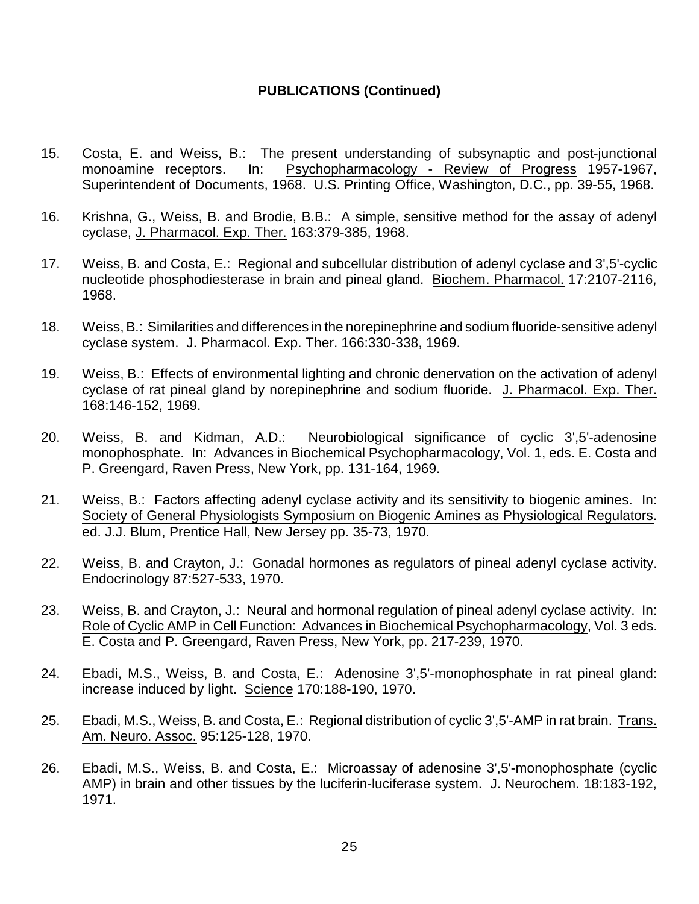**PUBLICATIONS (Continued)**

15. Costa, E. and Weiss, B.: The present understanding of subsynaptic and post-junctional monoamine receptors. In: Psychopharmacology - Review of Progress 1957-1967, Superintendent of Documents, 1968. U.S. Printing Office, Washington, D.C., pp. 39-55, 1968.

16. Krishna, G., Weiss, B. and Brodie, B.B.: A simple, sensitive method for the assay of adenyl cyclase, J. Pharmacol. Exp. Ther. 163:379-385, 1968.

17. Weiss, B. and Costa, E.: Regional and subcellular distribution of adenyl cyclase and 3',5'-cyclic nucleotide phosphodiesterase in brain and pineal gland. Biochem. Pharmacol. 17:2107-2116, 1968.

18. Weiss, B.: Similarities and differences in the norepinephrine and sodium fluoride-sensitive adenyl cyclase system. J. Pharmacol. Exp. Ther. 166:330-338, 1969.

19. Weiss, B.: Effects of environmental lighting and chronic denervation on the activation of adenyl cyclase of rat pineal gland by norepinephrine and sodium fluoride. J. Pharmacol. Exp. Ther. 168:146-152, 1969.

20. Weiss, B. and Kidman, A.D.: Neurobiological significance of cyclic 3',5'-adenosine monophosphate. In: Advances in Biochemical Psychopharmacology, Vol. 1, eds. E. Costa and P. Greengard, Raven Press, New York, pp. 131-164, 1969.

21. Weiss, B.: Factors affecting adenyl cyclase activity and its sensitivity to biogenic amines. In: Society of General Physiologists Symposium on Biogenic Amines as Physiological Regulators. ed. J.J. Blum, Prentice Hall, New Jersey pp. 35-73, 1970.

22. Weiss, B. and Crayton, J.: Gonadal hormones as regulators of pineal adenyl cyclase activity. Endocrinology 87:527-533, 1970.

23. Weiss, B. and Crayton, J.: Neural and hormonal regulation of pineal adenyl cyclase activity. In: Role of Cyclic AMP in Cell Function: Advances in Biochemical Psychopharmacology, Vol. 3 eds. E. Costa and P. Greengard, Raven Press, New York, pp. 217-239, 1970.

24. Ebadi, M.S., Weiss, B. and Costa, E.: Adenosine 3',5'-monophosphate in rat pineal gland: increase induced by light. Science 170:188-190, 1970.

25. Ebadi, M.S., Weiss, B. and Costa, E.: Regional distribution of cyclic 3',5'-AMP in rat brain. Trans. Am. Neuro. Assoc. 95:125-128, 1970.

26. Ebadi, M.S., Weiss, B. and Costa, E.: Microassay of adenosine 3',5'-monophosphate (cyclic AMP) in brain and other tissues by the luciferin-luciferase system. J. Neurochem. 18:183-192, 1971.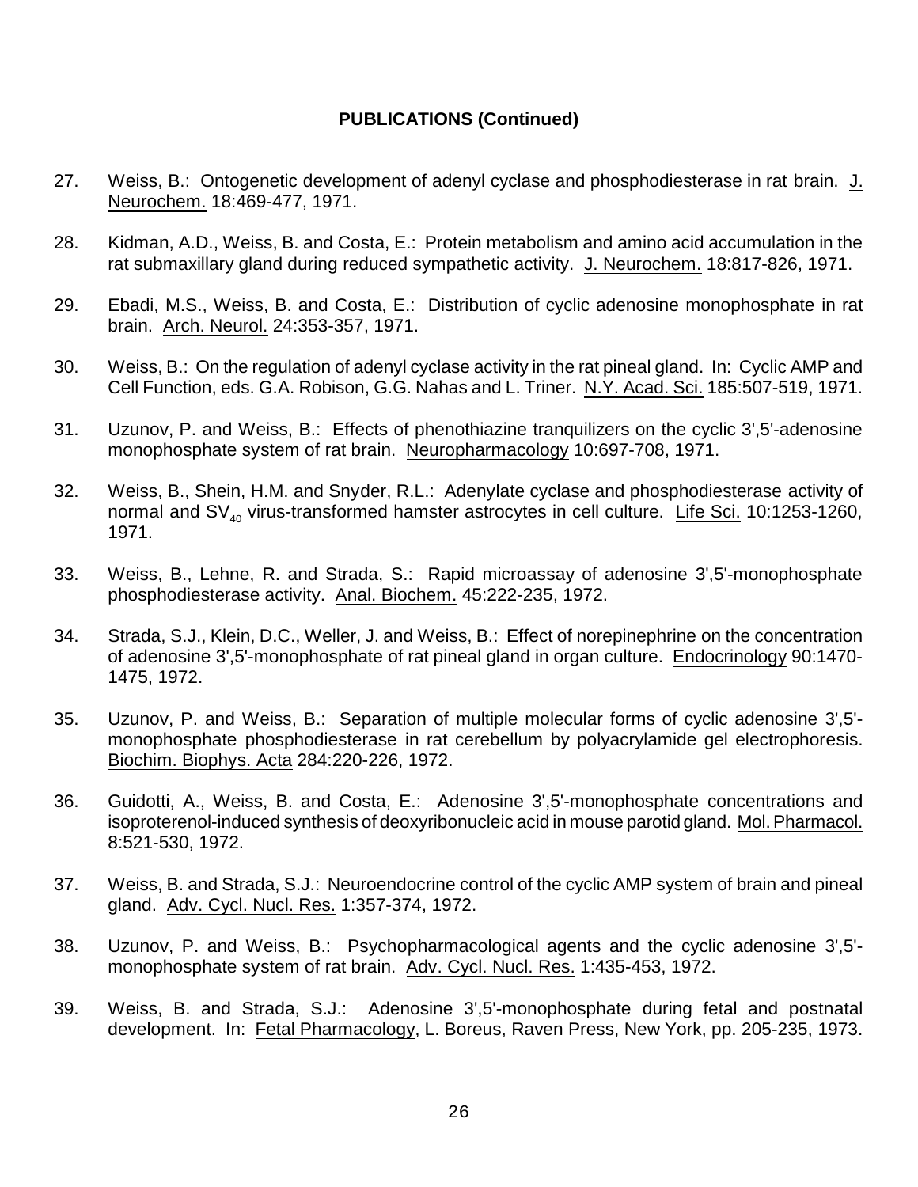**PUBLICATIONS (Continued)**

27. Weiss, B.: Ontogenetic development of adenyl cyclase and phosphodiesterase in rat brain. J. Neurochem. 18:469-477, 1971.

28. Kidman, A.D., Weiss, B. and Costa, E.: Protein metabolism and amino acid accumulation in the rat submaxillary gland during reduced sympathetic activity. J. Neurochem. 18:817-826, 1971.

29. Ebadi, M.S., Weiss, B. and Costa, E.: Distribution of cyclic adenosine monophosphate in rat brain. Arch. Neurol. 24:353-357, 1971.

30. Weiss, B.: On the regulation of adenyl cyclase activity in the rat pineal gland. In: Cyclic AMP and Cell Function, eds. G.A. Robison, G.G. Nahas and L. Triner. N.Y. Acad. Sci. 185:507-519, 1971.

31. Uzunov, P. and Weiss, B.: Effects of phenothiazine tranquilizers on the cyclic 3',5'-adenosine monophosphate system of rat brain. Neuropharmacology 10:697-708, 1971.

32. Weiss, B., Shein, H.M. and Snyder, R.L.: Adenylate cyclase and phosphodiesterase activity of normal and $SV_{40}$ virus-transformed hamster astrocytes in cell culture. Life Sci. 10:1253-1260, 1971.

33. Weiss, B., Lehne, R. and Strada, S.: Rapid microassay of adenosine 3',5'-monophosphate phosphodiesterase activity. Anal. Biochem. 45:222-235, 1972.

34. Strada, S.J., Klein, D.C., Weller, J. and Weiss, B.: Effect of norepinephrine on the concentration of adenosine 3',5'-monophosphate of rat pineal gland in organ culture. Endocrinology 90:1470-1475, 1972.

35. Uzunov, P. and Weiss, B.: Separation of multiple molecular forms of cyclic adenosine 3',5'-monophosphate phosphodiesterase in rat cerebellum by polyacrylamide gel electrophoresis. Biochim. Biophys. Acta 284:220-226, 1972.

36. Guidotti, A., Weiss, B. and Costa, E.: Adenosine 3',5'-monophosphate concentrations and isoproterenol-induced synthesis of deoxyribonucleic acid in mouse parotid gland. Mol. Pharmacol. 8:521-530, 1972.

37. Weiss, B. and Strada, S.J.: Neuroendocrine control of the cyclic AMP system of brain and pineal gland. Adv. Cycl. Nucl. Res. 1:357-374, 1972.

38. Uzunov, P. and Weiss, B.: Psychopharmacological agents and the cyclic adenosine 3',5'-monophosphate system of rat brain. Adv. Cycl. Nucl. Res. 1:435-453, 1972.

39. Weiss, B. and Strada, S.J.: Adenosine 3',5'-monophosphate during fetal and postnatal development. In: Fetal Pharmacology, L. Boreus, Raven Press, New York, pp. 205-235, 1973.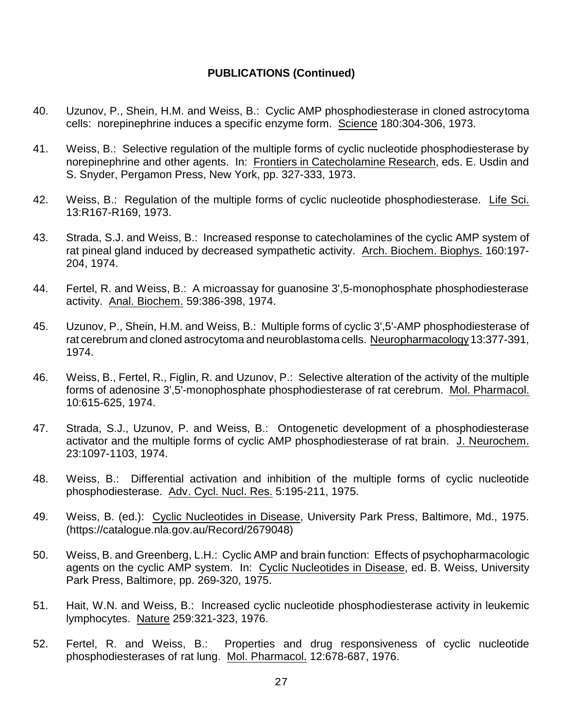**PUBLICATIONS (Continued)**

40. Uzunov, P., Shein, H.M. and Weiss, B.: Cyclic AMP phosphodiesterase in cloned astrocytoma cells: norepinephrine induces a specific enzyme form. Science 180:304-306, 1973.

41. Weiss, B.: Selective regulation of the multiple forms of cyclic nucleotide phosphodiesterase by norepinephrine and other agents. In: Frontiers in Catecholamine Research, eds. E. Usdin and S. Snyder, Pergamon Press, New York, pp. 327-333, 1973.

42. Weiss, B.: Regulation of the multiple forms of cyclic nucleotide phosphodiesterase. Life Sci. 13:R167-R169, 1973.

43. Strada, S.J. and Weiss, B.: Increased response to catecholamines of the cyclic AMP system of rat pineal gland induced by decreased sympathetic activity. Arch. Biochem. Biophys. 160:197-204, 1974.

44. Fertel, R. and Weiss, B.: A microassay for guanosine 3',5-monophosphate phosphodiesterase activity. Anal. Biochem. 59:386-398, 1974.

45. Uzunov, P., Shein, H.M. and Weiss, B.: Multiple forms of cyclic 3',5'-AMP phosphodiesterase of rat cerebrum and cloned astrocytoma and neuroblastoma cells. Neuropharmacology 13:377-391, 1974.

46. Weiss, B., Fertel, R., Figlin, R. and Uzunov, P.: Selective alteration of the activity of the multiple forms of adenosine 3',5'-monophosphate phosphodiesterase of rat cerebrum. Mol. Pharmacol. 10:615-625, 1974.

47. Strada, S.J., Uzunov, P. and Weiss, B.: Ontogenetic development of a phosphodiesterase activator and the multiple forms of cyclic AMP phosphodiesterase of rat brain. J. Neurochem. 23:1097-1103, 1974.

48. Weiss, B.: Differential activation and inhibition of the multiple forms of cyclic nucleotide phosphodiesterase. Adv. Cycl. Nucl. Res. 5:195-211, 1975.

49. Weiss, B. (ed.): Cyclic Nucleotides in Disease, University Park Press, Baltimore, Md., 1975. (https://catalogue.nla.gov.au/Record/2679048)

50. Weiss, B. and Greenberg, L.H.: Cyclic AMP and brain function: Effects of psychopharmacologic agents on the cyclic AMP system. In: Cyclic Nucleotides in Disease, ed. B. Weiss, University Park Press, Baltimore, pp. 269-320, 1975.

51. Hait, W.N. and Weiss, B.: Increased cyclic nucleotide phosphodiesterase activity in leukemic lymphocytes. Nature 259:321-323, 1976.

52. Fertel, R. and Weiss, B.: Properties and drug responsiveness of cyclic nucleotide phosphodiesterases of rat lung. Mol. Pharmacol. 12:678-687, 1976.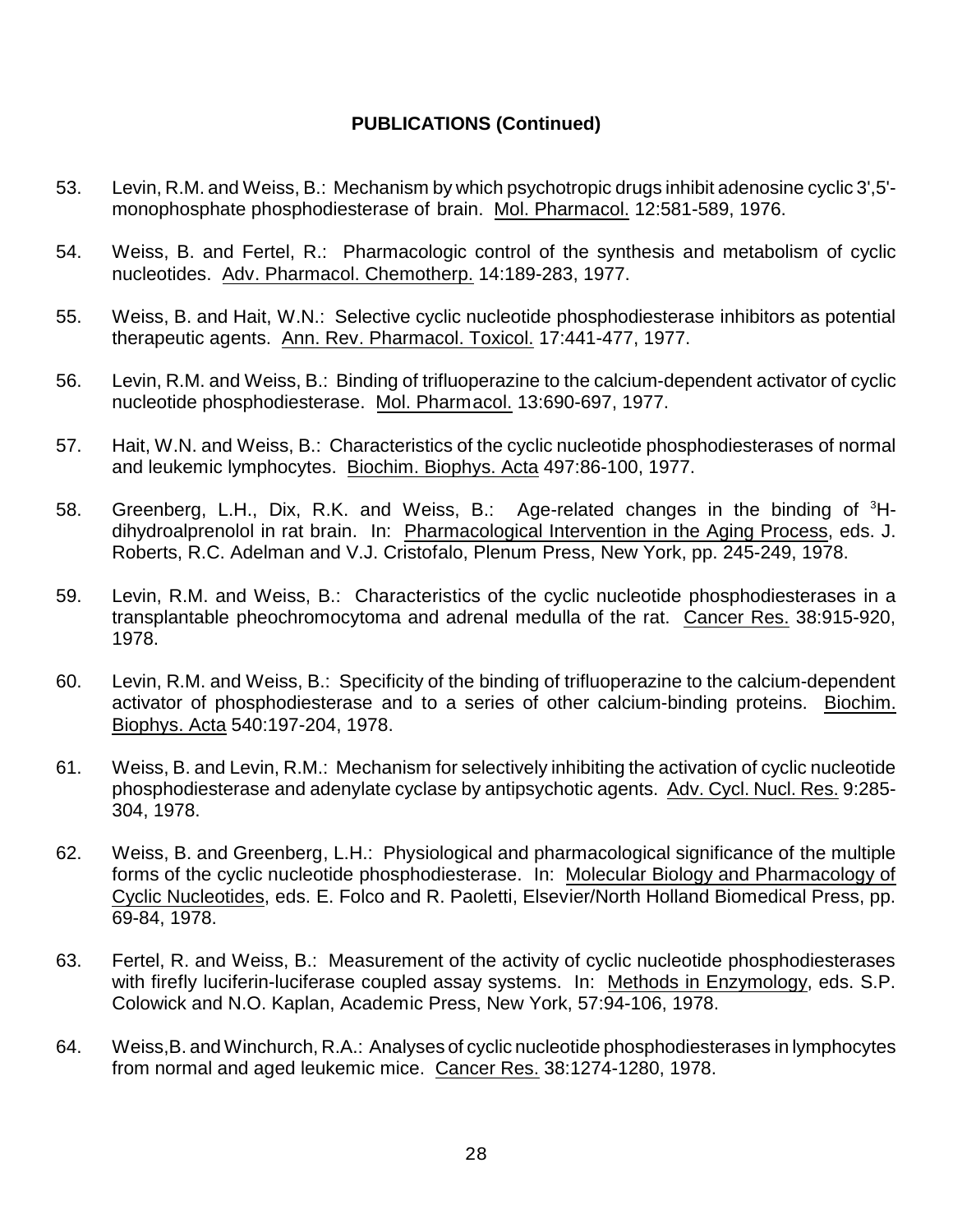**PUBLICATIONS (Continued)**

53. Levin, R.M. and Weiss, B.: Mechanism by which psychotropic drugs inhibit adenosine cyclic 3',5'-monophosphate phosphodiesterase of brain. Mol. Pharmacol. 12:581-589, 1976.

54. Weiss, B. and Fertel, R.: Pharmacologic control of the synthesis and metabolism of cyclic nucleotides. Adv. Pharmacol. Chemotherp. 14:189-283, 1977.

55. Weiss, B. and Hait, W.N.: Selective cyclic nucleotide phosphodiesterase inhibitors as potential therapeutic agents. Ann. Rev. Pharmacol. Toxicol. 17:441-477, 1977.

56. Levin, R.M. and Weiss, B.: Binding of trifluoperazine to the calcium-dependent activator of cyclic nucleotide phosphodiesterase. Mol. Pharmacol. 13:690-697, 1977.

57. Hait, W.N. and Weiss, B.: Characteristics of the cyclic nucleotide phosphodiesterases of normal and leukemic lymphocytes. Biochim. Biophys. Acta 497:86-100, 1977.

58. Greenberg, L.H., Dix, R.K. and Weiss, B.: Age-related changes in the binding of $^{3}H$-dihydroalprenolol in rat brain. In: Pharmacological Intervention in the Aging Process, eds. J. Roberts, R.C. Adelman and V.J. Cristofalo, Plenum Press, New York, pp. 245-249, 1978.

59. Levin, R.M. and Weiss, B.: Characteristics of the cyclic nucleotide phosphodiesterases in a transplantable pheochromocytoma and adrenal medulla of the rat. Cancer Res. 38:915-920, 1978.

60. Levin, R.M. and Weiss, B.: Specificity of the binding of trifluoperazine to the calcium-dependent activator of phosphodiesterase and to a series of other calcium-binding proteins. Biochim. Biophys. Acta 540:197-204, 1978.

61. Weiss, B. and Levin, R.M.: Mechanism for selectively inhibiting the activation of cyclic nucleotide phosphodiesterase and adenylate cyclase by antipsychotic agents. Adv. Cycl. Nucl. Res. 9:285-304, 1978.

62. Weiss, B. and Greenberg, L.H.: Physiological and pharmacological significance of the multiple forms of the cyclic nucleotide phosphodiesterase. In: Molecular Biology and Pharmacology of Cyclic Nucleotides, eds. E. Folco and R. Paoletti, Elsevier/North Holland Biomedical Press, pp. 69-84, 1978.

63. Fertel, R. and Weiss, B.: Measurement of the activity of cyclic nucleotide phosphodiesterases with firefly luciferin-luciferase coupled assay systems. In: Methods in Enzymology, eds. S.P. Colowick and N.O. Kaplan, Academic Press, New York, 57:94-106, 1978.

64. Weiss,B. and Winchurch, R.A.: Analyses of cyclic nucleotide phosphodiesterases in lymphocytes from normal and aged leukemic mice. Cancer Res. 38:1274-1280, 1978.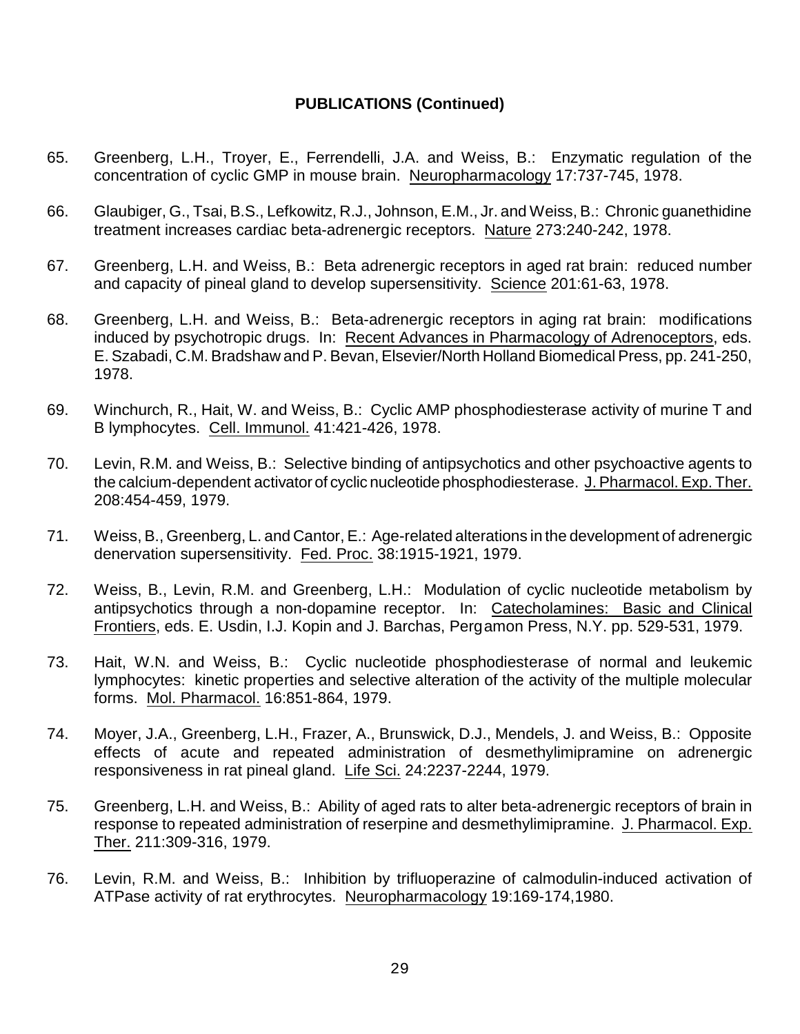**PUBLICATIONS (Continued)**

65. Greenberg, L.H., Troyer, E., Ferrendelli, J.A. and Weiss, B.: Enzymatic regulation of the concentration of cyclic GMP in mouse brain. Neuropharmacology 17:737-745, 1978.

66. Glaubiger, G., Tsai, B.S., Lefkowitz, R.J., Johnson, E.M., Jr. and Weiss, B.: Chronic guanethidine treatment increases cardiac beta-adrenergic receptors. Nature 273:240-242, 1978.

67. Greenberg, L.H. and Weiss, B.: Beta adrenergic receptors in aged rat brain: reduced number and capacity of pineal gland to develop supersensitivity. Science 201:61-63, 1978.

68. Greenberg, L.H. and Weiss, B.: Beta-adrenergic receptors in aging rat brain: modifications induced by psychotropic drugs. In: Recent Advances in Pharmacology of Adrenoceptors, eds. E. Szabadi, C.M. Bradshaw and P. Bevan, Elsevier/North Holland Biomedical Press, pp. 241-250, 1978.

69. Winchurch, R., Hait, W. and Weiss, B.: Cyclic AMP phosphodiesterase activity of murine T and B lymphocytes. Cell. Immunol. 41:421-426, 1978.

70. Levin, R.M. and Weiss, B.: Selective binding of antipsychotics and other psychoactive agents to the calcium-dependent activator of cyclic nucleotide phosphodiesterase. J. Pharmacol. Exp. Ther. 208:454-459, 1979.

71. Weiss, B., Greenberg, L. and Cantor, E.: Age-related alterations in the development of adrenergic denervation supersensitivity. Fed. Proc. 38:1915-1921, 1979.

72. Weiss, B., Levin, R.M. and Greenberg, L.H.: Modulation of cyclic nucleotide metabolism by antipsychotics through a non-dopamine receptor. In: Catecholamines: Basic and Clinical Frontiers, eds. E. Usdin, I.J. Kopin and J. Barchas, Pergamon Press, N.Y. pp. 529-531, 1979.

73. Hait, W.N. and Weiss, B.: Cyclic nucleotide phosphodiesterase of normal and leukemic lymphocytes: kinetic properties and selective alteration of the activity of the multiple molecular forms. Mol. Pharmacol. 16:851-864, 1979.

74. Moyer, J.A., Greenberg, L.H., Frazer, A., Brunswick, D.J., Mendels, J. and Weiss, B.: Opposite effects of acute and repeated administration of desmethylimipramine on adrenergic responsiveness in rat pineal gland. Life Sci. 24:2237-2244, 1979.

75. Greenberg, L.H. and Weiss, B.: Ability of aged rats to alter beta-adrenergic receptors of brain in response to repeated administration of reserpine and desmethylimipramine. J. Pharmacol. Exp. Ther. 211:309-316, 1979.

76. Levin, R.M. and Weiss, B.: Inhibition by trifluoperazine of calmodulin-induced activation of ATPase activity of rat erythrocytes. Neuropharmacology 19:169-174,1980.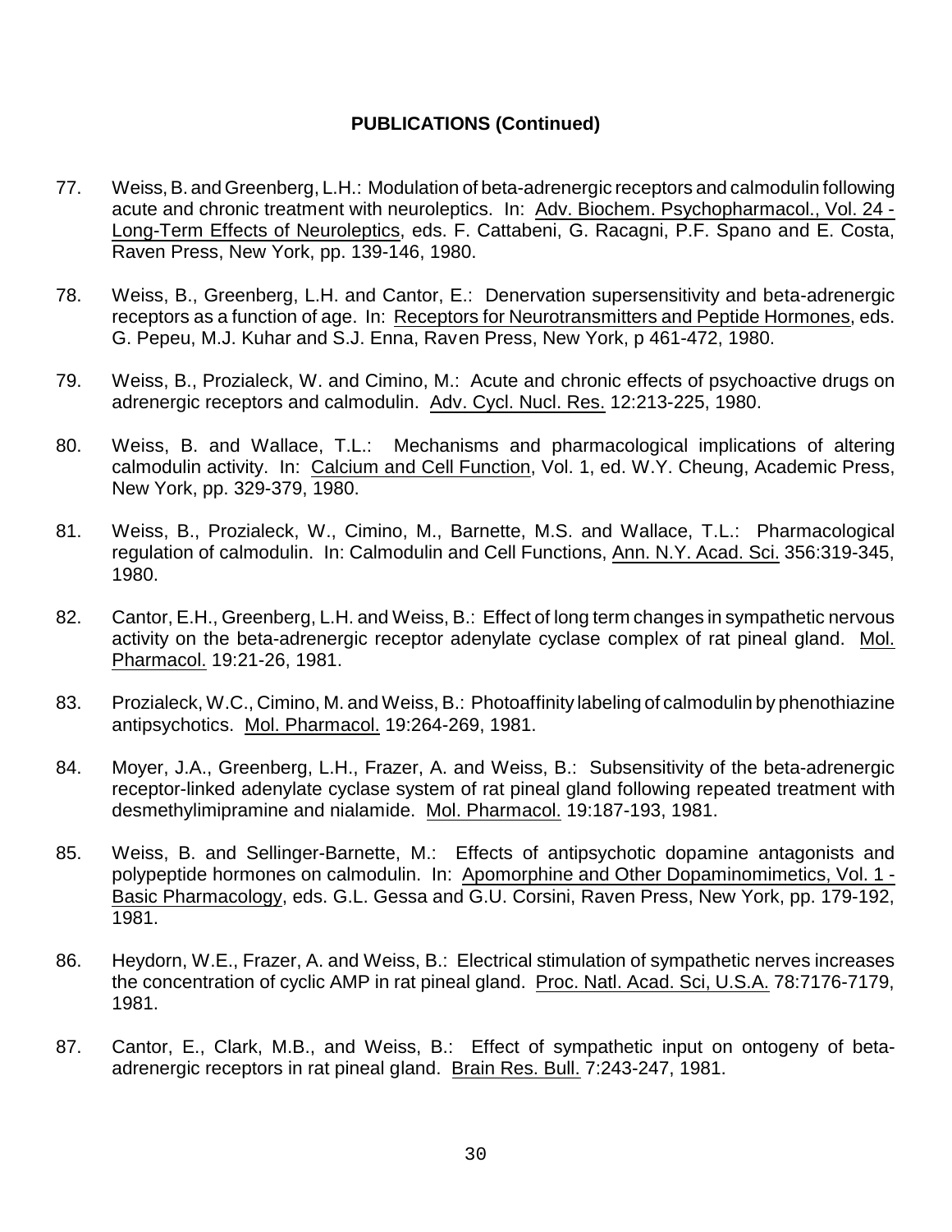**PUBLICATIONS (Continued)**

77. Weiss, B. and Greenberg, L.H.: Modulation of beta-adrenergic receptors and calmodulin following acute and chronic treatment with neuroleptics. In: Adv. Biochem. Psychopharmacol., Vol. 24 - Long-Term Effects of Neuroleptics, eds. F. Cattabeni, G. Racagni, P.F. Spano and E. Costa, Raven Press, New York, pp. 139-146, 1980.

78. Weiss, B., Greenberg, L.H. and Cantor, E.: Denervation supersensitivity and beta-adrenergic receptors as a function of age. In: Receptors for Neurotransmitters and Peptide Hormones, eds. G. Pepeu, M.J. Kuhar and S.J. Enna, Raven Press, New York, p 461-472, 1980.

79. Weiss, B., Prozialeck, W. and Cimino, M.: Acute and chronic effects of psychoactive drugs on adrenergic receptors and calmodulin. Adv. Cycl. Nucl. Res. 12:213-225, 1980.

80. Weiss, B. and Wallace, T.L.: Mechanisms and pharmacological implications of altering calmodulin activity. In: Calcium and Cell Function, Vol. 1, ed. W.Y. Cheung, Academic Press, New York, pp. 329-379, 1980.

81. Weiss, B., Prozialeck, W., Cimino, M., Barnette, M.S. and Wallace, T.L.: Pharmacological regulation of calmodulin. In: Calmodulin and Cell Functions, Ann. N.Y. Acad. Sci. 356:319-345, 1980.

82. Cantor, E.H., Greenberg, L.H. and Weiss, B.: Effect of long term changes in sympathetic nervous activity on the beta-adrenergic receptor adenylate cyclase complex of rat pineal gland. Mol. Pharmacol. 19:21-26, 1981.

83. Prozialeck, W.C., Cimino, M. and Weiss, B.: Photoaffinity labeling of calmodulin by phenothiazine antipsychotics. Mol. Pharmacol. 19:264-269, 1981.

84. Moyer, J.A., Greenberg, L.H., Frazer, A. and Weiss, B.: Subsensitivity of the beta-adrenergic receptor-linked adenylate cyclase system of rat pineal gland following repeated treatment with desmethylimipramine and nialamide. Mol. Pharmacol. 19:187-193, 1981.

85. Weiss, B. and Sellinger-Barnette, M.: Effects of antipsychotic dopamine antagonists and polypeptide hormones on calmodulin. In: Apomorphine and Other Dopaminomimetics, Vol. 1 - Basic Pharmacology, eds. G.L. Gessa and G.U. Corsini, Raven Press, New York, pp. 179-192, 1981.

86. Heydorn, W.E., Frazer, A. and Weiss, B.: Electrical stimulation of sympathetic nerves increases the concentration of cyclic AMP in rat pineal gland. Proc. Natl. Acad. Sci, U.S.A. 78:7176-7179, 1981.

87. Cantor, E., Clark, M.B., and Weiss, B.: Effect of sympathetic input on ontogeny of beta-adrenergic receptors in rat pineal gland. Brain Res. Bull. 7:243-247, 1981.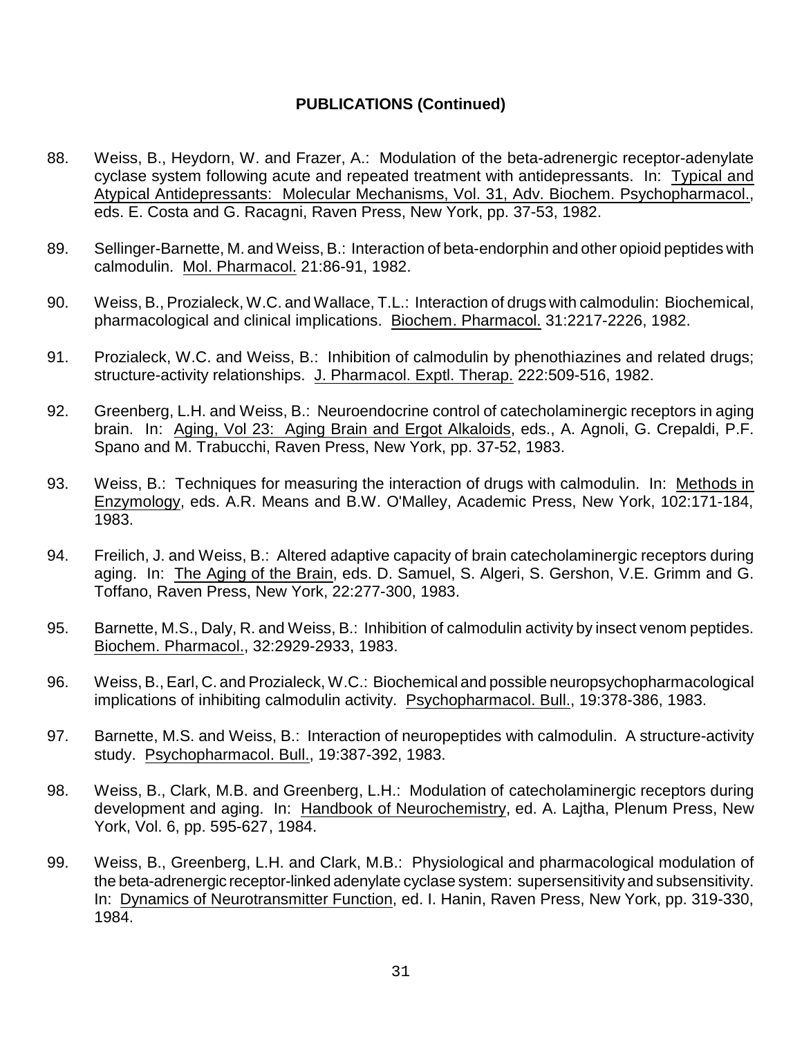**PUBLICATIONS (Continued)**

88. Weiss, B., Heydorn, W. and Frazer, A.: Modulation of the beta-adrenergic receptor-adenylate cyclase system following acute and repeated treatment with antidepressants. In: Typical and Atypical Antidepressants: Molecular Mechanisms, Vol. 31, Adv. Biochem. Psychopharmacol., eds. E. Costa and G. Racagni, Raven Press, New York, pp. 37-53, 1982.

89. Sellinger-Barnette, M. and Weiss, B.: Interaction of beta-endorphin and other opioid peptides with calmodulin. Mol. Pharmacol. 21:86-91, 1982.

90. Weiss, B., Prozialeck, W.C. and Wallace, T.L.: Interaction of drugs with calmodulin: Biochemical, pharmacological and clinical implications. Biochem. Pharmacol. 31:2217-2226, 1982.

91. Prozialeck, W.C. and Weiss, B.: Inhibition of calmodulin by phenothiazines and related drugs; structure-activity relationships. J. Pharmacol. Exptl. Therap. 222:509-516, 1982.

92. Greenberg, L.H. and Weiss, B.: Neuroendocrine control of catecholaminergic receptors in aging brain. In: Aging, Vol 23: Aging Brain and Ergot Alkaloids, eds., A. Agnoli, G. Crepaldi, P.F. Spano and M. Trabucchi, Raven Press, New York, pp. 37-52, 1983.

93. Weiss, B.: Techniques for measuring the interaction of drugs with calmodulin. In: Methods in Enzymology, eds. A.R. Means and B.W. O'Malley, Academic Press, New York, 102:171-184, 1983.

94. Freilich, J. and Weiss, B.: Altered adaptive capacity of brain catecholaminergic receptors during aging. In: The Aging of the Brain, eds. D. Samuel, S. Algeri, S. Gershon, V.E. Grimm and G. Toffano, Raven Press, New York, 22:277-300, 1983.

95. Barnette, M.S., Daly, R. and Weiss, B.: Inhibition of calmodulin activity by insect venom peptides. Biochem. Pharmacol., 32:2929-2933, 1983.

96. Weiss, B., Earl, C. and Prozialeck, W.C.: Biochemical and possible neuropsychopharmacological implications of inhibiting calmodulin activity. Psychopharmacol. Bull., 19:378-386, 1983.

97. Barnette, M.S. and Weiss, B.: Interaction of neuropeptides with calmodulin. A structure-activity study. Psychopharmacol. Bull., 19:387-392, 1983.

98. Weiss, B., Clark, M.B. and Greenberg, L.H.: Modulation of catecholaminergic receptors during development and aging. In: Handbook of Neurochemistry, ed. A. Lajtha, Plenum Press, New York, Vol. 6, pp. 595-627, 1984.

99. Weiss, B., Greenberg, L.H. and Clark, M.B.: Physiological and pharmacological modulation of the beta-adrenergic receptor-linked adenylate cyclase system: supersensitivity and subsensitivity. In: Dynamics of Neurotransmitter Function, ed. I. Hanin, Raven Press, New York, pp. 319-330, 1984.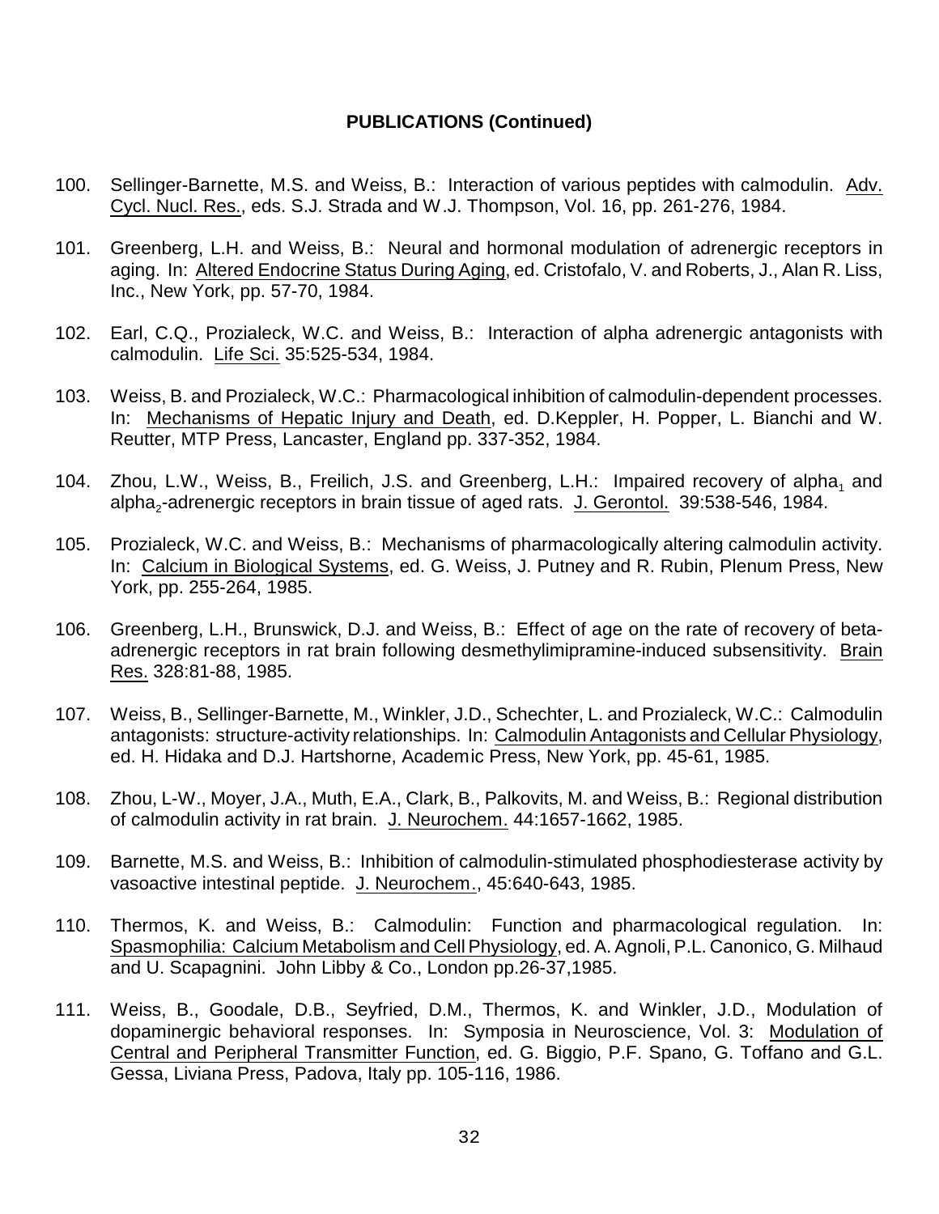**PUBLICATIONS (Continued)**

100. Sellinger-Barnette, M.S. and Weiss, B.: Interaction of various peptides with calmodulin. Adv. Cycl. Nucl. Res., eds. S.J. Strada and W.J. Thompson, Vol. 16, pp. 261-276, 1984.

101. Greenberg, L.H. and Weiss, B.: Neural and hormonal modulation of adrenergic receptors in aging. In: Altered Endocrine Status During Aging, ed. Cristofalo, V. and Roberts, J., Alan R. Liss, Inc., New York, pp. 57-70, 1984.

102. Earl, C.Q., Prozialeck, W.C. and Weiss, B.: Interaction of alpha adrenergic antagonists with calmodulin. Life Sci. 35:525-534, 1984.

103. Weiss, B. and Prozialeck, W.C.: Pharmacological inhibition of calmodulin-dependent processes. In: Mechanisms of Hepatic Injury and Death, ed. D.Keppler, H. Popper, L. Bianchi and W. Reutter, MTP Press, Lancaster, England pp. 337-352, 1984.

104. Zhou, L.W., Weiss, B., Freilich, J.S. and Greenberg, L.H.: Impaired recovery of $alpha_1$ and $alpha_2$-adrenergic receptors in brain tissue of aged rats. J. Gerontol. 39:538-546, 1984.

105. Prozialeck, W.C. and Weiss, B.: Mechanisms of pharmacologically altering calmodulin activity. In: Calcium in Biological Systems, ed. G. Weiss, J. Putney and R. Rubin, Plenum Press, New York, pp. 255-264, 1985.

106. Greenberg, L.H., Brunswick, D.J. and Weiss, B.: Effect of age on the rate of recovery of beta-adrenergic receptors in rat brain following desmethylimipramine-induced subsensitivity. Brain Res. 328:81-88, 1985.

107. Weiss, B., Sellinger-Barnette, M., Winkler, J.D., Schechter, L. and Prozialeck, W.C.: Calmodulin antagonists: structure-activity relationships. In: Calmodulin Antagonists and Cellular Physiology, ed. H. Hidaka and D.J. Hartshorne, Academic Press, New York, pp. 45-61, 1985.

108. Zhou, L-W., Moyer, J.A., Muth, E.A., Clark, B., Palkovits, M. and Weiss, B.: Regional distribution of calmodulin activity in rat brain. J. Neurochem. 44:1657-1662, 1985.

109. Barnette, M.S. and Weiss, B.: Inhibition of calmodulin-stimulated phosphodiesterase activity by vasoactive intestinal peptide. J. Neurochem., 45:640-643, 1985.

110. Thermos, K. and Weiss, B.: Calmodulin: Function and pharmacological regulation. In: Spasmophilia: Calcium Metabolism and Cell Physiology, ed. A. Agnoli, P.L. Canonico, G. Milhaud and U. Scapagnini. John Libby & Co., London pp.26-37,1985.

111. Weiss, B., Goodale, D.B., Seyfried, D.M., Thermos, K. and Winkler, J.D., Modulation of dopaminergic behavioral responses. In: Symposia in Neuroscience, Vol. 3: Modulation of Central and Peripheral Transmitter Function, ed. G. Biggio, P.F. Spano, G. Toffano and G.L. Gessa, Liviana Press, Padova, Italy pp. 105-116, 1986.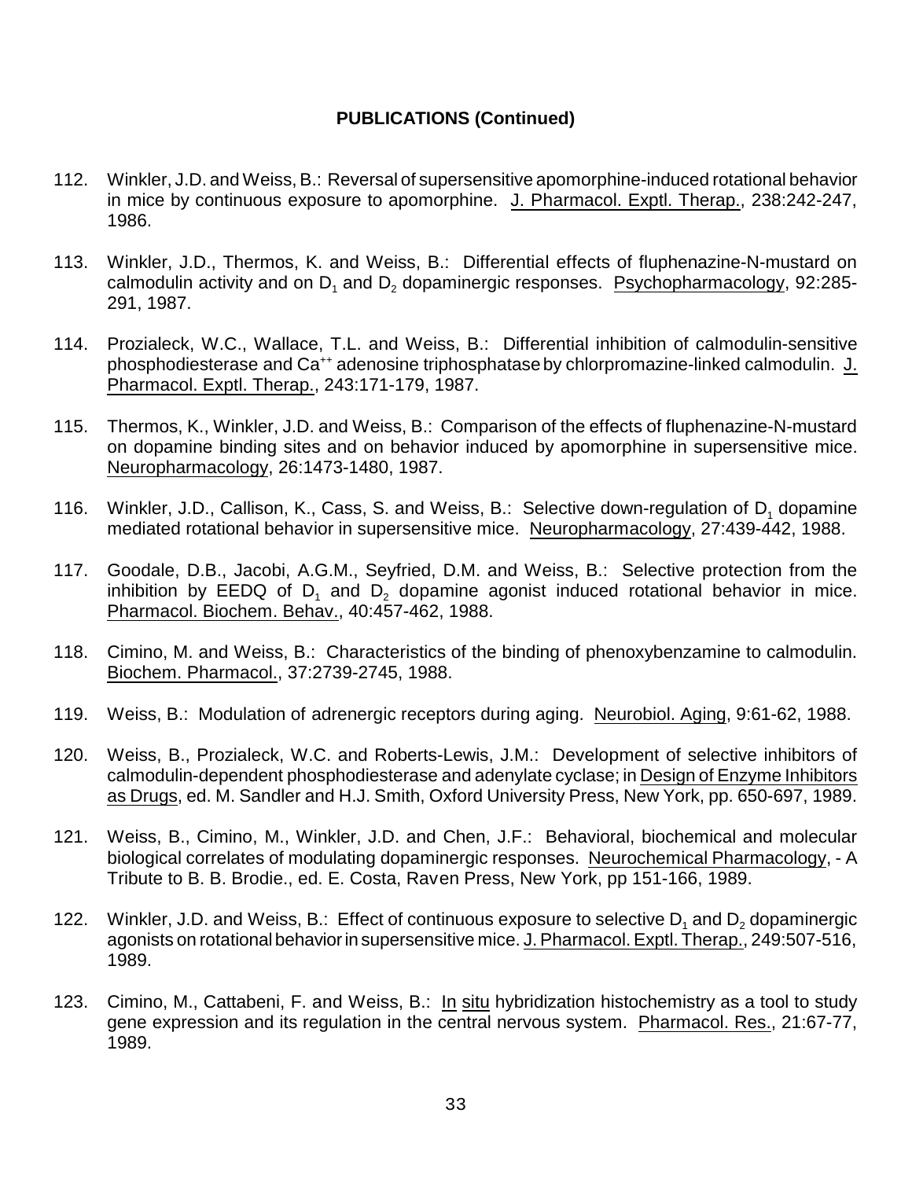**PUBLICATIONS (Continued)**

112. Winkler, J.D. and Weiss, B.: Reversal of supersensitive apomorphine-induced rotational behavior in mice by continuous exposure to apomorphine. J. Pharmacol. Exptl. Therap., 238:242-247, 1986.

113. Winkler, J.D., Thermos, K. and Weiss, B.: Differential effects of fluphenazine-N-mustard on calmodulin activity and on $D_1$ and $D_2$ dopaminergic responses. Psychopharmacology, 92:285-291, 1987.

114. Prozialeck, W.C., Wallace, T.L. and Weiss, B.: Differential inhibition of calmodulin-sensitive phosphodiesterase and $Ca^{++}$ adenosine triphosphatase by chlorpromazine-linked calmodulin. J. Pharmacol. Exptl. Therap., 243:171-179, 1987.

115. Thermos, K., Winkler, J.D. and Weiss, B.: Comparison of the effects of fluphenazine-N-mustard on dopamine binding sites and on behavior induced by apomorphine in supersensitive mice. Neuropharmacology, 26:1473-1480, 1987.

116. Winkler, J.D., Callison, K., Cass, S. and Weiss, B.: Selective down-regulation of $D_1$ dopamine mediated rotational behavior in supersensitive mice. Neuropharmacology, 27:439-442, 1988.

117. Goodale, D.B., Jacobi, A.G.M., Seyfried, D.M. and Weiss, B.: Selective protection from the inhibition by EEDQ of $D_1$ and $D_2$ dopamine agonist induced rotational behavior in mice. Pharmacol. Biochem. Behav., 40:457-462, 1988.

118. Cimino, M. and Weiss, B.: Characteristics of the binding of phenoxybenzamine to calmodulin. Biochem. Pharmacol., 37:2739-2745, 1988.

119. Weiss, B.: Modulation of adrenergic receptors during aging. Neurobiol. Aging, 9:61-62, 1988.

120. Weiss, B., Prozialeck, W.C. and Roberts-Lewis, J.M.: Development of selective inhibitors of calmodulin-dependent phosphodiesterase and adenylate cyclase; in Design of Enzyme Inhibitors as Drugs, ed. M. Sandler and H.J. Smith, Oxford University Press, New York, pp. 650-697, 1989.

121. Weiss, B., Cimino, M., Winkler, J.D. and Chen, J.F.: Behavioral, biochemical and molecular biological correlates of modulating dopaminergic responses. Neurochemical Pharmacology, - A Tribute to B. B. Brodie., ed. E. Costa, Raven Press, New York, pp 151-166, 1989.

122. Winkler, J.D. and Weiss, B.: Effect of continuous exposure to selective $D_1$ and $D_2$ dopaminergic agonists on rotational behavior in supersensitive mice. J. Pharmacol. Exptl. Therap., 249:507-516, 1989.

123. Cimino, M., Cattabeni, F. and Weiss, B.: In situ hybridization histochemistry as a tool to study gene expression and its regulation in the central nervous system. Pharmacol. Res., 21:67-77, 1989.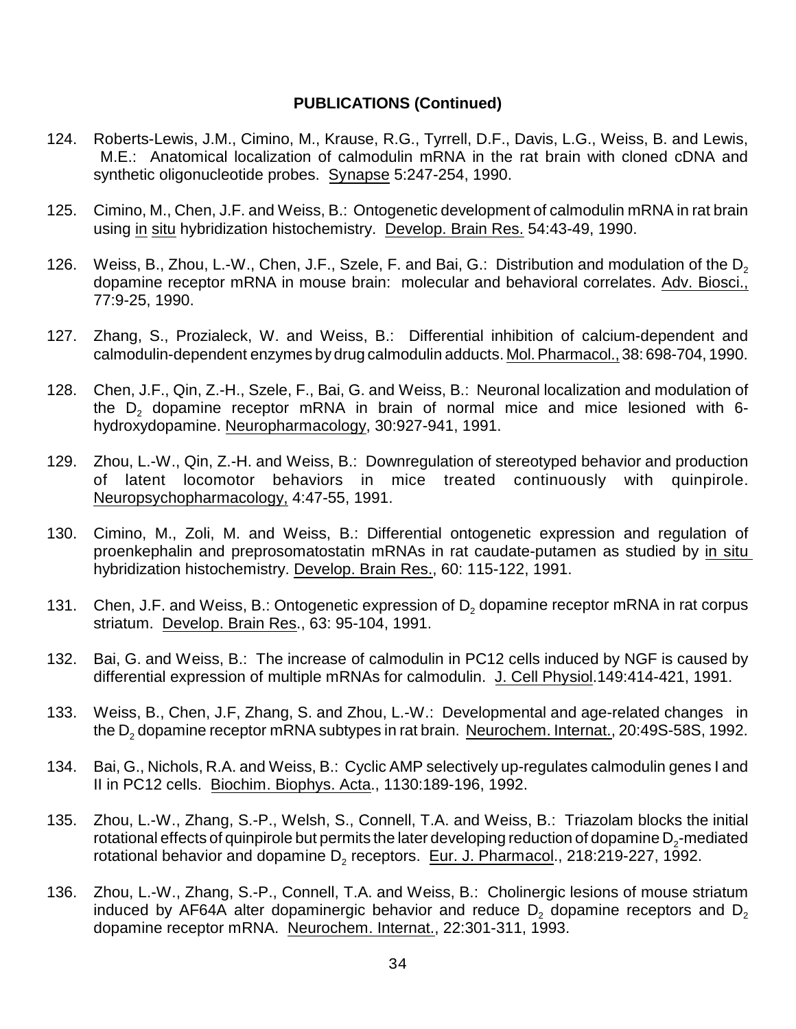**PUBLICATIONS (Continued)**

124. Roberts-Lewis, J.M., Cimino, M., Krause, R.G., Tyrrell, D.F., Davis, L.G., Weiss, B. and Lewis, M.E.: Anatomical localization of calmodulin mRNA in the rat brain with cloned cDNA and synthetic oligonucleotide probes. Synapse 5:247-254, 1990.

125. Cimino, M., Chen, J.F. and Weiss, B.: Ontogenetic development of calmodulin mRNA in rat brain using in situ hybridization histochemistry. Develop. Brain Res. 54:43-49, 1990.

126. Weiss, B., Zhou, L.-W., Chen, J.F., Szele, F. and Bai, G.: Distribution and modulation of the $D_2$ dopamine receptor mRNA in mouse brain: molecular and behavioral correlates. Adv. Biosci., 77:9-25, 1990.

127. Zhang, S., Prozialeck, W. and Weiss, B.: Differential inhibition of calcium-dependent and calmodulin-dependent enzymes by drug calmodulin adducts. Mol. Pharmacol., 38: 698-704, 1990.

128. Chen, J.F., Qin, Z.-H., Szele, F., Bai, G. and Weiss, B.: Neuronal localization and modulation of the $D_2$ dopamine receptor mRNA in brain of normal mice and mice lesioned with 6-hydroxydopamine. Neuropharmacology, 30:927-941, 1991.

129. Zhou, L.-W., Qin, Z.-H. and Weiss, B.: Downregulation of stereotyped behavior and production of latent locomotor behaviors in mice treated continuously with quinpirole. Neuropsychopharmacology, 4:47-55, 1991.

130. Cimino, M., Zoli, M. and Weiss, B.: Differential ontogenetic expression and regulation of proenkephalin and preprosomatostatin mRNAs in rat caudate-putamen as studied by in situ hybridization histochemistry. Develop. Brain Res., 60: 115-122, 1991.

131. Chen, J.F. and Weiss, B.: Ontogenetic expression of $D_2$ dopamine receptor mRNA in rat corpus striatum. Develop. Brain Res., 63: 95-104, 1991.

132. Bai, G. and Weiss, B.: The increase of calmodulin in PC12 cells induced by NGF is caused by differential expression of multiple mRNAs for calmodulin. J. Cell Physiol.149:414-421, 1991.

133. Weiss, B., Chen, J.F, Zhang, S. and Zhou, L.-W.: Developmental and age-related changes in the $D_2$ dopamine receptor mRNA subtypes in rat brain. Neurochem. Internat., 20:49S-58S, 1992.

134. Bai, G., Nichols, R.A. and Weiss, B.: Cyclic AMP selectively up-regulates calmodulin genes I and II in PC12 cells. Biochim. Biophys. Acta., 1130:189-196, 1992.

135. Zhou, L.-W., Zhang, S.-P., Welsh, S., Connell, T.A. and Weiss, B.: Triazolam blocks the initial rotational effects of quinpirole but permits the later developing reduction of dopamine $D_2$-mediated rotational behavior and dopamine $D_2$ receptors. Eur. J. Pharmacol., 218:219-227, 1992.

136. Zhou, L.-W., Zhang, S.-P., Connell, T.A. and Weiss, B.: Cholinergic lesions of mouse striatum induced by AF64A alter dopaminergic behavior and reduce $D_2$ dopamine receptors and $D_2$ dopamine receptor mRNA. Neurochem. Internat., 22:301-311, 1993.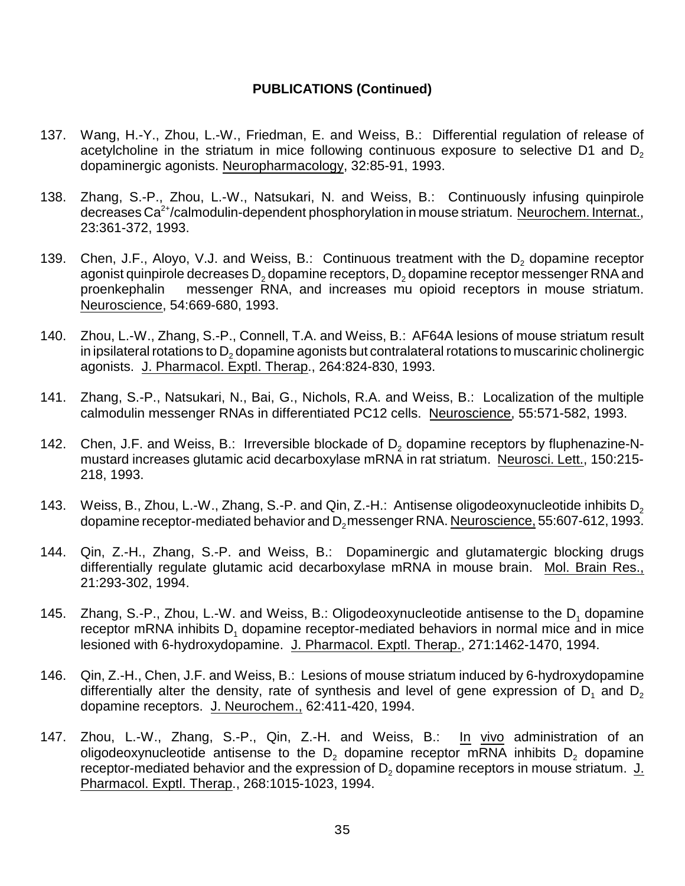**PUBLICATIONS (Continued)**

137. Wang, H.-Y., Zhou, L.-W., Friedman, E. and Weiss, B.: Differential regulation of release of acetylcholine in the striatum in mice following continuous exposure to selective D1 and $D_2$ dopaminergic agonists. Neuropharmacology, 32:85-91, 1993.

138. Zhang, S.-P., Zhou, L.-W., Natsukari, N. and Weiss, B.: Continuously infusing quinpirole decreases $Ca^{2+}$/calmodulin-dependent phosphorylation in mouse striatum. Neurochem. Internat., 23:361-372, 1993.

139. Chen, J.F., Aloyo, V.J. and Weiss, B.: Continuous treatment with the $D_2$ dopamine receptor agonist quinpirole decreases $D_2$ dopamine receptors, $D_2$ dopamine receptor messenger RNA and proenkephalin messenger RNA, and increases mu opioid receptors in mouse striatum. Neuroscience, 54:669-680, 1993.

140. Zhou, L.-W., Zhang, S.-P., Connell, T.A. and Weiss, B.: AF64A lesions of mouse striatum result in ipsilateral rotations to $D_2$ dopamine agonists but contralateral rotations to muscarinic cholinergic agonists. J. Pharmacol. Exptl. Therap., 264:824-830, 1993.

141. Zhang, S.-P., Natsukari, N., Bai, G., Nichols, R.A. and Weiss, B.: Localization of the multiple calmodulin messenger RNAs in differentiated PC12 cells. Neuroscience, 55:571-582, 1993.

142. Chen, J.F. and Weiss, B.: Irreversible blockade of $D_2$ dopamine receptors by fluphenazine-N-mustard increases glutamic acid decarboxylase mRNA in rat striatum. Neurosci. Lett., 150:215-218, 1993.

143. Weiss, B., Zhou, L.-W., Zhang, S.-P. and Qin, Z.-H.: Antisense oligodeoxynucleotide inhibits $D_2$ dopamine receptor-mediated behavior and $D_2$ messenger RNA. Neuroscience, 55:607-612, 1993.

144. Qin, Z.-H., Zhang, S.-P. and Weiss, B.: Dopaminergic and glutamatergic blocking drugs differentially regulate glutamic acid decarboxylase mRNA in mouse brain. Mol. Brain Res., 21:293-302, 1994.

145. Zhang, S.-P., Zhou, L.-W. and Weiss, B.: Oligodeoxynucleotide antisense to the $D_1$ dopamine receptor mRNA inhibits $D_1$ dopamine receptor-mediated behaviors in normal mice and in mice lesioned with 6-hydroxydopamine. J. Pharmacol. Exptl. Therap., 271:1462-1470, 1994.

146. Qin, Z.-H., Chen, J.F. and Weiss, B.: Lesions of mouse striatum induced by 6-hydroxydopamine differentially alter the density, rate of synthesis and level of gene expression of $D_1$ and $D_2$ dopamine receptors. J. Neurochem., 62:411-420, 1994.

147. Zhou, L.-W., Zhang, S.-P., Qin, Z.-H. and Weiss, B.: In vivo administration of an oligodeoxynucleotide antisense to the $D_2$ dopamine receptor mRNA inhibits $D_2$ dopamine receptor-mediated behavior and the expression of $D_2$ dopamine receptors in mouse striatum. J. Pharmacol. Exptl. Therap., 268:1015-1023, 1994.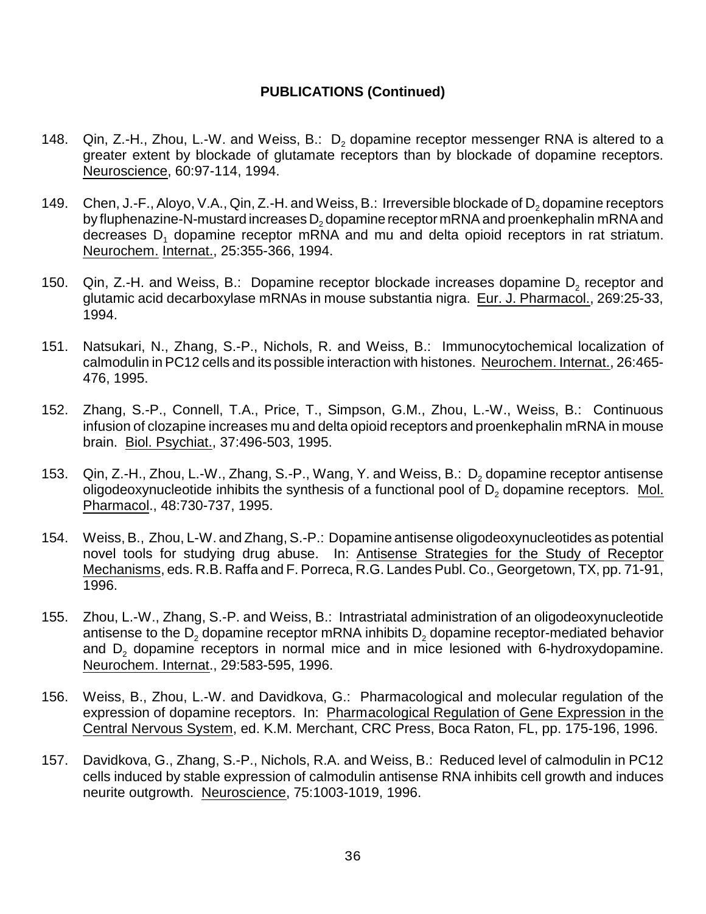## PUBLICATIONS (Continued)

148. Qin, Z.-H., Zhou, L.-W. and Weiss, B.: $D_2$ dopamine receptor messenger RNA is altered to a greater extent by blockade of glutamate receptors than by blockade of dopamine receptors. Neuroscience, 60:97-114, 1994.

149. Chen, J.-F., Aloyo, V.A., Qin, Z.-H. and Weiss, B.: Irreversible blockade of $D_2$ dopamine receptors by fluphenazine-N-mustard increases $D_2$ dopamine receptor mRNA and proenkephalin mRNA and decreases $D_1$ dopamine receptor mRNA and mu and delta opioid receptors in rat striatum. Neurochem. Internat., 25:355-366, 1994.

150. Qin, Z.-H. and Weiss, B.: Dopamine receptor blockade increases dopamine $D_2$ receptor and glutamic acid decarboxylase mRNAs in mouse substantia nigra. Eur. J. Pharmacol., 269:25-33, 1994.

151. Natsukari, N., Zhang, S.-P., Nichols, R. and Weiss, B.: Immunocytochemical localization of calmodulin in PC12 cells and its possible interaction with histones. Neurochem. Internat., 26:465-476, 1995.

152. Zhang, S.-P., Connell, T.A., Price, T., Simpson, G.M., Zhou, L.-W., Weiss, B.: Continuous infusion of clozapine increases mu and delta opioid receptors and proenkephalin mRNA in mouse brain. Biol. Psychiat., 37:496-503, 1995.

153. Qin, Z.-H., Zhou, L.-W., Zhang, S.-P., Wang, Y. and Weiss, B.: $D_2$ dopamine receptor antisense oligodeoxynucleotide inhibits the synthesis of a functional pool of $D_2$ dopamine receptors. Mol. Pharmacol., 48:730-737, 1995.

154. Weiss, B., Zhou, L-W. and Zhang, S.-P.: Dopamine antisense oligodeoxynucleotides as potential novel tools for studying drug abuse. In: Antisense Strategies for the Study of Receptor Mechanisms, eds. R.B. Raffa and F. Porreca, R.G. Landes Publ. Co., Georgetown, TX, pp. 71-91, 1996.

155. Zhou, L.-W., Zhang, S.-P. and Weiss, B.: Intrastriatal administration of an oligodeoxynucleotide antisense to the $D_2$ dopamine receptor mRNA inhibits $D_2$ dopamine receptor-mediated behavior and $D_2$ dopamine receptors in normal mice and in mice lesioned with 6-hydroxydopamine. Neurochem. Internat., 29:583-595, 1996.

156. Weiss, B., Zhou, L.-W. and Davidkova, G.: Pharmacological and molecular regulation of the expression of dopamine receptors. In: Pharmacological Regulation of Gene Expression in the Central Nervous System, ed. K.M. Merchant, CRC Press, Boca Raton, FL, pp. 175-196, 1996.

157. Davidkova, G., Zhang, S.-P., Nichols, R.A. and Weiss, B.: Reduced level of calmodulin in PC12 cells induced by stable expression of calmodulin antisense RNA inhibits cell growth and induces neurite outgrowth. Neuroscience, 75:1003-1019, 1996.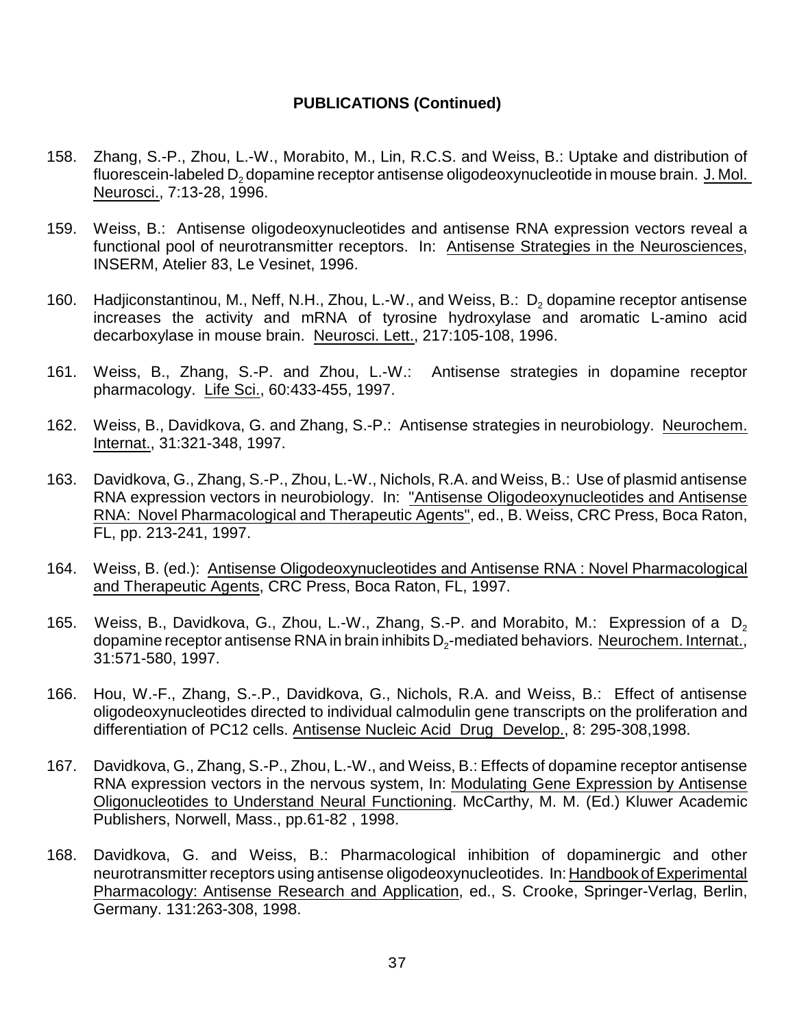**PUBLICATIONS (Continued)**

158. Zhang, S.-P., Zhou, L.-W., Morabito, M., Lin, R.C.S. and Weiss, B.: Uptake and distribution of fluorescein-labeled $D_2$ dopamine receptor antisense oligodeoxynucleotide in mouse brain. J. Mol. Neurosci., 7:13-28, 1996.

159. Weiss, B.: Antisense oligodeoxynucleotides and antisense RNA expression vectors reveal a functional pool of neurotransmitter receptors. In: Antisense Strategies in the Neurosciences, INSERM, Atelier 83, Le Vesinet, 1996.

160. Hadjiconstantinou, M., Neff, N.H., Zhou, L.-W., and Weiss, B.: $D_2$ dopamine receptor antisense increases the activity and mRNA of tyrosine hydroxylase and aromatic L-amino acid decarboxylase in mouse brain. Neurosci. Lett., 217:105-108, 1996.

161. Weiss, B., Zhang, S.-P. and Zhou, L.-W.: Antisense strategies in dopamine receptor pharmacology. Life Sci., 60:433-455, 1997.

162. Weiss, B., Davidkova, G. and Zhang, S.-P.: Antisense strategies in neurobiology. Neurochem. Internat., 31:321-348, 1997.

163. Davidkova, G., Zhang, S.-P., Zhou, L.-W., Nichols, R.A. and Weiss, B.: Use of plasmid antisense RNA expression vectors in neurobiology. In: "Antisense Oligodeoxynucleotides and Antisense RNA: Novel Pharmacological and Therapeutic Agents", ed., B. Weiss, CRC Press, Boca Raton, FL, pp. 213-241, 1997.

164. Weiss, B. (ed.): Antisense Oligodeoxynucleotides and Antisense RNA : Novel Pharmacological and Therapeutic Agents, CRC Press, Boca Raton, FL, 1997.

165. Weiss, B., Davidkova, G., Zhou, L.-W., Zhang, S.-P. and Morabito, M.: Expression of a $D_2$ dopamine receptor antisense RNA in brain inhibits $D_2$-mediated behaviors. Neurochem. Internat., 31:571-580, 1997.

166. Hou, W.-F., Zhang, S.-.P., Davidkova, G., Nichols, R.A. and Weiss, B.: Effect of antisense oligodeoxynucleotides directed to individual calmodulin gene transcripts on the proliferation and differentiation of PC12 cells. Antisense Nucleic Acid Drug Develop., 8: 295-308,1998.

167. Davidkova, G., Zhang, S.-P., Zhou, L.-W., and Weiss, B.: Effects of dopamine receptor antisense RNA expression vectors in the nervous system, In: Modulating Gene Expression by Antisense Oligonucleotides to Understand Neural Functioning. McCarthy, M. M. (Ed.) Kluwer Academic Publishers, Norwell, Mass., pp.61-82 , 1998.

168. Davidkova, G. and Weiss, B.: Pharmacological inhibition of dopaminergic and other neurotransmitter receptors using antisense oligodeoxynucleotides. In: Handbook of Experimental Pharmacology: Antisense Research and Application, ed., S. Crooke, Springer-Verlag, Berlin, Germany. 131:263-308, 1998.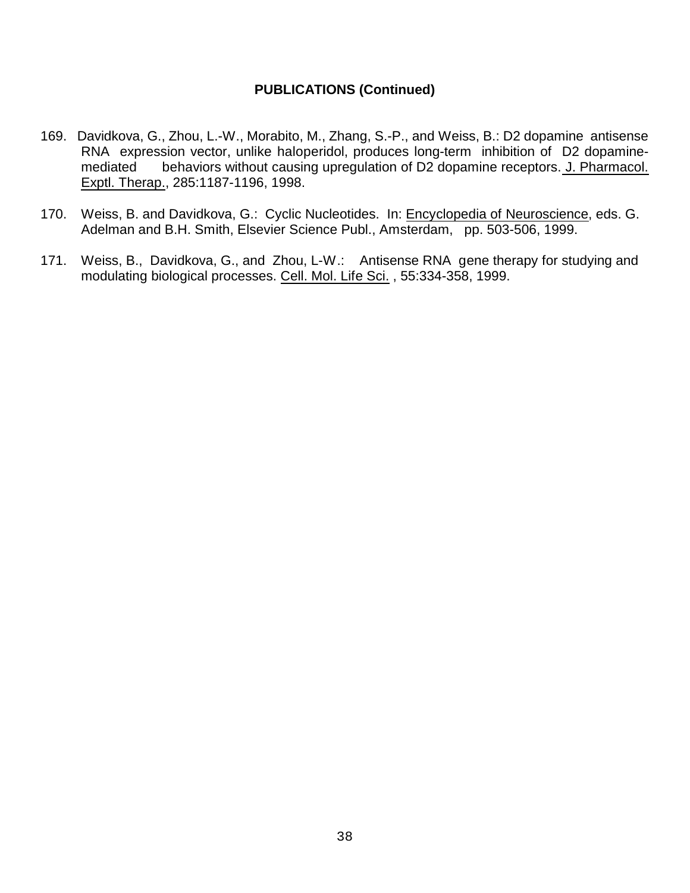**PUBLICATIONS (Continued)**

169. Davidkova, G., Zhou, L.-W., Morabito, M., Zhang, S.-P., and Weiss, B.: D2 dopamine antisense RNA expression vector, unlike haloperidol, produces long-term inhibition of D2 dopamine-mediated behaviors without causing upregulation of D2 dopamine receptors. J. Pharmacol. Exptl. Therap., 285:1187-1196, 1998.

170. Weiss, B. and Davidkova, G.: Cyclic Nucleotides. In: Encyclopedia of Neuroscience, eds. G. Adelman and B.H. Smith, Elsevier Science Publ., Amsterdam, pp. 503-506, 1999.

171. Weiss, B., Davidkova, G., and Zhou, L-W.: Antisense RNA gene therapy for studying and modulating biological processes. Cell. Mol. Life Sci. , 55:334-358, 1999.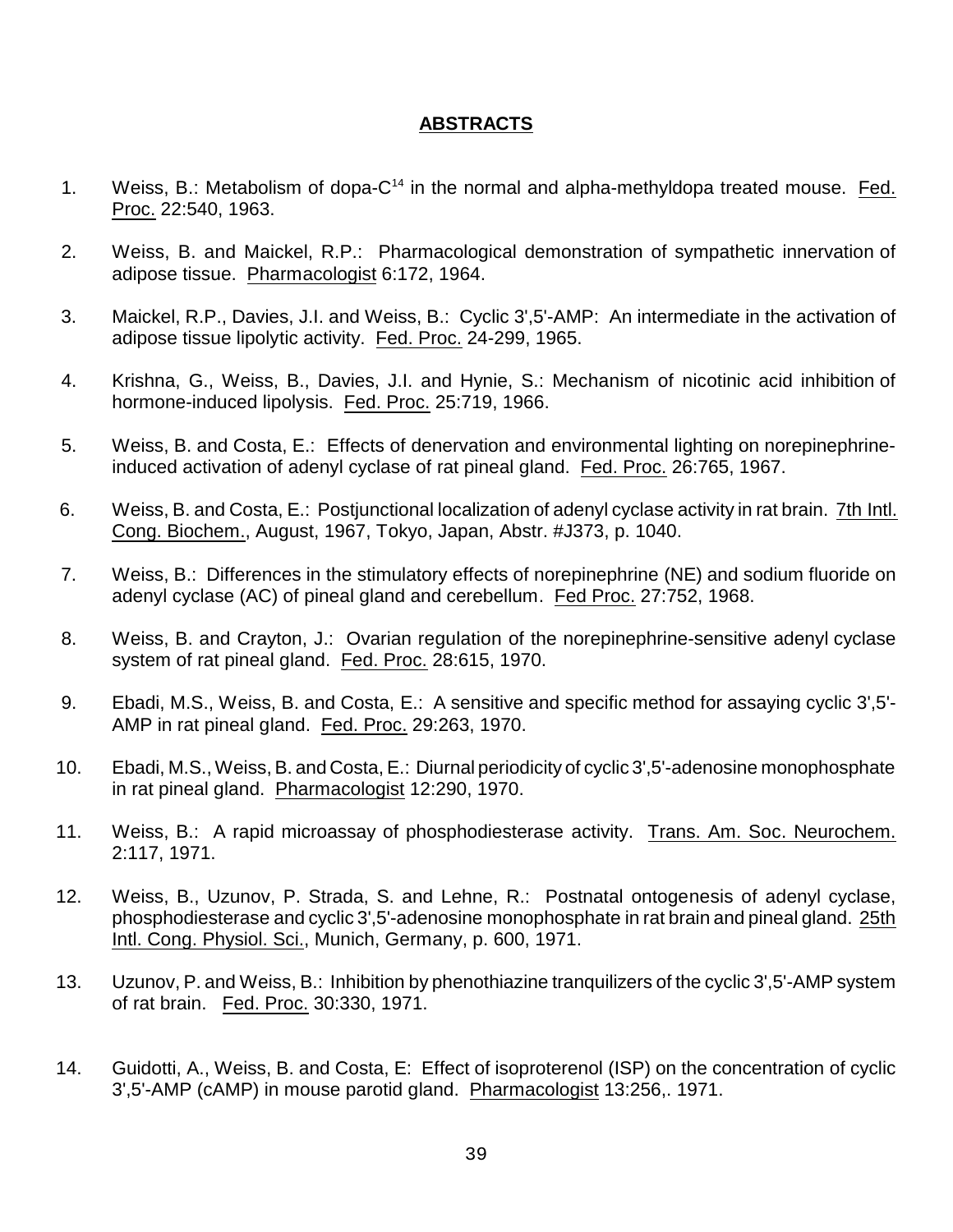## ABSTRACTS

1. Weiss, B.: Metabolism of dopa-$C^{14}$ in the normal and alpha-methyldopa treated mouse. Fed. Proc. 22:540, 1963.

2. Weiss, B. and Maickel, R.P.: Pharmacological demonstration of sympathetic innervation of adipose tissue. Pharmacologist 6:172, 1964.

3. Maickel, R.P., Davies, J.I. and Weiss, B.: Cyclic 3',5'-AMP: An intermediate in the activation of adipose tissue lipolytic activity. Fed. Proc. 24-299, 1965.

4. Krishna, G., Weiss, B., Davies, J.I. and Hynie, S.: Mechanism of nicotinic acid inhibition of hormone-induced lipolysis. Fed. Proc. 25:719, 1966.

5. Weiss, B. and Costa, E.: Effects of denervation and environmental lighting on norepinephrine-induced activation of adenyl cyclase of rat pineal gland. Fed. Proc. 26:765, 1967.

6. Weiss, B. and Costa, E.: Postjunctional localization of adenyl cyclase activity in rat brain. 7th Intl. Cong. Biochem., August, 1967, Tokyo, Japan, Abstr. #J373, p. 1040.

7. Weiss, B.: Differences in the stimulatory effects of norepinephrine (NE) and sodium fluoride on adenyl cyclase (AC) of pineal gland and cerebellum. Fed Proc. 27:752, 1968.

8. Weiss, B. and Crayton, J.: Ovarian regulation of the norepinephrine-sensitive adenyl cyclase system of rat pineal gland. Fed. Proc. 28:615, 1970.

9. Ebadi, M.S., Weiss, B. and Costa, E.: A sensitive and specific method for assaying cyclic 3',5'-AMP in rat pineal gland. Fed. Proc. 29:263, 1970.

10. Ebadi, M.S., Weiss, B. and Costa, E.: Diurnal periodicity of cyclic 3',5'-adenosine monophosphate in rat pineal gland. Pharmacologist 12:290, 1970.

11. Weiss, B.: A rapid microassay of phosphodiesterase activity. Trans. Am. Soc. Neurochem. 2:117, 1971.

12. Weiss, B., Uzunov, P. Strada, S. and Lehne, R.: Postnatal ontogenesis of adenyl cyclase, phosphodiesterase and cyclic 3',5'-adenosine monophosphate in rat brain and pineal gland. 25th Intl. Cong. Physiol. Sci., Munich, Germany, p. 600, 1971.

13. Uzunov, P. and Weiss, B.: Inhibition by phenothiazine tranquilizers of the cyclic 3',5'-AMP system of rat brain. Fed. Proc. 30:330, 1971.

14. Guidotti, A., Weiss, B. and Costa, E: Effect of isoproterenol (ISP) on the concentration of cyclic 3',5'-AMP (cAMP) in mouse parotid gland. Pharmacologist 13:256,. 1971.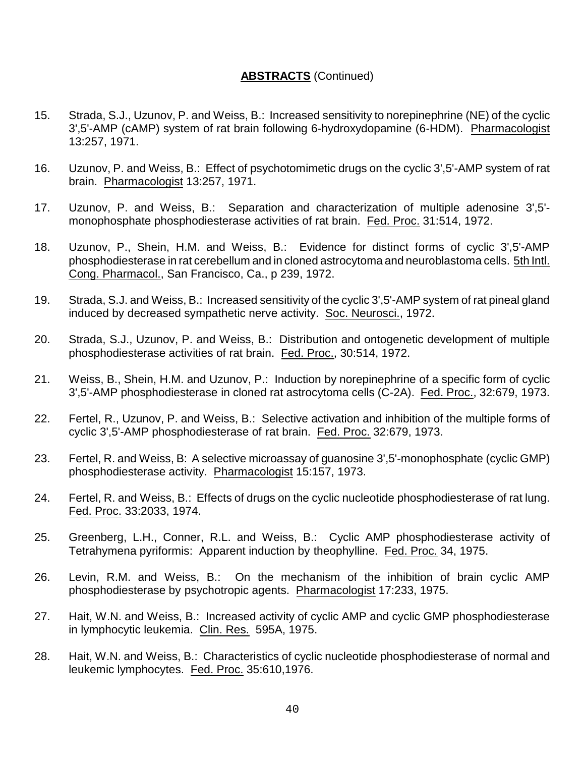**ABSTRACTS** (Continued)

15. Strada, S.J., Uzunov, P. and Weiss, B.: Increased sensitivity to norepinephrine (NE) of the cyclic 3',5'-AMP (cAMP) system of rat brain following 6-hydroxydopamine (6-HDM). Pharmacologist 13:257, 1971.

16. Uzunov, P. and Weiss, B.: Effect of psychotomimetic drugs on the cyclic 3',5'-AMP system of rat brain. Pharmacologist 13:257, 1971.

17. Uzunov, P. and Weiss, B.: Separation and characterization of multiple adenosine 3',5'-monophosphate phosphodiesterase activities of rat brain. Fed. Proc. 31:514, 1972.

18. Uzunov, P., Shein, H.M. and Weiss, B.: Evidence for distinct forms of cyclic 3',5'-AMP phosphodiesterase in rat cerebellum and in cloned astrocytoma and neuroblastoma cells. 5th Intl. Cong. Pharmacol., San Francisco, Ca., p 239, 1972.

19. Strada, S.J. and Weiss, B.: Increased sensitivity of the cyclic 3',5'-AMP system of rat pineal gland induced by decreased sympathetic nerve activity. Soc. Neurosci., 1972.

20. Strada, S.J., Uzunov, P. and Weiss, B.: Distribution and ontogenetic development of multiple phosphodiesterase activities of rat brain. Fed. Proc., 30:514, 1972.

21. Weiss, B., Shein, H.M. and Uzunov, P.: Induction by norepinephrine of a specific form of cyclic 3',5'-AMP phosphodiesterase in cloned rat astrocytoma cells (C-2A). Fed. Proc., 32:679, 1973.

22. Fertel, R., Uzunov, P. and Weiss, B.: Selective activation and inhibition of the multiple forms of cyclic 3',5'-AMP phosphodiesterase of rat brain. Fed. Proc. 32:679, 1973.

23. Fertel, R. and Weiss, B: A selective microassay of guanosine 3',5'-monophosphate (cyclic GMP) phosphodiesterase activity. Pharmacologist 15:157, 1973.

24. Fertel, R. and Weiss, B.: Effects of drugs on the cyclic nucleotide phosphodiesterase of rat lung. Fed. Proc. 33:2033, 1974.

25. Greenberg, L.H., Conner, R.L. and Weiss, B.: Cyclic AMP phosphodiesterase activity of Tetrahymena pyriformis: Apparent induction by theophylline. Fed. Proc. 34, 1975.

26. Levin, R.M. and Weiss, B.: On the mechanism of the inhibition of brain cyclic AMP phosphodiesterase by psychotropic agents. Pharmacologist 17:233, 1975.

27. Hait, W.N. and Weiss, B.: Increased activity of cyclic AMP and cyclic GMP phosphodiesterase in lymphocytic leukemia. Clin. Res. 595A, 1975.

28. Hait, W.N. and Weiss, B.: Characteristics of cyclic nucleotide phosphodiesterase of normal and leukemic lymphocytes. Fed. Proc. 35:610,1976.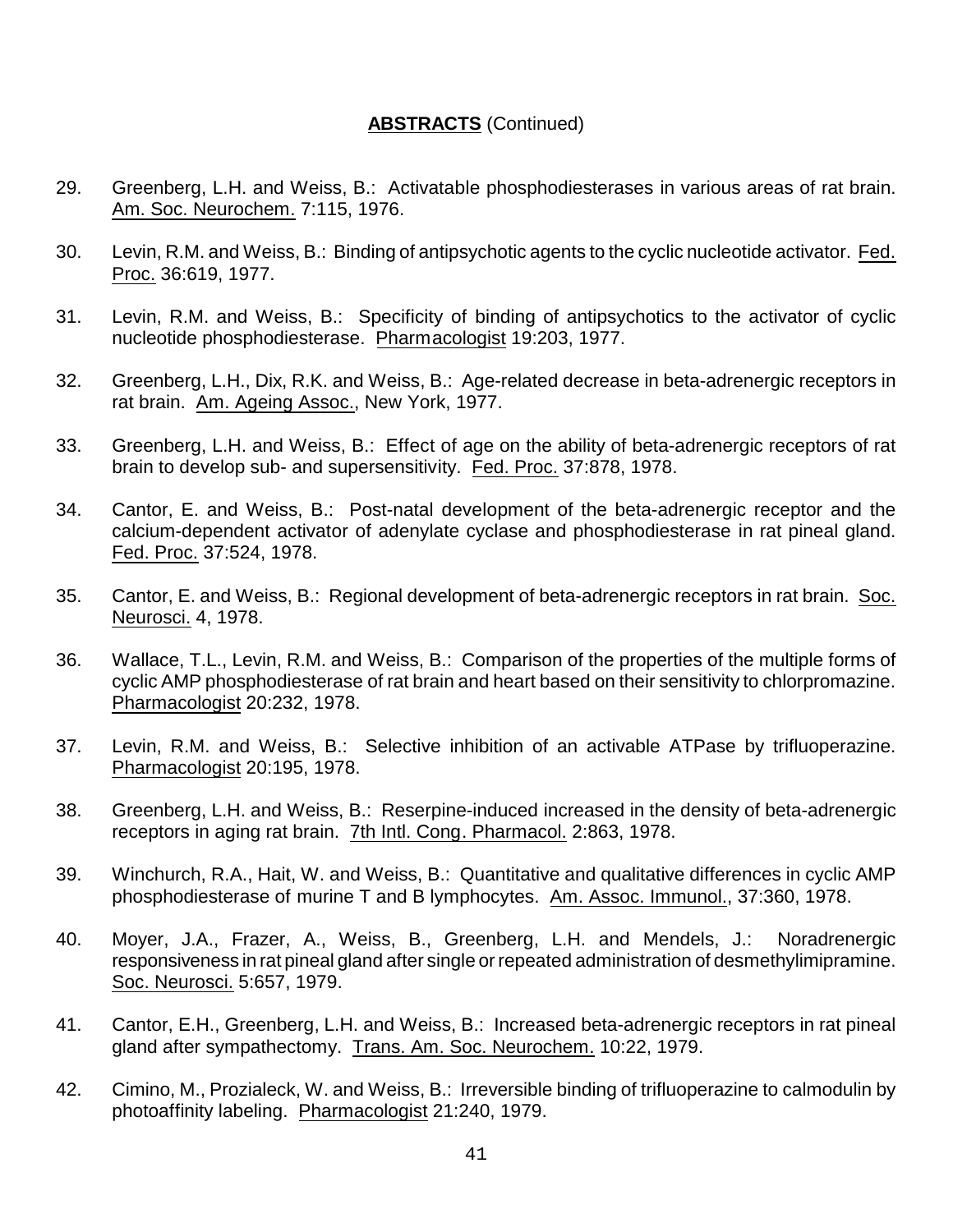**ABSTRACTS** (Continued)

29. Greenberg, L.H. and Weiss, B.: Activatable phosphodiesterases in various areas of rat brain. Am. Soc. Neurochem. 7:115, 1976.

30. Levin, R.M. and Weiss, B.: Binding of antipsychotic agents to the cyclic nucleotide activator. Fed. Proc. 36:619, 1977.

31. Levin, R.M. and Weiss, B.: Specificity of binding of antipsychotics to the activator of cyclic nucleotide phosphodiesterase. Pharmacologist 19:203, 1977.

32. Greenberg, L.H., Dix, R.K. and Weiss, B.: Age-related decrease in beta-adrenergic receptors in rat brain. Am. Ageing Assoc., New York, 1977.

33. Greenberg, L.H. and Weiss, B.: Effect of age on the ability of beta-adrenergic receptors of rat brain to develop sub- and supersensitivity. Fed. Proc. 37:878, 1978.

34. Cantor, E. and Weiss, B.: Post-natal development of the beta-adrenergic receptor and the calcium-dependent activator of adenylate cyclase and phosphodiesterase in rat pineal gland. Fed. Proc. 37:524, 1978.

35. Cantor, E. and Weiss, B.: Regional development of beta-adrenergic receptors in rat brain. Soc. Neurosci. 4, 1978.

36. Wallace, T.L., Levin, R.M. and Weiss, B.: Comparison of the properties of the multiple forms of cyclic AMP phosphodiesterase of rat brain and heart based on their sensitivity to chlorpromazine. Pharmacologist 20:232, 1978.

37. Levin, R.M. and Weiss, B.: Selective inhibition of an activable ATPase by trifluoperazine. Pharmacologist 20:195, 1978.

38. Greenberg, L.H. and Weiss, B.: Reserpine-induced increased in the density of beta-adrenergic receptors in aging rat brain. 7th Intl. Cong. Pharmacol. 2:863, 1978.

39. Winchurch, R.A., Hait, W. and Weiss, B.: Quantitative and qualitative differences in cyclic AMP phosphodiesterase of murine T and B lymphocytes. Am. Assoc. Immunol., 37:360, 1978.

40. Moyer, J.A., Frazer, A., Weiss, B., Greenberg, L.H. and Mendels, J.: Noradrenergic responsiveness in rat pineal gland after single or repeated administration of desmethylimipramine. Soc. Neurosci. 5:657, 1979.

41. Cantor, E.H., Greenberg, L.H. and Weiss, B.: Increased beta-adrenergic receptors in rat pineal gland after sympathectomy. Trans. Am. Soc. Neurochem. 10:22, 1979.

42. Cimino, M., Prozialeck, W. and Weiss, B.: Irreversible binding of trifluoperazine to calmodulin by photoaffinity labeling. Pharmacologist 21:240, 1979.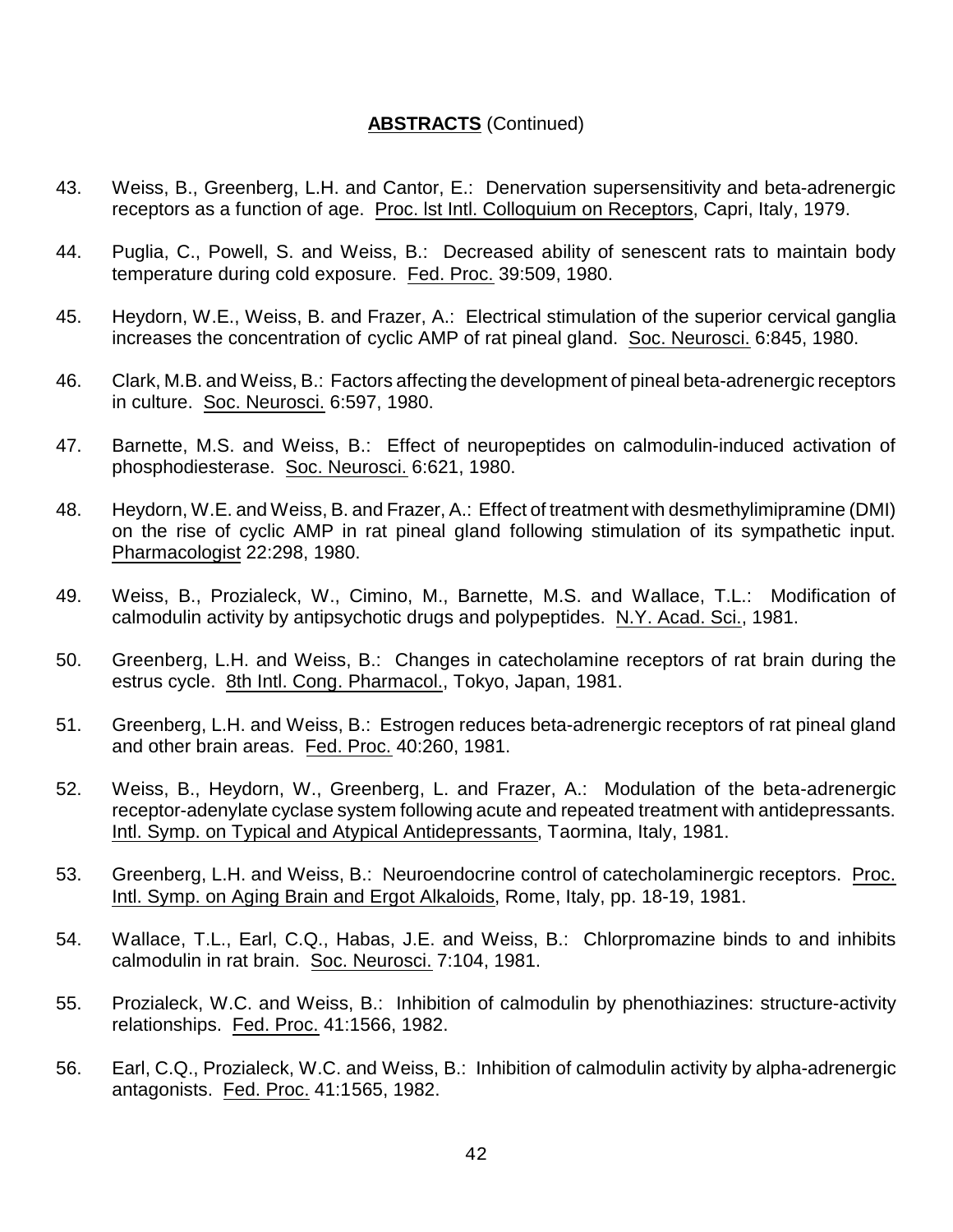**ABSTRACTS** (Continued)

43. Weiss, B., Greenberg, L.H. and Cantor, E.: Denervation supersensitivity and beta-adrenergic receptors as a function of age. Proc. lst Intl. Colloquium on Receptors, Capri, Italy, 1979.

44. Puglia, C., Powell, S. and Weiss, B.: Decreased ability of senescent rats to maintain body temperature during cold exposure. Fed. Proc. 39:509, 1980.

45. Heydorn, W.E., Weiss, B. and Frazer, A.: Electrical stimulation of the superior cervical ganglia increases the concentration of cyclic AMP of rat pineal gland. Soc. Neurosci. 6:845, 1980.

46. Clark, M.B. and Weiss, B.: Factors affecting the development of pineal beta-adrenergic receptors in culture. Soc. Neurosci. 6:597, 1980.

47. Barnette, M.S. and Weiss, B.: Effect of neuropeptides on calmodulin-induced activation of phosphodiesterase. Soc. Neurosci. 6:621, 1980.

48. Heydorn, W.E. and Weiss, B. and Frazer, A.: Effect of treatment with desmethylimipramine (DMI) on the rise of cyclic AMP in rat pineal gland following stimulation of its sympathetic input. Pharmacologist 22:298, 1980.

49. Weiss, B., Prozialeck, W., Cimino, M., Barnette, M.S. and Wallace, T.L.: Modification of calmodulin activity by antipsychotic drugs and polypeptides. N.Y. Acad. Sci., 1981.

50. Greenberg, L.H. and Weiss, B.: Changes in catecholamine receptors of rat brain during the estrus cycle. 8th Intl. Cong. Pharmacol., Tokyo, Japan, 1981.

51. Greenberg, L.H. and Weiss, B.: Estrogen reduces beta-adrenergic receptors of rat pineal gland and other brain areas. Fed. Proc. 40:260, 1981.

52. Weiss, B., Heydorn, W., Greenberg, L. and Frazer, A.: Modulation of the beta-adrenergic receptor-adenylate cyclase system following acute and repeated treatment with antidepressants. Intl. Symp. on Typical and Atypical Antidepressants, Taormina, Italy, 1981.

53. Greenberg, L.H. and Weiss, B.: Neuroendocrine control of catecholaminergic receptors. Proc. Intl. Symp. on Aging Brain and Ergot Alkaloids, Rome, Italy, pp. 18-19, 1981.

54. Wallace, T.L., Earl, C.Q., Habas, J.E. and Weiss, B.: Chlorpromazine binds to and inhibits calmodulin in rat brain. Soc. Neurosci. 7:104, 1981.

55. Prozialeck, W.C. and Weiss, B.: Inhibition of calmodulin by phenothiazines: structure-activity relationships. Fed. Proc. 41:1566, 1982.

56. Earl, C.Q., Prozialeck, W.C. and Weiss, B.: Inhibition of calmodulin activity by alpha-adrenergic antagonists. Fed. Proc. 41:1565, 1982.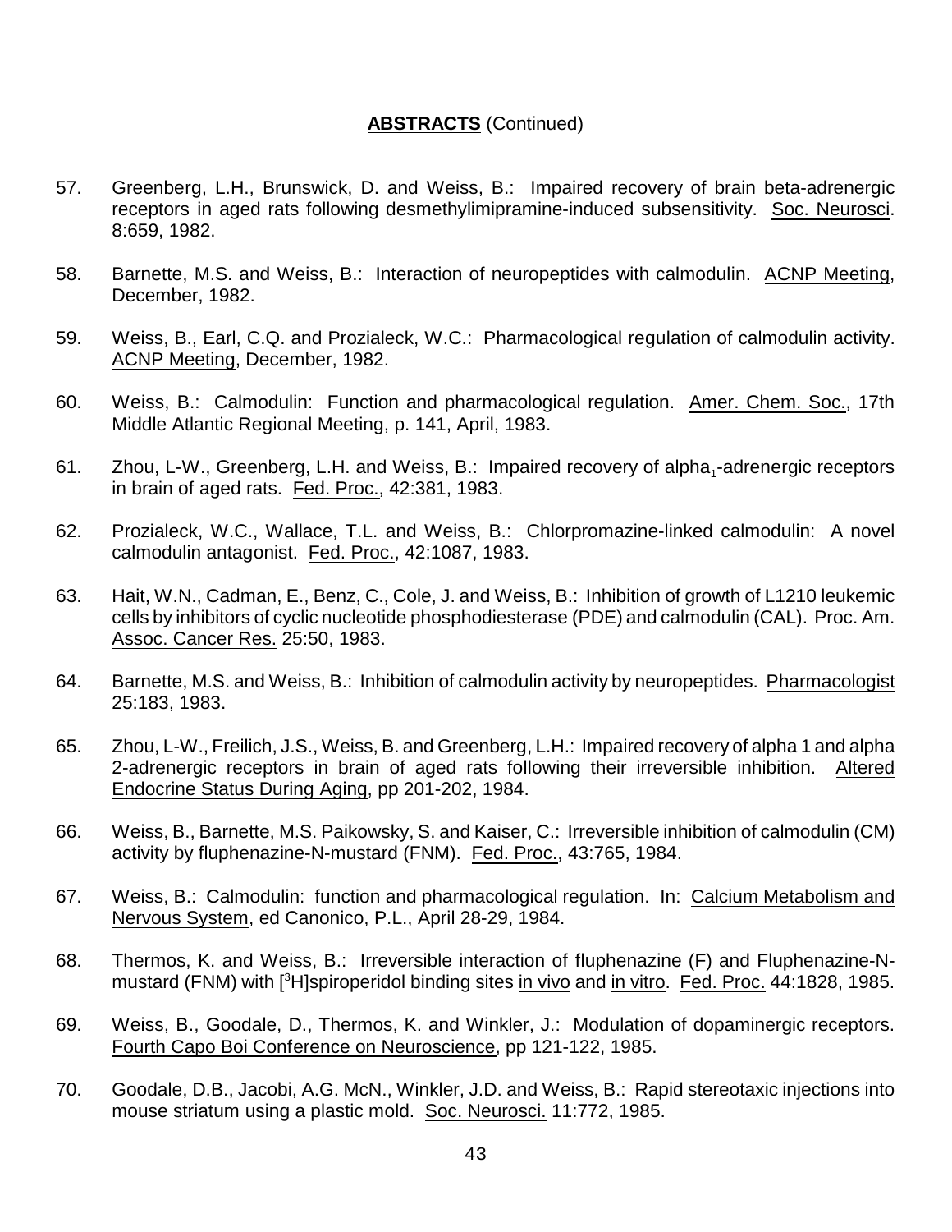## **ABSTRACTS** (Continued)

57. Greenberg, L.H., Brunswick, D. and Weiss, B.: Impaired recovery of brain beta-adrenergic receptors in aged rats following desmethylimipramine-induced subsensitivity. Soc. Neurosci. 8:659, 1982.

58. Barnette, M.S. and Weiss, B.: Interaction of neuropeptides with calmodulin. ACNP Meeting, December, 1982.

59. Weiss, B., Earl, C.Q. and Prozialeck, W.C.: Pharmacological regulation of calmodulin activity. ACNP Meeting, December, 1982.

60. Weiss, B.: Calmodulin: Function and pharmacological regulation. Amer. Chem. Soc., 17th Middle Atlantic Regional Meeting, p. 141, April, 1983.

61. Zhou, L-W., Greenberg, L.H. and Weiss, B.: Impaired recovery of alpha$_1$-adrenergic receptors in brain of aged rats. Fed. Proc., 42:381, 1983.

62. Prozialeck, W.C., Wallace, T.L. and Weiss, B.: Chlorpromazine-linked calmodulin: A novel calmodulin antagonist. Fed. Proc., 42:1087, 1983.

63. Hait, W.N., Cadman, E., Benz, C., Cole, J. and Weiss, B.: Inhibition of growth of L1210 leukemic cells by inhibitors of cyclic nucleotide phosphodiesterase (PDE) and calmodulin (CAL). Proc. Am. Assoc. Cancer Res. 25:50, 1983.

64. Barnette, M.S. and Weiss, B.: Inhibition of calmodulin activity by neuropeptides. Pharmacologist 25:183, 1983.

65. Zhou, L-W., Freilich, J.S., Weiss, B. and Greenberg, L.H.: Impaired recovery of alpha 1 and alpha 2-adrenergic receptors in brain of aged rats following their irreversible inhibition. Altered Endocrine Status During Aging, pp 201-202, 1984.

66. Weiss, B., Barnette, M.S. Paikowsky, S. and Kaiser, C.: Irreversible inhibition of calmodulin (CM) activity by fluphenazine-N-mustard (FNM). Fed. Proc., 43:765, 1984.

67. Weiss, B.: Calmodulin: function and pharmacological regulation. In: Calcium Metabolism and Nervous System, ed Canonico, P.L., April 28-29, 1984.

68. Thermos, K. and Weiss, B.: Irreversible interaction of fluphenazine (F) and Fluphenazine-N-mustard (FNM) with [$^3$H]spiroperidol binding sites in vivo and in vitro. Fed. Proc. 44:1828, 1985.

69. Weiss, B., Goodale, D., Thermos, K. and Winkler, J.: Modulation of dopaminergic receptors. Fourth Capo Boi Conference on Neuroscience, pp 121-122, 1985.

70. Goodale, D.B., Jacobi, A.G. McN., Winkler, J.D. and Weiss, B.: Rapid stereotaxic injections into mouse striatum using a plastic mold. Soc. Neurosci. 11:772, 1985.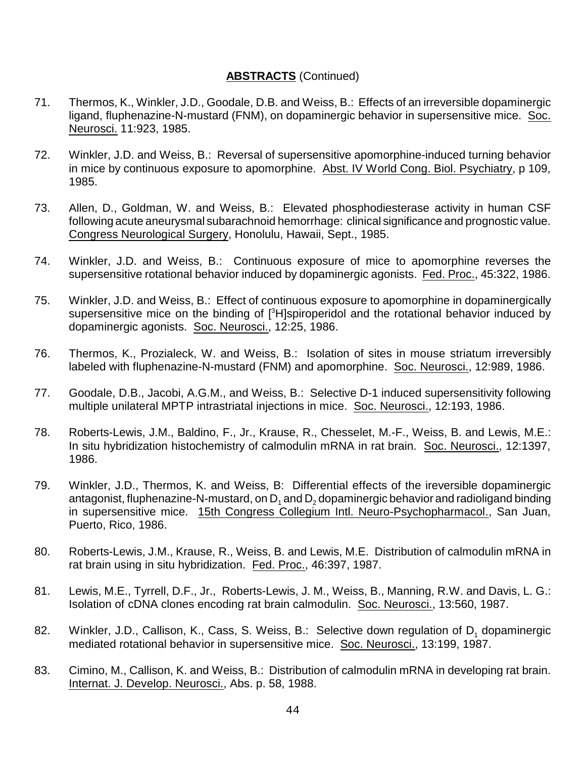**ABSTRACTS** (Continued)

71. Thermos, K., Winkler, J.D., Goodale, D.B. and Weiss, B.: Effects of an irreversible dopaminergic ligand, fluphenazine-N-mustard (FNM), on dopaminergic behavior in supersensitive mice. Soc. Neurosci. 11:923, 1985.

72. Winkler, J.D. and Weiss, B.: Reversal of supersensitive apomorphine-induced turning behavior in mice by continuous exposure to apomorphine. Abst. IV World Cong. Biol. Psychiatry, p 109, 1985.

73. Allen, D., Goldman, W. and Weiss, B.: Elevated phosphodiesterase activity in human CSF following acute aneurysmal subarachnoid hemorrhage: clinical significance and prognostic value. Congress Neurological Surgery, Honolulu, Hawaii, Sept., 1985.

74. Winkler, J.D. and Weiss, B.: Continuous exposure of mice to apomorphine reverses the supersensitive rotational behavior induced by dopaminergic agonists. Fed. Proc., 45:322, 1986.

75. Winkler, J.D. and Weiss, B.: Effect of continuous exposure to apomorphine in dopaminergically supersensitive mice on the binding of [$^3$H]spiroperidol and the rotational behavior induced by dopaminergic agonists. Soc. Neurosci., 12:25, 1986.

76. Thermos, K., Prozialeck, W. and Weiss, B.: Isolation of sites in mouse striatum irreversibly labeled with fluphenazine-N-mustard (FNM) and apomorphine. Soc. Neurosci., 12:989, 1986.

77. Goodale, D.B., Jacobi, A.G.M., and Weiss, B.: Selective D-1 induced supersensitivity following multiple unilateral MPTP intrastriatal injections in mice. Soc. Neurosci., 12:193, 1986.

78. Roberts-Lewis, J.M., Baldino, F., Jr., Krause, R., Chesselet, M.-F., Weiss, B. and Lewis, M.E.: In situ hybridization histochemistry of calmodulin mRNA in rat brain. Soc. Neurosci., 12:1397, 1986.

79. Winkler, J.D., Thermos, K. and Weiss, B: Differential effects of the ireversible dopaminergic antagonist, fluphenazine-N-mustard, on $D_1$ and $D_2$ dopaminergic behavior and radioligand binding in supersensitive mice. 15th Congress Collegium Intl. Neuro-Psychopharmacol., San Juan, Puerto, Rico, 1986.

80. Roberts-Lewis, J.M., Krause, R., Weiss, B. and Lewis, M.E. Distribution of calmodulin mRNA in rat brain using in situ hybridization. Fed. Proc., 46:397, 1987.

81. Lewis, M.E., Tyrrell, D.F., Jr., Roberts-Lewis, J. M., Weiss, B., Manning, R.W. and Davis, L. G.: Isolation of cDNA clones encoding rat brain calmodulin. Soc. Neurosci., 13:560, 1987.

82. Winkler, J.D., Callison, K., Cass, S. Weiss, B.: Selective down regulation of $D_1$ dopaminergic mediated rotational behavior in supersensitive mice. Soc. Neurosci., 13:199, 1987.

83. Cimino, M., Callison, K. and Weiss, B.: Distribution of calmodulin mRNA in developing rat brain. Internat. J. Develop. Neurosci., Abs. p. 58, 1988.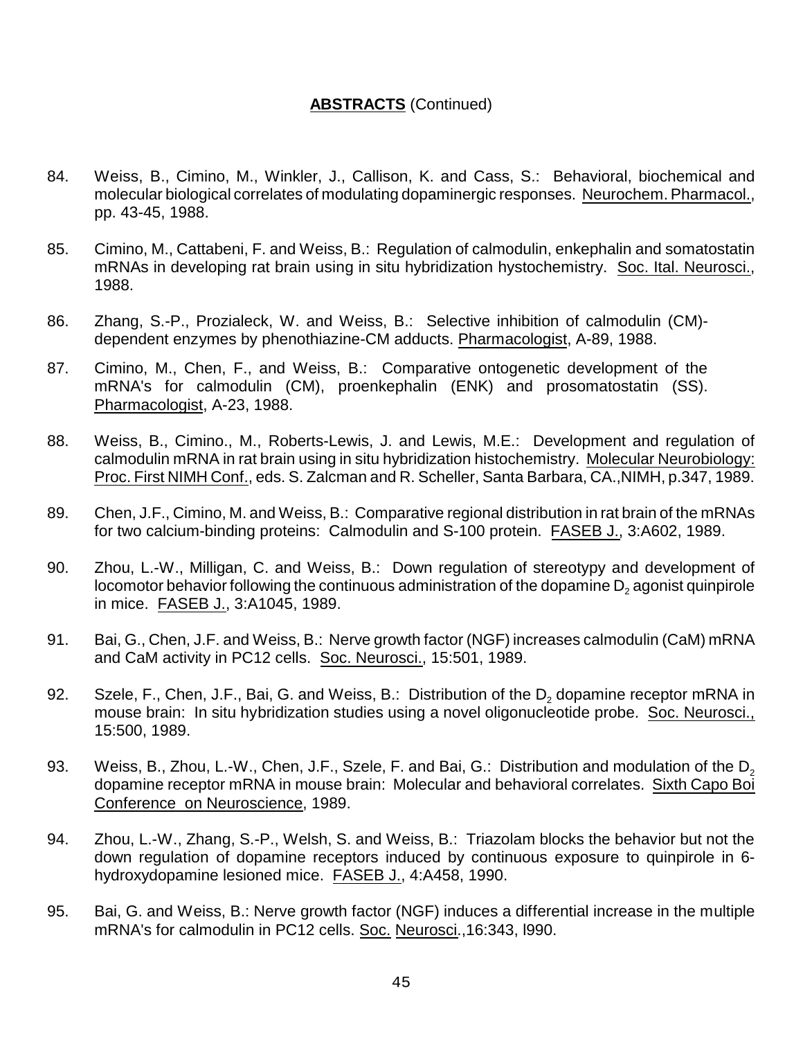## **ABSTRACTS** (Continued)

84. Weiss, B., Cimino, M., Winkler, J., Callison, K. and Cass, S.: Behavioral, biochemical and molecular biological correlates of modulating dopaminergic responses. Neurochem. Pharmacol., pp. 43-45, 1988.

85. Cimino, M., Cattabeni, F. and Weiss, B.: Regulation of calmodulin, enkephalin and somatostatin mRNAs in developing rat brain using in situ hybridization hystochemistry. Soc. Ital. Neurosci., 1988.

86. Zhang, S.-P., Prozialeck, W. and Weiss, B.: Selective inhibition of calmodulin (CM)-dependent enzymes by phenothiazine-CM adducts. Pharmacologist, A-89, 1988.

87. Cimino, M., Chen, F., and Weiss, B.: Comparative ontogenetic development of the mRNA's for calmodulin (CM), proenkephalin (ENK) and prosomatostatin (SS). Pharmacologist, A-23, 1988.

88. Weiss, B., Cimino., M., Roberts-Lewis, J. and Lewis, M.E.: Development and regulation of calmodulin mRNA in rat brain using in situ hybridization histochemistry. Molecular Neurobiology: Proc. First NIMH Conf., eds. S. Zalcman and R. Scheller, Santa Barbara, CA.,NIMH, p.347, 1989.

89. Chen, J.F., Cimino, M. and Weiss, B.: Comparative regional distribution in rat brain of the mRNAs for two calcium-binding proteins: Calmodulin and S-100 protein. FASEB J., 3:A602, 1989.

90. Zhou, L.-W., Milligan, C. and Weiss, B.: Down regulation of stereotypy and development of locomotor behavior following the continuous administration of the dopamine $D_2$ agonist quinpirole in mice. FASEB J., 3:A1045, 1989.

91. Bai, G., Chen, J.F. and Weiss, B.: Nerve growth factor (NGF) increases calmodulin (CaM) mRNA and CaM activity in PC12 cells. Soc. Neurosci., 15:501, 1989.

92. Szele, F., Chen, J.F., Bai, G. and Weiss, B.: Distribution of the $D_2$ dopamine receptor mRNA in mouse brain: In situ hybridization studies using a novel oligonucleotide probe. Soc. Neurosci., 15:500, 1989.

93. Weiss, B., Zhou, L.-W., Chen, J.F., Szele, F. and Bai, G.: Distribution and modulation of the $D_2$ dopamine receptor mRNA in mouse brain: Molecular and behavioral correlates. Sixth Capo Boi Conference on Neuroscience, 1989.

94. Zhou, L.-W., Zhang, S.-P., Welsh, S. and Weiss, B.: Triazolam blocks the behavior but not the down regulation of dopamine receptors induced by continuous exposure to quinpirole in 6-hydroxydopamine lesioned mice. FASEB J., 4:A458, 1990.

95. Bai, G. and Weiss, B.: Nerve growth factor (NGF) induces a differential increase in the multiple mRNA's for calmodulin in PC12 cells. Soc. Neurosci.,16:343, l990.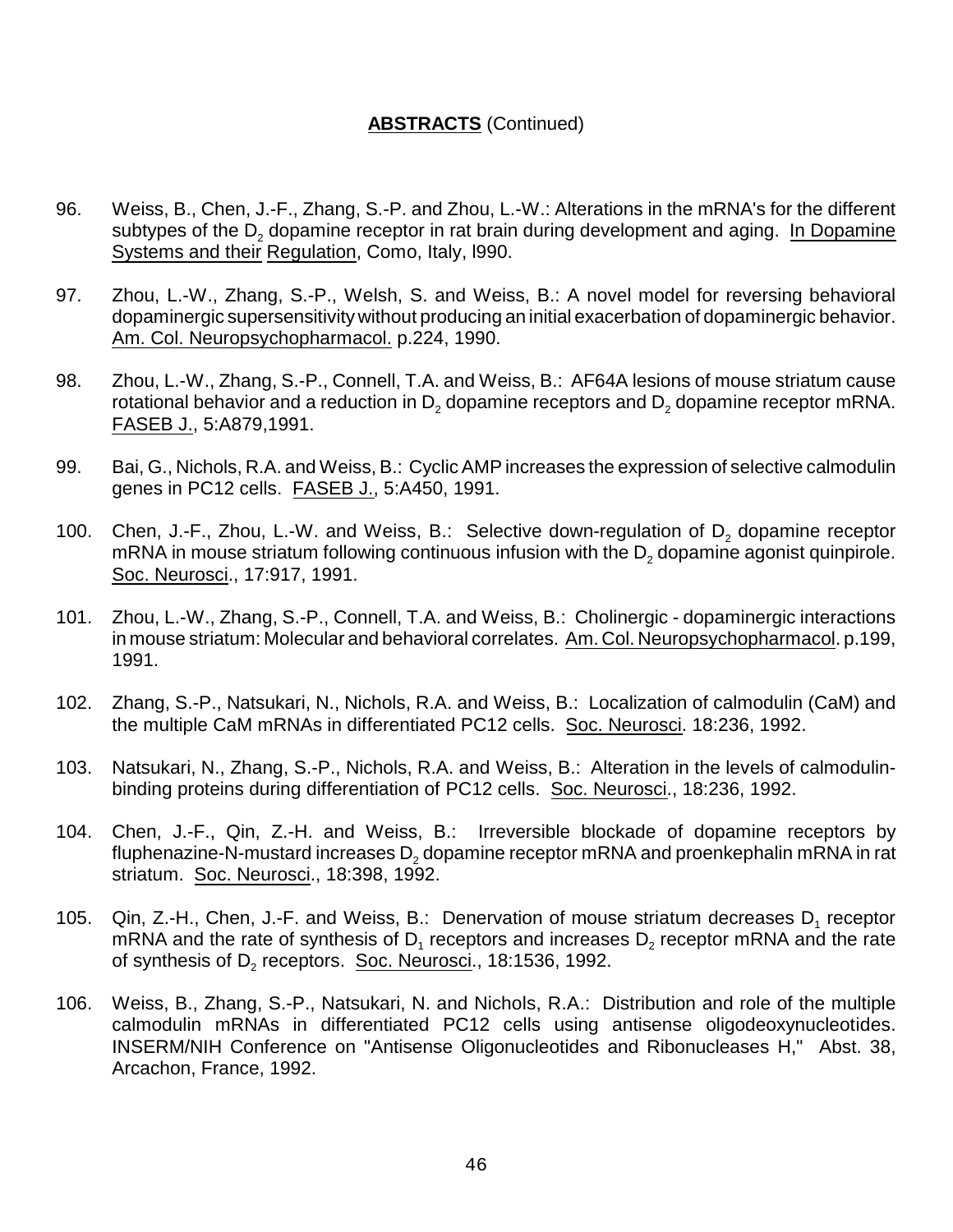**ABSTRACTS** (Continued)

96. Weiss, B., Chen, J.-F., Zhang, S.-P. and Zhou, L.-W.: Alterations in the mRNA's for the different subtypes of the $D_2$ dopamine receptor in rat brain during development and aging. In Dopamine Systems and their Regulation, Como, Italy, l990.

97. Zhou, L.-W., Zhang, S.-P., Welsh, S. and Weiss, B.: A novel model for reversing behavioral dopaminergic supersensitivity without producing an initial exacerbation of dopaminergic behavior. Am. Col. Neuropsychopharmacol. p.224, 1990.

98. Zhou, L.-W., Zhang, S.-P., Connell, T.A. and Weiss, B.: AF64A lesions of mouse striatum cause rotational behavior and a reduction in $D_2$ dopamine receptors and $D_2$ dopamine receptor mRNA. FASEB J., 5:A879,1991.

99. Bai, G., Nichols, R.A. and Weiss, B.: Cyclic AMP increases the expression of selective calmodulin genes in PC12 cells. FASEB J., 5:A450, 1991.

100. Chen, J.-F., Zhou, L.-W. and Weiss, B.: Selective down-regulation of $D_2$ dopamine receptor mRNA in mouse striatum following continuous infusion with the $D_2$ dopamine agonist quinpirole. Soc. Neurosci., 17:917, 1991.

101. Zhou, L.-W., Zhang, S.-P., Connell, T.A. and Weiss, B.: Cholinergic - dopaminergic interactions in mouse striatum: Molecular and behavioral correlates. Am. Col. Neuropsychopharmacol. p.199, 1991.

102. Zhang, S.-P., Natsukari, N., Nichols, R.A. and Weiss, B.: Localization of calmodulin (CaM) and the multiple CaM mRNAs in differentiated PC12 cells. Soc. Neurosci. 18:236, 1992.

103. Natsukari, N., Zhang, S.-P., Nichols, R.A. and Weiss, B.: Alteration in the levels of calmodulin-binding proteins during differentiation of PC12 cells. Soc. Neurosci., 18:236, 1992.

104. Chen, J.-F., Qin, Z.-H. and Weiss, B.: Irreversible blockade of dopamine receptors by fluphenazine-N-mustard increases $D_2$ dopamine receptor mRNA and proenkephalin mRNA in rat striatum. Soc. Neurosci., 18:398, 1992.

105. Qin, Z.-H., Chen, J.-F. and Weiss, B.: Denervation of mouse striatum decreases $D_1$ receptor mRNA and the rate of synthesis of $D_1$ receptors and increases $D_2$ receptor mRNA and the rate of synthesis of $D_2$ receptors. Soc. Neurosci., 18:1536, 1992.

106. Weiss, B., Zhang, S.-P., Natsukari, N. and Nichols, R.A.: Distribution and role of the multiple calmodulin mRNAs in differentiated PC12 cells using antisense oligodeoxynucleotides. INSERM/NIH Conference on "Antisense Oligonucleotides and Ribonucleases H," Abst. 38, Arcachon, France, 1992.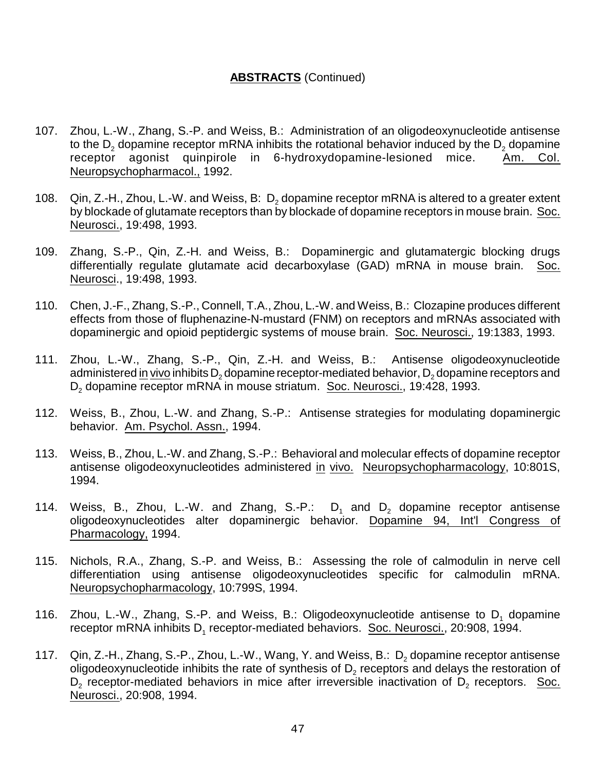**ABSTRACTS** (Continued)

107. Zhou, L.-W., Zhang, S.-P. and Weiss, B.: Administration of an oligodeoxynucleotide antisense to the $D_2$ dopamine receptor mRNA inhibits the rotational behavior induced by the $D_2$ dopamine receptor agonist quinpirole in 6-hydroxydopamine-lesioned mice. Am. Col. Neuropsychopharmacol., 1992.

108. Qin, Z.-H., Zhou, L.-W. and Weiss, B: $D_2$ dopamine receptor mRNA is altered to a greater extent by blockade of glutamate receptors than by blockade of dopamine receptors in mouse brain. Soc. Neurosci., 19:498, 1993.

109. Zhang, S.-P., Qin, Z.-H. and Weiss, B.: Dopaminergic and glutamatergic blocking drugs differentially regulate glutamate acid decarboxylase (GAD) mRNA in mouse brain. Soc. Neurosci., 19:498, 1993.

110. Chen, J.-F., Zhang, S.-P., Connell, T.A., Zhou, L.-W. and Weiss, B.: Clozapine produces different effects from those of fluphenazine-N-mustard (FNM) on receptors and mRNAs associated with dopaminergic and opioid peptidergic systems of mouse brain. Soc. Neurosci., 19:1383, 1993.

111. Zhou, L.-W., Zhang, S.-P., Qin, Z.-H. and Weiss, B.: Antisense oligodeoxynucleotide administered in vivo inhibits $D_2$ dopamine receptor-mediated behavior, $D_2$ dopamine receptors and $D_2$ dopamine receptor mRNA in mouse striatum. Soc. Neurosci., 19:428, 1993.

112. Weiss, B., Zhou, L.-W. and Zhang, S.-P.: Antisense strategies for modulating dopaminergic behavior. Am. Psychol. Assn., 1994.

113. Weiss, B., Zhou, L.-W. and Zhang, S.-P.: Behavioral and molecular effects of dopamine receptor antisense oligodeoxynucleotides administered in vivo. Neuropsychopharmacology, 10:801S, 1994.

114. Weiss, B., Zhou, L.-W. and Zhang, S.-P.: $D_1$ and $D_2$ dopamine receptor antisense oligodeoxynucleotides alter dopaminergic behavior. Dopamine 94, Int'l Congress of Pharmacology, 1994.

115. Nichols, R.A., Zhang, S.-P. and Weiss, B.: Assessing the role of calmodulin in nerve cell differentiation using antisense oligodeoxynucleotides specific for calmodulin mRNA. Neuropsychopharmacology, 10:799S, 1994.

116. Zhou, L.-W., Zhang, S.-P. and Weiss, B.: Oligodeoxynucleotide antisense to $D_1$ dopamine receptor mRNA inhibits $D_1$ receptor-mediated behaviors. Soc. Neurosci., 20:908, 1994.

117. Qin, Z.-H., Zhang, S.-P., Zhou, L.-W., Wang, Y. and Weiss, B.: $D_2$ dopamine receptor antisense oligodeoxynucleotide inhibits the rate of synthesis of $D_2$ receptors and delays the restoration of $D_2$ receptor-mediated behaviors in mice after irreversible inactivation of $D_2$ receptors. Soc. Neurosci., 20:908, 1994.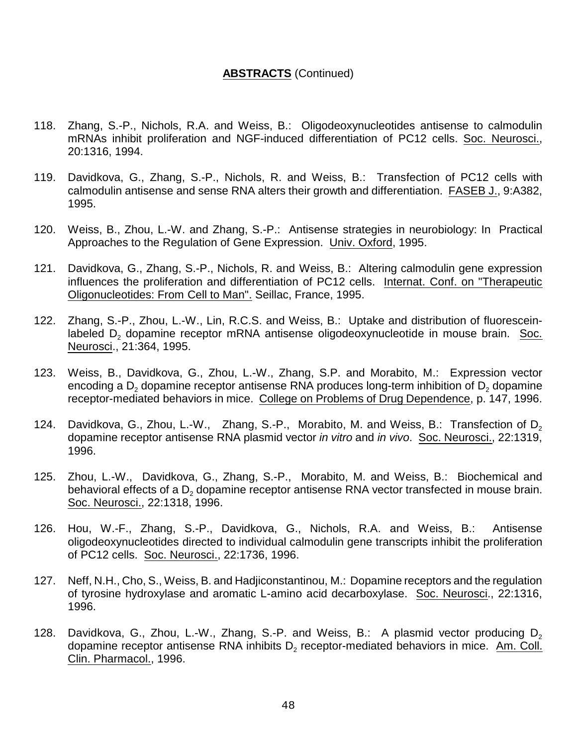**ABSTRACTS** (Continued)

118. Zhang, S.-P., Nichols, R.A. and Weiss, B.: Oligodeoxynucleotides antisense to calmodulin mRNAs inhibit proliferation and NGF-induced differentiation of PC12 cells. Soc. Neurosci., 20:1316, 1994.

119. Davidkova, G., Zhang, S.-P., Nichols, R. and Weiss, B.: Transfection of PC12 cells with calmodulin antisense and sense RNA alters their growth and differentiation. FASEB J., 9:A382, 1995.

120. Weiss, B., Zhou, L.-W. and Zhang, S.-P.: Antisense strategies in neurobiology: In Practical Approaches to the Regulation of Gene Expression. Univ. Oxford, 1995.

121. Davidkova, G., Zhang, S.-P., Nichols, R. and Weiss, B.: Altering calmodulin gene expression influences the proliferation and differentiation of PC12 cells. Internat. Conf. on "Therapeutic Oligonucleotides: From Cell to Man". Seillac, France, 1995.

122. Zhang, S.-P., Zhou, L.-W., Lin, R.C.S. and Weiss, B.: Uptake and distribution of fluorescein-labeled $D_2$ dopamine receptor mRNA antisense oligodeoxynucleotide in mouse brain. Soc. Neurosci., 21:364, 1995.

123. Weiss, B., Davidkova, G., Zhou, L.-W., Zhang, S.P. and Morabito, M.: Expression vector encoding a $D_2$ dopamine receptor antisense RNA produces long-term inhibition of $D_2$ dopamine receptor-mediated behaviors in mice. College on Problems of Drug Dependence, p. 147, 1996.

124. Davidkova, G., Zhou, L.-W., Zhang, S.-P., Morabito, M. and Weiss, B.: Transfection of $D_2$ dopamine receptor antisense RNA plasmid vector *in vitro* and *in vivo*. Soc. Neurosci., 22:1319, 1996.

125. Zhou, L.-W., Davidkova, G., Zhang, S.-P., Morabito, M. and Weiss, B.: Biochemical and behavioral effects of a $D_2$ dopamine receptor antisense RNA vector transfected in mouse brain. Soc. Neurosci., 22:1318, 1996.

126. Hou, W.-F., Zhang, S.-P., Davidkova, G., Nichols, R.A. and Weiss, B.: Antisense oligodeoxynucleotides directed to individual calmodulin gene transcripts inhibit the proliferation of PC12 cells. Soc. Neurosci., 22:1736, 1996.

127. Neff, N.H., Cho, S., Weiss, B. and Hadjiconstantinou, M.: Dopamine receptors and the regulation of tyrosine hydroxylase and aromatic L-amino acid decarboxylase. Soc. Neurosci., 22:1316, 1996.

128. Davidkova, G., Zhou, L.-W., Zhang, S.-P. and Weiss, B.: A plasmid vector producing $D_2$ dopamine receptor antisense RNA inhibits $D_2$ receptor-mediated behaviors in mice. Am. Coll. Clin. Pharmacol., 1996.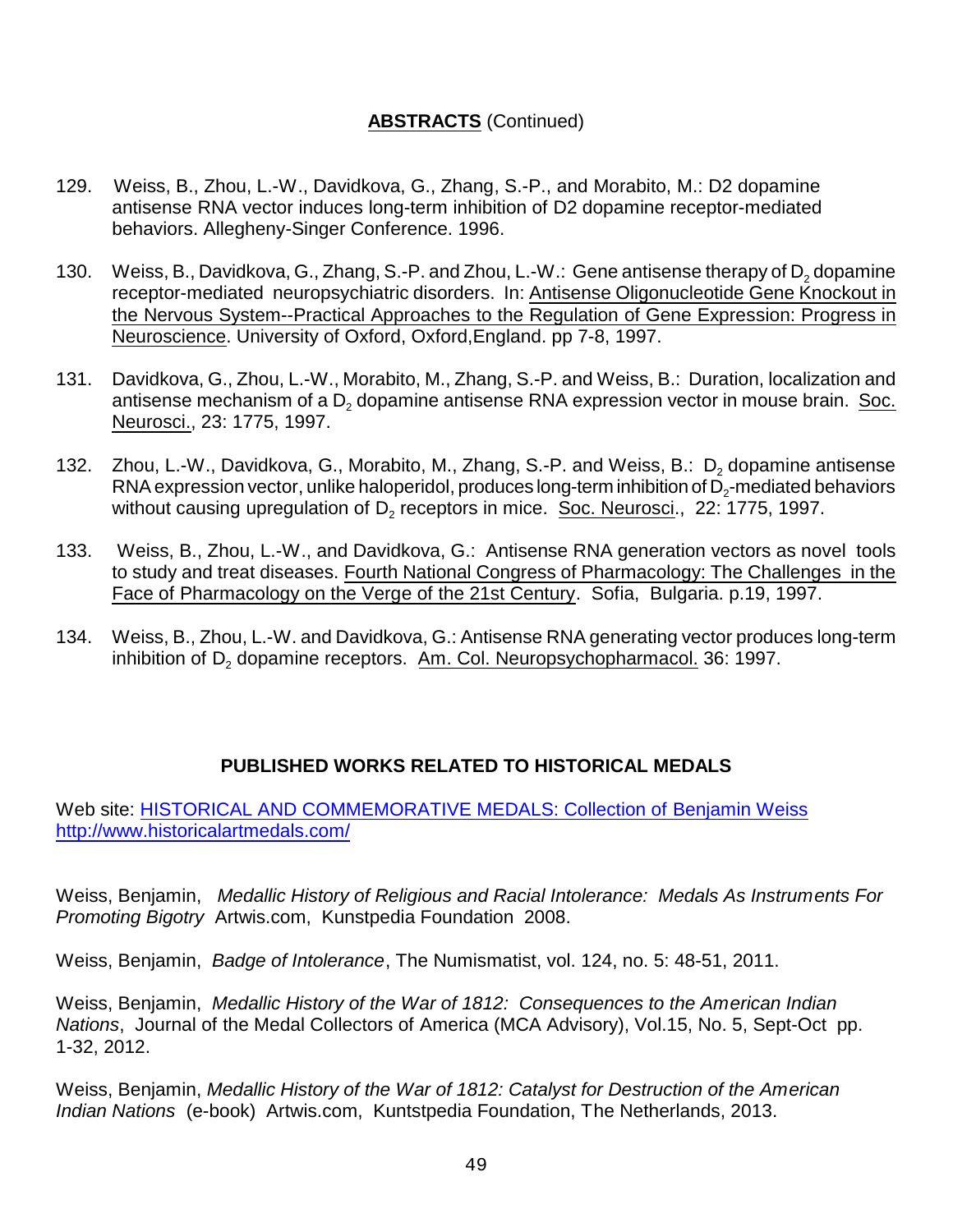## **ABSTRACTS** (Continued)

129. Weiss, B., Zhou, L.-W., Davidkova, G., Zhang, S.-P., and Morabito, M.: D2 dopamine antisense RNA vector induces long-term inhibition of D2 dopamine receptor-mediated behaviors. Allegheny-Singer Conference. 1996.

130. Weiss, B., Davidkova, G., Zhang, S.-P. and Zhou, L.-W.: Gene antisense therapy of $D_2$ dopamine receptor-mediated neuropsychiatric disorders. In: Antisense Oligonucleotide Gene Knockout in the Nervous System--Practical Approaches to the Regulation of Gene Expression: Progress in Neuroscience. University of Oxford, Oxford,England. pp 7-8, 1997.

131. Davidkova, G., Zhou, L.-W., Morabito, M., Zhang, S.-P. and Weiss, B.: Duration, localization and antisense mechanism of a $D_2$ dopamine antisense RNA expression vector in mouse brain. Soc. Neurosci., 23: 1775, 1997.

132. Zhou, L.-W., Davidkova, G., Morabito, M., Zhang, S.-P. and Weiss, B.: $D_2$ dopamine antisense RNA expression vector, unlike haloperidol, produces long-term inhibition of $D_2$-mediated behaviors without causing upregulation of $D_2$ receptors in mice. Soc. Neurosci., 22: 1775, 1997.

133. Weiss, B., Zhou, L.-W., and Davidkova, G.: Antisense RNA generation vectors as novel tools to study and treat diseases. Fourth National Congress of Pharmacology: The Challenges in the Face of Pharmacology on the Verge of the 21st Century. Sofia, Bulgaria. p.19, 1997.

134. Weiss, B., Zhou, L.-W. and Davidkova, G.: Antisense RNA generating vector produces long-term inhibition of $D_2$ dopamine receptors. Am. Col. Neuropsychopharmacol. 36: 1997.

## **PUBLISHED WORKS RELATED TO HISTORICAL MEDALS**

Web site: HISTORICAL AND COMMEMORATIVE MEDALS: Collection of Benjamin Weiss http://www.historicalartmedals.com/

Weiss, Benjamin, *Medallic History of Religious and Racial Intolerance: Medals As Instruments For Promoting Bigotry* Artwis.com, Kunstpedia Foundation 2008.

Weiss, Benjamin, *Badge of Intolerance*, The Numismatist, vol. 124, no. 5: 48-51, 2011.

Weiss, Benjamin, *Medallic History of the War of 1812: Consequences to the American Indian Nations*, Journal of the Medal Collectors of America (MCA Advisory), Vol.15, No. 5, Sept-Oct pp. 1-32, 2012.

Weiss, Benjamin, *Medallic History of the War of 1812: Catalyst for Destruction of the American Indian Nations* (e-book) Artwis.com, Kuntstpedia Foundation, The Netherlands, 2013.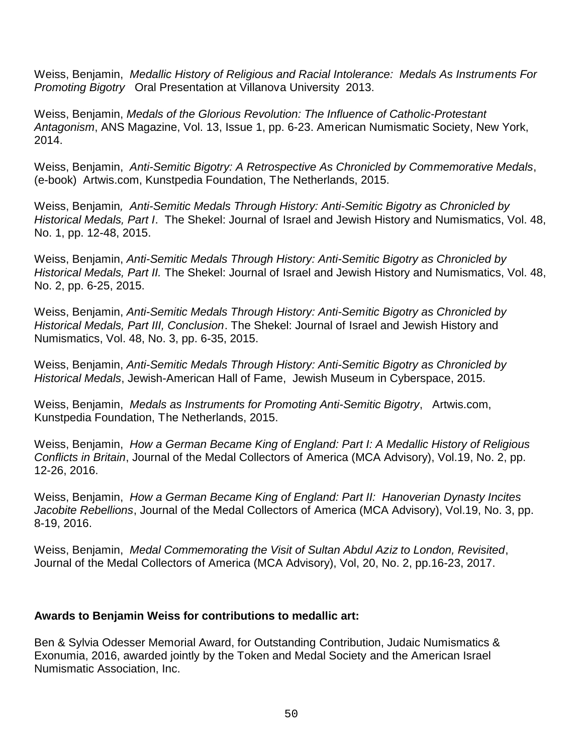Weiss, Benjamin, *Medallic History of Religious and Racial Intolerance: Medals As Instruments For Promoting Bigotry* Oral Presentation at Villanova University 2013.

Weiss, Benjamin, *Medals of the Glorious Revolution: The Influence of Catholic-Protestant Antagonism*, ANS Magazine, Vol. 13, Issue 1, pp. 6-23. American Numismatic Society, New York, 2014.

Weiss, Benjamin, *Anti-Semitic Bigotry: A Retrospective As Chronicled by Commemorative Medals*, (e-book) Artwis.com, Kunstpedia Foundation, The Netherlands, 2015.

Weiss, Benjamin*, Anti-Semitic Medals Through History: Anti-Semitic Bigotry as Chronicled by Historical Medals, Part I*. The Shekel: Journal of Israel and Jewish History and Numismatics, Vol. 48, No. 1, pp. 12-48, 2015.

Weiss, Benjamin, *Anti-Semitic Medals Through History: Anti-Semitic Bigotry as Chronicled by Historical Medals, Part II.* The Shekel: Journal of Israel and Jewish History and Numismatics, Vol. 48, No. 2, pp. 6-25, 2015.

Weiss, Benjamin, *Anti-Semitic Medals Through History: Anti-Semitic Bigotry as Chronicled by Historical Medals, Part III, Conclusion*. The Shekel: Journal of Israel and Jewish History and Numismatics, Vol. 48, No. 3, pp. 6-35, 2015.

Weiss, Benjamin, *Anti-Semitic Medals Through History: Anti-Semitic Bigotry as Chronicled by Historical Medals*, Jewish-American Hall of Fame, Jewish Museum in Cyberspace, 2015.

Weiss, Benjamin, *Medals as Instruments for Promoting Anti-Semitic Bigotry*, Artwis.com, Kunstpedia Foundation, The Netherlands, 2015.

Weiss, Benjamin, *How a German Became King of England: Part I: A Medallic History of Religious Conflicts in Britain*, Journal of the Medal Collectors of America (MCA Advisory), Vol.19, No. 2, pp. 12-26, 2016.

Weiss, Benjamin, *How a German Became King of England: Part II: Hanoverian Dynasty Incites Jacobite Rebellions*, Journal of the Medal Collectors of America (MCA Advisory), Vol.19, No. 3, pp. 8-19, 2016.

Weiss, Benjamin, *Medal Commemorating the Visit of Sultan Abdul Aziz to London, Revisited*, Journal of the Medal Collectors of America (MCA Advisory), Vol, 20, No. 2, pp.16-23, 2017.

**Awards to Benjamin Weiss for contributions to medallic art:**

Ben & Sylvia Odesser Memorial Award, for Outstanding Contribution, Judaic Numismatics & Exonumia, 2016, awarded jointly by the Token and Medal Society and the American Israel Numismatic Association, Inc.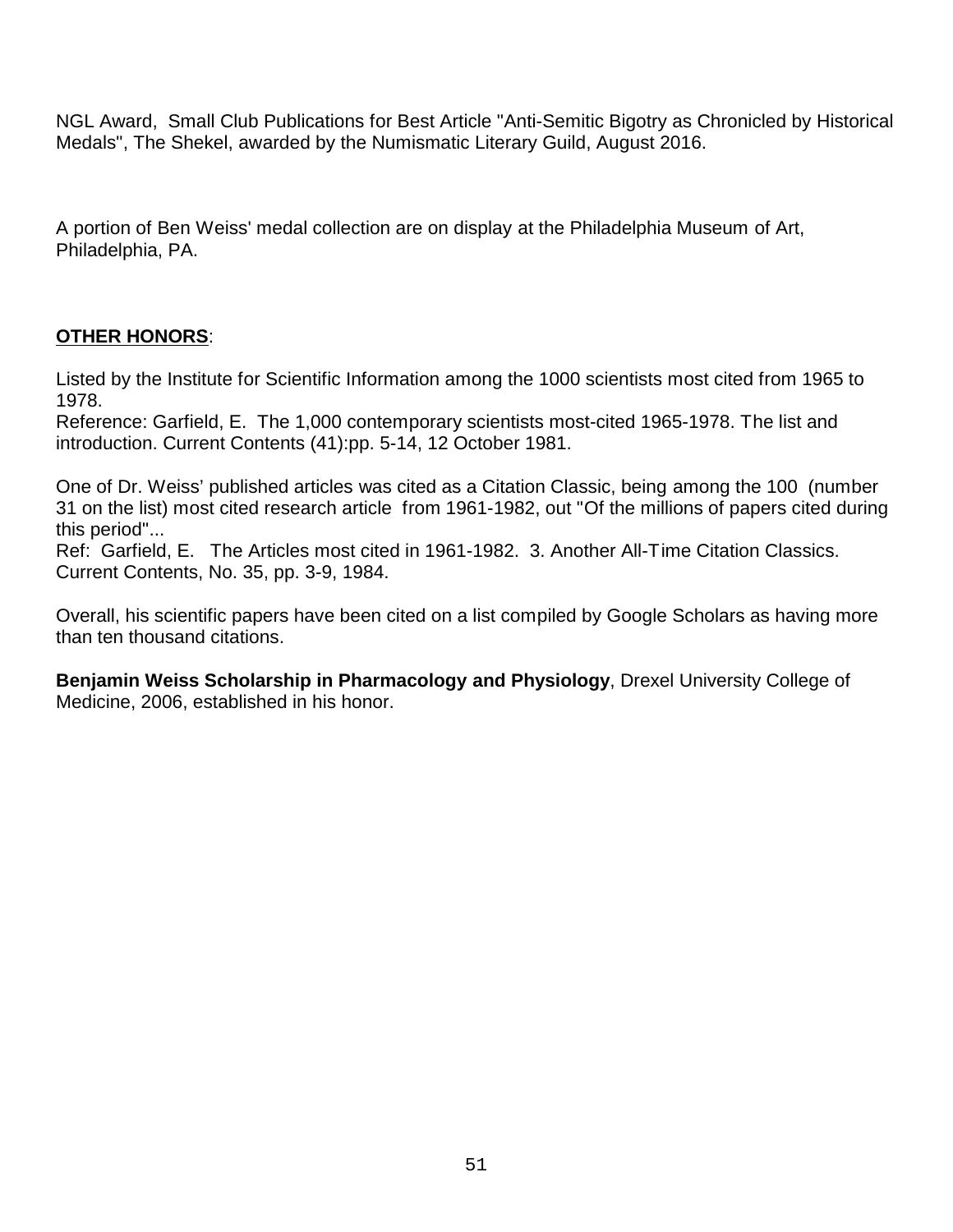NGL Award, Small Club Publications for Best Article "Anti-Semitic Bigotry as Chronicled by Historical Medals", The Shekel, awarded by the Numismatic Literary Guild, August 2016.

A portion of Ben Weiss' medal collection are on display at the Philadelphia Museum of Art, Philadelphia, PA.

**OTHER HONORS**:

Listed by the Institute for Scientific Information among the 1000 scientists most cited from 1965 to 1978.
Reference: Garfield, E. The 1,000 contemporary scientists most-cited 1965-1978. The list and introduction. Current Contents (41):pp. 5-14, 12 October 1981.

One of Dr. Weiss' published articles was cited as a Citation Classic, being among the 100 (number 31 on the list) most cited research article from 1961-1982, out "Of the millions of papers cited during this period"...
Ref: Garfield, E. The Articles most cited in 1961-1982. 3. Another All-Time Citation Classics. Current Contents, No. 35, pp. 3-9, 1984.

Overall, his scientific papers have been cited on a list compiled by Google Scholars as having more than ten thousand citations.

**Benjamin Weiss Scholarship in Pharmacology and Physiology**, Drexel University College of Medicine, 2006, established in his honor.